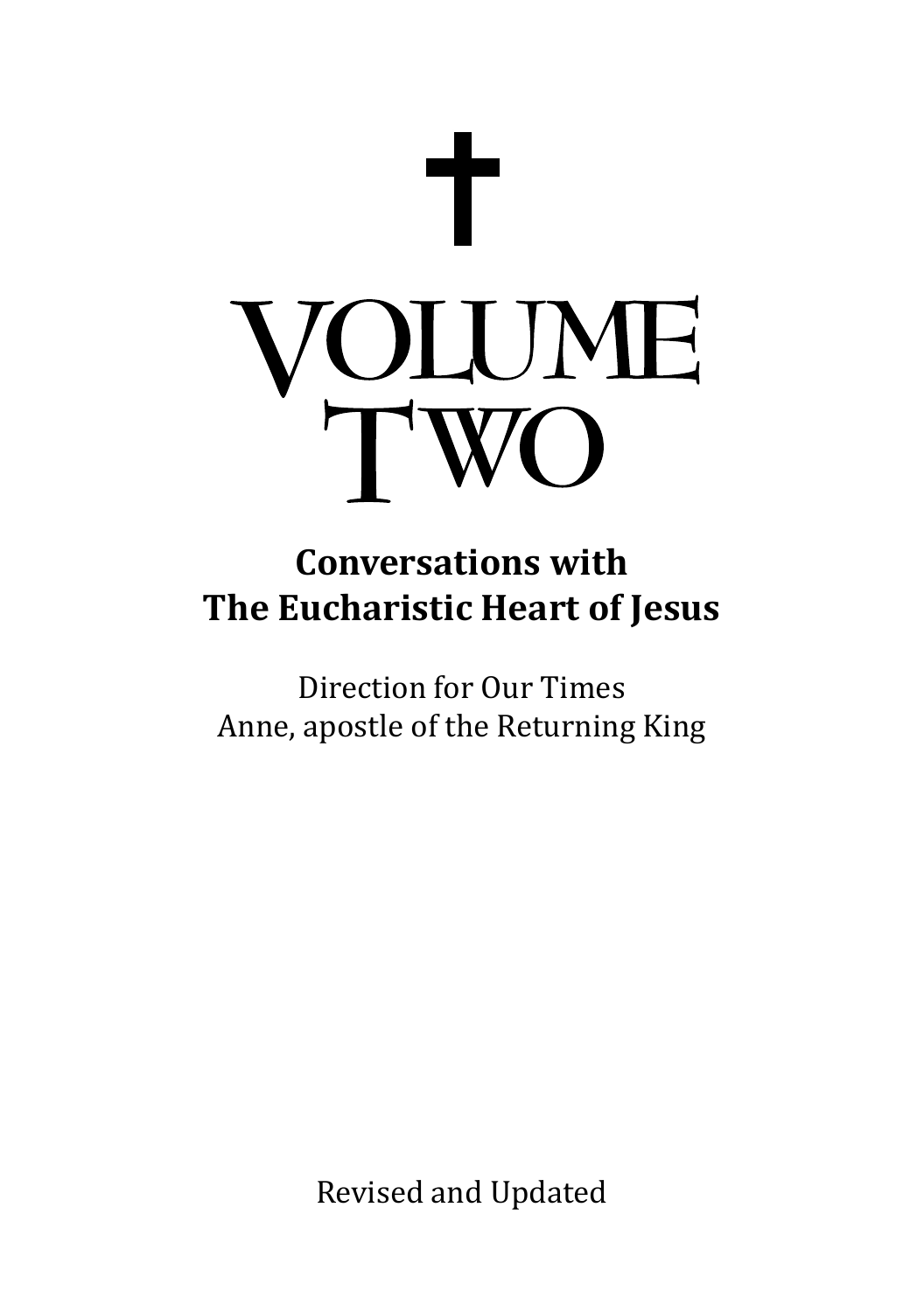# ✝

# VOLUME TWO

## Conversations with The Eucharistic Heart of Jesus

Direction for Our Times
Anne, apostle of the Returning King

Revised and Updated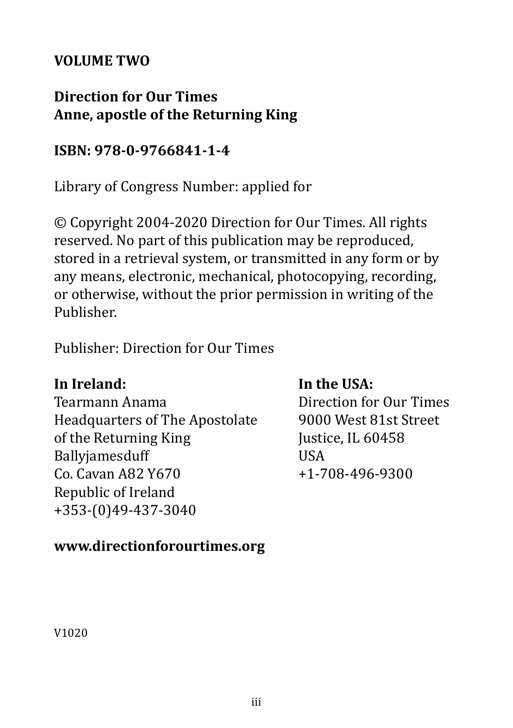**VOLUME TWO**

**Direction for Our Times**
**Anne, apostle of the Returning King**

**ISBN: 978-0-9766841-1-4**

Library of Congress Number: applied for

© Copyright 2004-2020 Direction for Our Times. All rights reserved. No part of this publication may be reproduced, stored in a retrieval system, or transmitted in any form or by any means, electronic, mechanical, photocopying, recording, or otherwise, without the prior permission in writing of the Publisher.

Publisher: Direction for Our Times

**In Ireland:**
Tearmann Anama
Headquarters of The Apostolate of the Returning King
Ballyjamesduff
Co. Cavan A82 Y670
Republic of Ireland
+353-(0)49-437-3040

**In the USA:**
Direction for Our Times
9000 West 81st Street
Justice, IL 60458
USA
+1-708-496-9300

**www.directionforourtimes.org**

V1020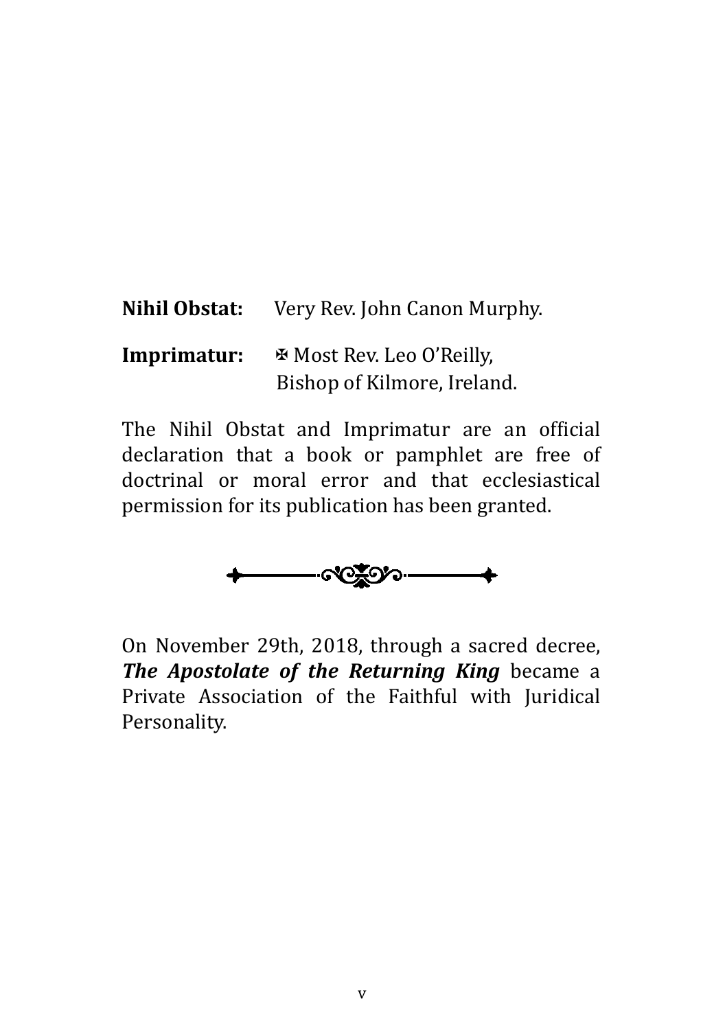**Nihil Obstat:** Very Rev. John Canon Murphy.

**Imprimatur:** ✠ Most Rev. Leo O'Reilly,
Bishop of Kilmore, Ireland.

The Nihil Obstat and Imprimatur are an official declaration that a book or pamphlet are free of doctrinal or moral error and that ecclesiastical permission for its publication has been granted.

On November 29th, 2018, through a sacred decree, ***The Apostolate of the Returning King*** became a Private Association of the Faithful with Juridical Personality.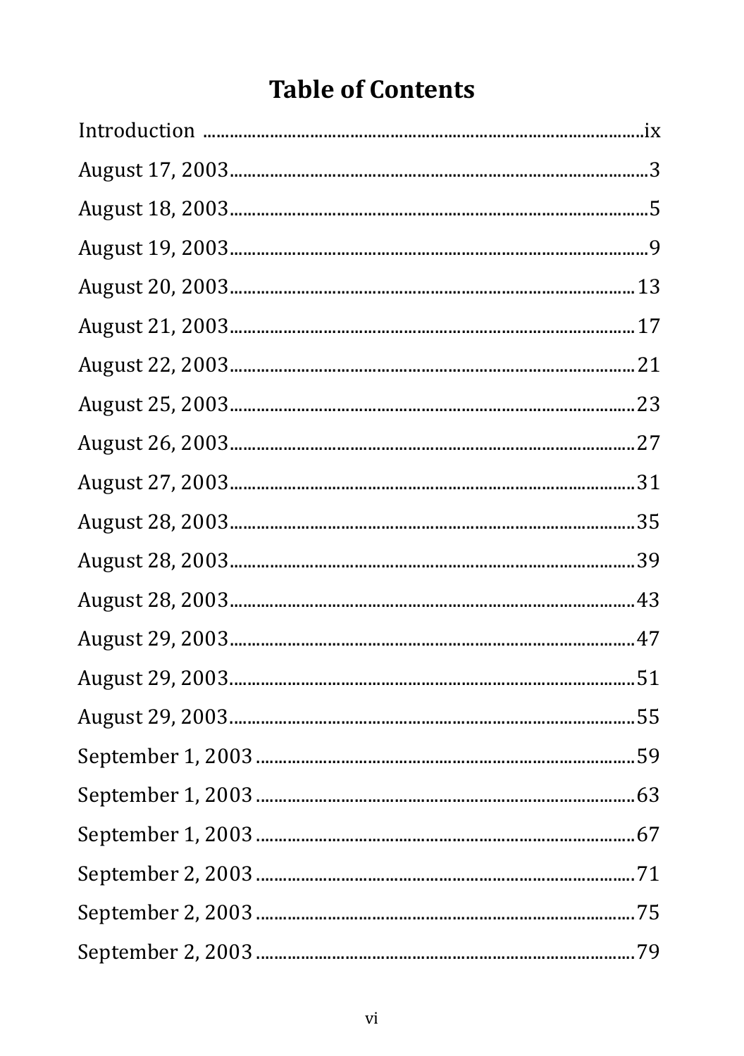# Table of Contents

Introduction ....................................................................................... ix

August 17, 2003 ....................................................................................... 3

August 18, 2003 ....................................................................................... 5

August 19, 2003 ....................................................................................... 9

August 20, 2003 ....................................................................................... 13

August 21, 2003 ....................................................................................... 17

August 22, 2003 ....................................................................................... 21

August 25, 2003 ....................................................................................... 23

August 26, 2003 ....................................................................................... 27

August 27, 2003 ....................................................................................... 31

August 28, 2003 ....................................................................................... 35

August 28, 2003 ....................................................................................... 39

August 28, 2003 ....................................................................................... 43

August 29, 2003 ....................................................................................... 47

August 29, 2003 ....................................................................................... 51

August 29, 2003 ....................................................................................... 55

September 1, 2003 ....................................................................................... 59

September 1, 2003 ....................................................................................... 63

September 1, 2003 ....................................................................................... 67

September 2, 2003 ....................................................................................... 71

September 2, 2003 ....................................................................................... 75

September 2, 2003 ....................................................................................... 79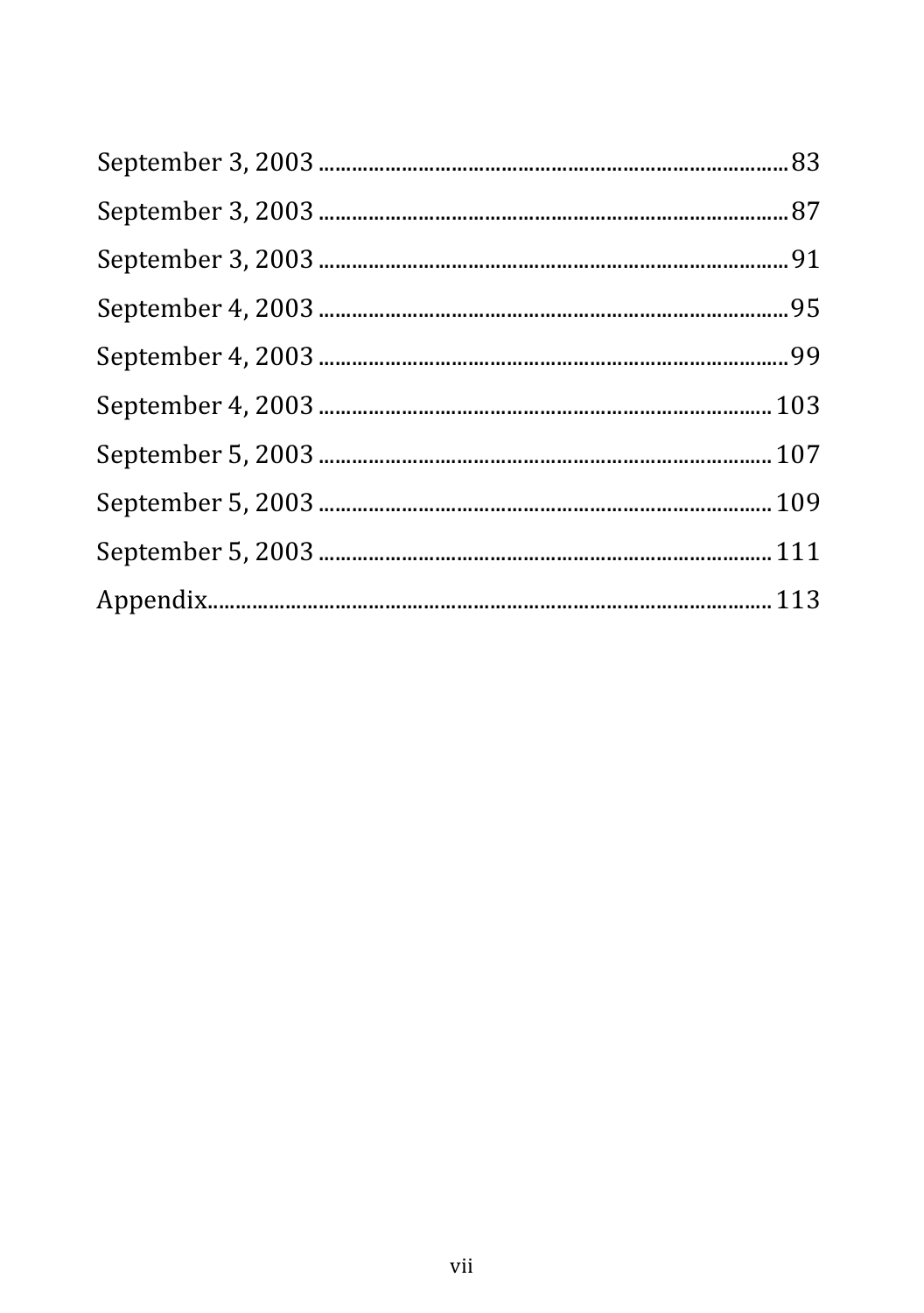September 3, 2003 .................................................................................... 83

September 3, 2003 .................................................................................... 87

September 3, 2003 .................................................................................... 91

September 4, 2003 .................................................................................... 95

September 4, 2003 .................................................................................... 99

September 4, 2003 .................................................................................. 103

September 5, 2003 .................................................................................. 107

September 5, 2003 .................................................................................. 109

September 5, 2003 .................................................................................. 111

Appendix...................................................................................................... 113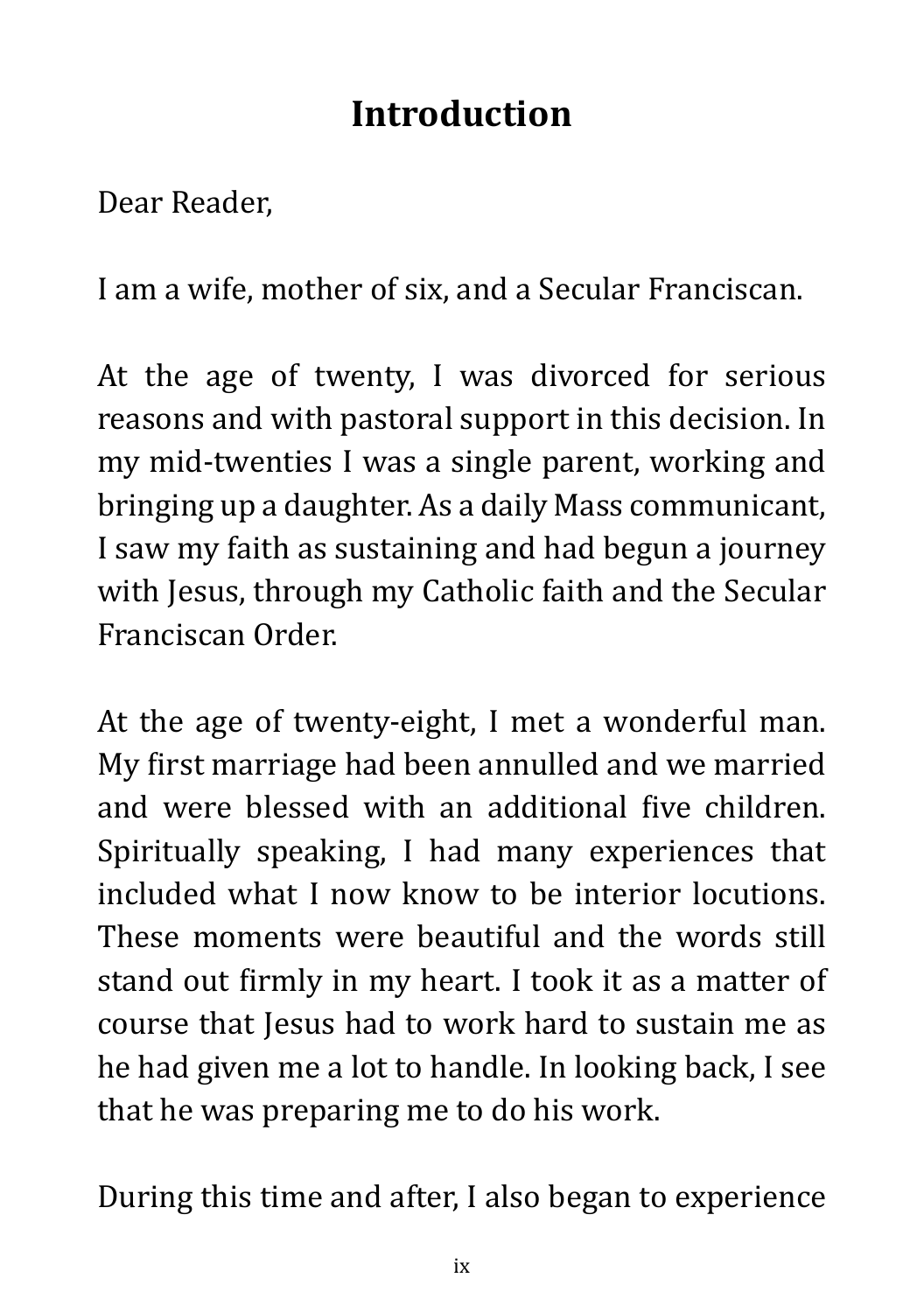# Introduction

Dear Reader,

I am a wife, mother of six, and a Secular Franciscan.

At the age of twenty, I was divorced for serious reasons and with pastoral support in this decision. In my mid-twenties I was a single parent, working and bringing up a daughter. As a daily Mass communicant, I saw my faith as sustaining and had begun a journey with Jesus, through my Catholic faith and the Secular Franciscan Order.

At the age of twenty-eight, I met a wonderful man. My first marriage had been annulled and we married and were blessed with an additional five children. Spiritually speaking, I had many experiences that included what I now know to be interior locutions. These moments were beautiful and the words still stand out firmly in my heart. I took it as a matter of course that Jesus had to work hard to sustain me as he had given me a lot to handle. In looking back, I see that he was preparing me to do his work.

During this time and after, I also began to experience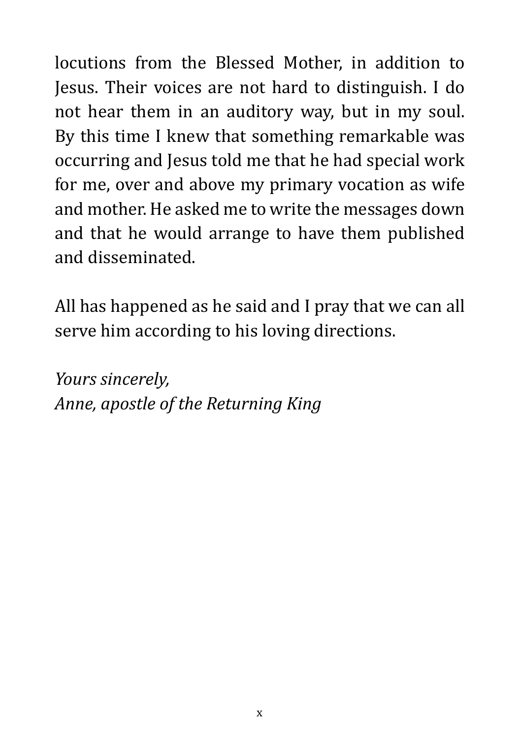locutions from the Blessed Mother, in addition to Jesus. Their voices are not hard to distinguish. I do not hear them in an auditory way, but in my soul. By this time I knew that something remarkable was occurring and Jesus told me that he had special work for me, over and above my primary vocation as wife and mother. He asked me to write the messages down and that he would arrange to have them published and disseminated.

All has happened as he said and I pray that we can all serve him according to his loving directions.

*Yours sincerely,*
*Anne, apostle of the Returning King*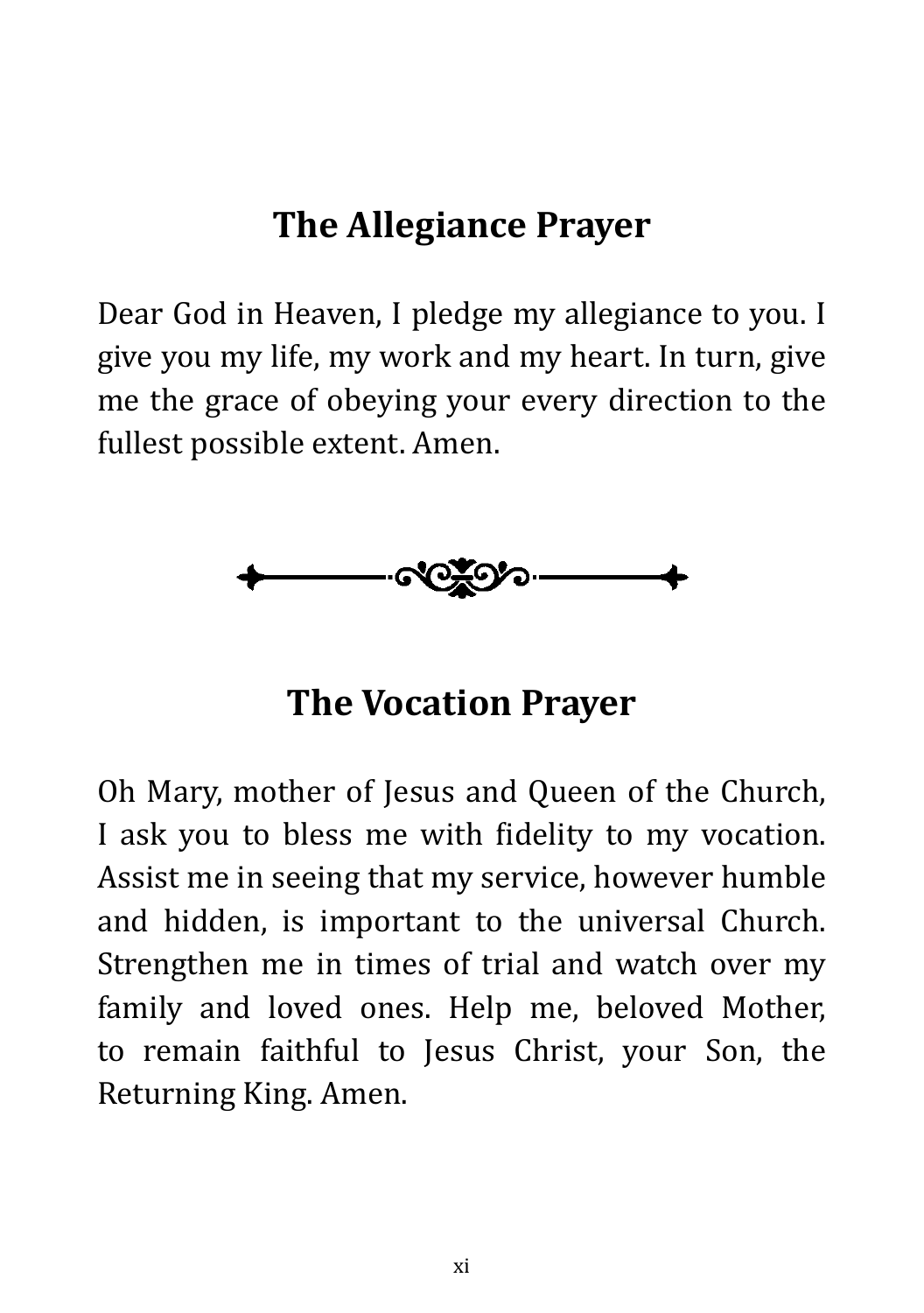## The Allegiance Prayer

Dear God in Heaven, I pledge my allegiance to you. I give you my life, my work and my heart. In turn, give me the grace of obeying your every direction to the fullest possible extent. Amen.

## The Vocation Prayer

Oh Mary, mother of Jesus and Queen of the Church, I ask you to bless me with fidelity to my vocation. Assist me in seeing that my service, however humble and hidden, is important to the universal Church. Strengthen me in times of trial and watch over my family and loved ones. Help me, beloved Mother, to remain faithful to Jesus Christ, your Son, the Returning King. Amen.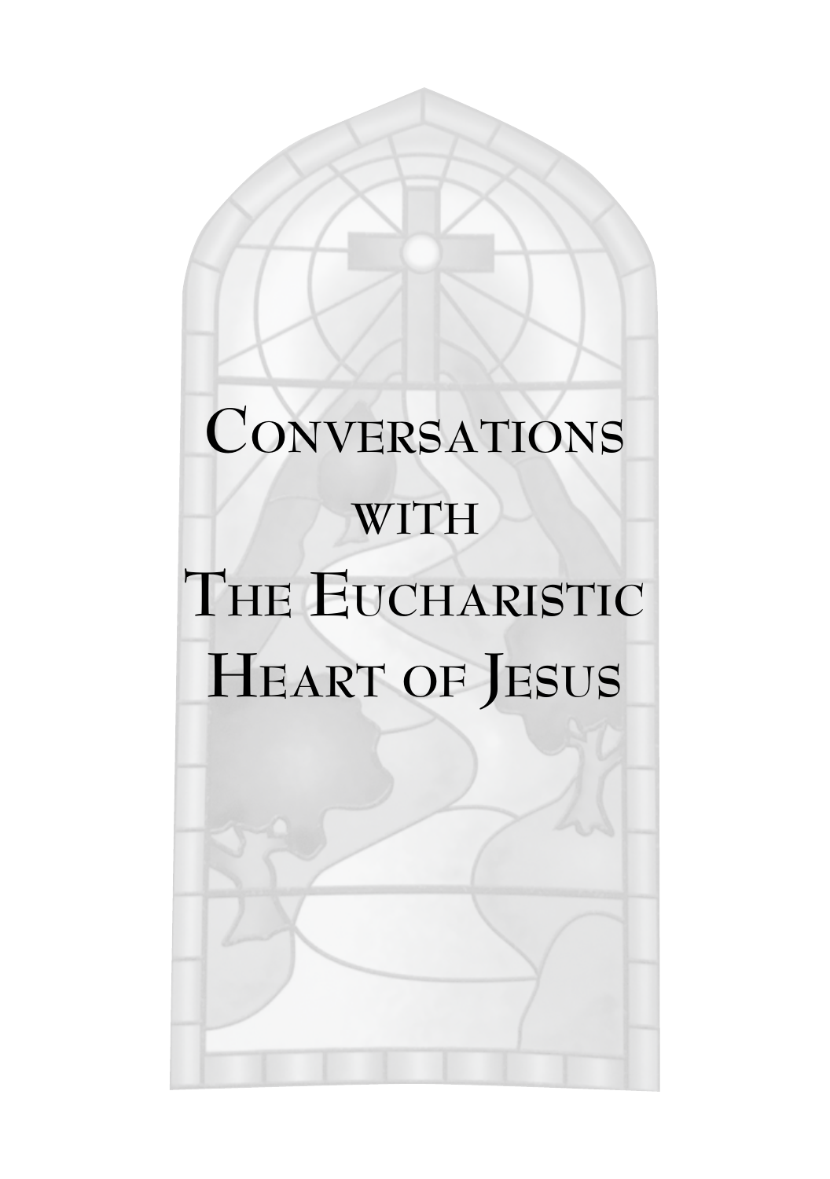# Conversations with The Eucharistic Heart of Jesus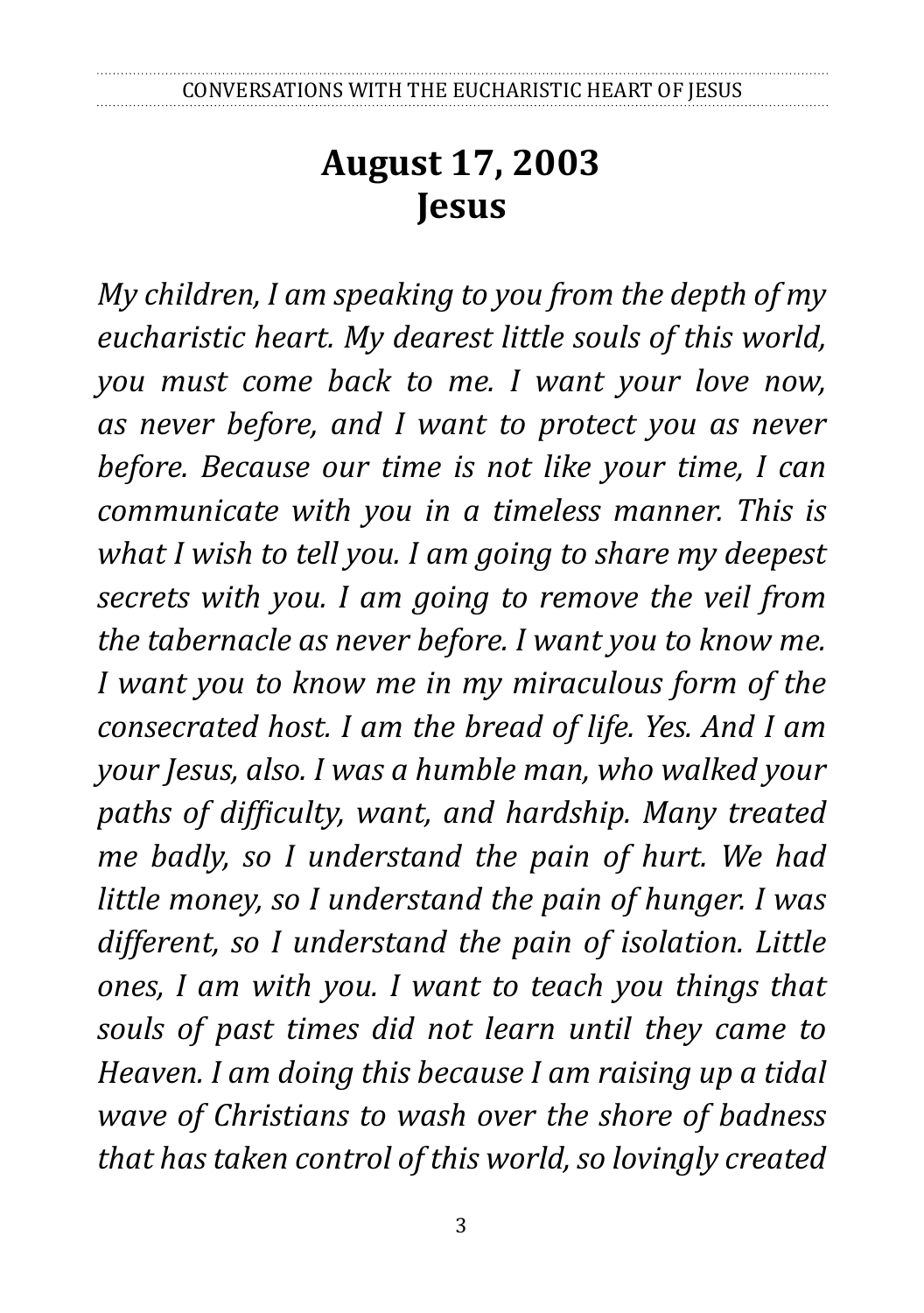## August 17, 2003
## Jesus

*My children, I am speaking to you from the depth of my eucharistic heart. My dearest little souls of this world, you must come back to me. I want your love now, as never before, and I want to protect you as never before. Because our time is not like your time, I can communicate with you in a timeless manner. This is what I wish to tell you. I am going to share my deepest secrets with you. I am going to remove the veil from the tabernacle as never before. I want you to know me. I want you to know me in my miraculous form of the consecrated host. I am the bread of life. Yes. And I am your Jesus, also. I was a humble man, who walked your paths of difficulty, want, and hardship. Many treated me badly, so I understand the pain of hurt. We had little money, so I understand the pain of hunger. I was different, so I understand the pain of isolation. Little ones, I am with you. I want to teach you things that souls of past times did not learn until they came to Heaven. I am doing this because I am raising up a tidal wave of Christians to wash over the shore of badness that has taken control of this world, so lovingly created*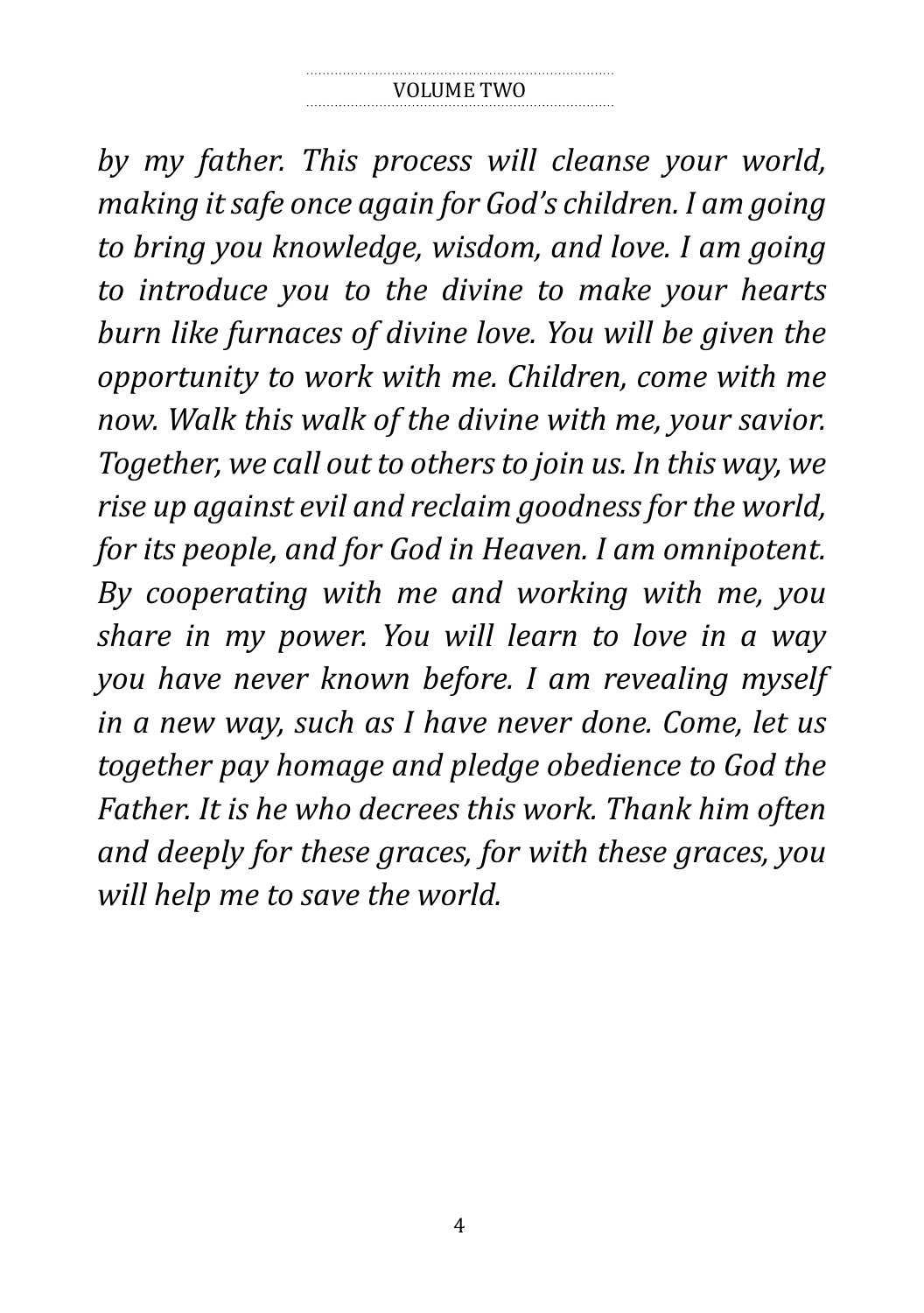*by my father. This process will cleanse your world, making it safe once again for God's children. I am going to bring you knowledge, wisdom, and love. I am going to introduce you to the divine to make your hearts burn like furnaces of divine love. You will be given the opportunity to work with me. Children, come with me now. Walk this walk of the divine with me, your savior. Together, we call out to others to join us. In this way, we rise up against evil and reclaim goodness for the world, for its people, and for God in Heaven. I am omnipotent. By cooperating with me and working with me, you share in my power. You will learn to love in a way you have never known before. I am revealing myself in a new way, such as I have never done. Come, let us together pay homage and pledge obedience to God the Father. It is he who decrees this work. Thank him often and deeply for these graces, for with these graces, you will help me to save the world.*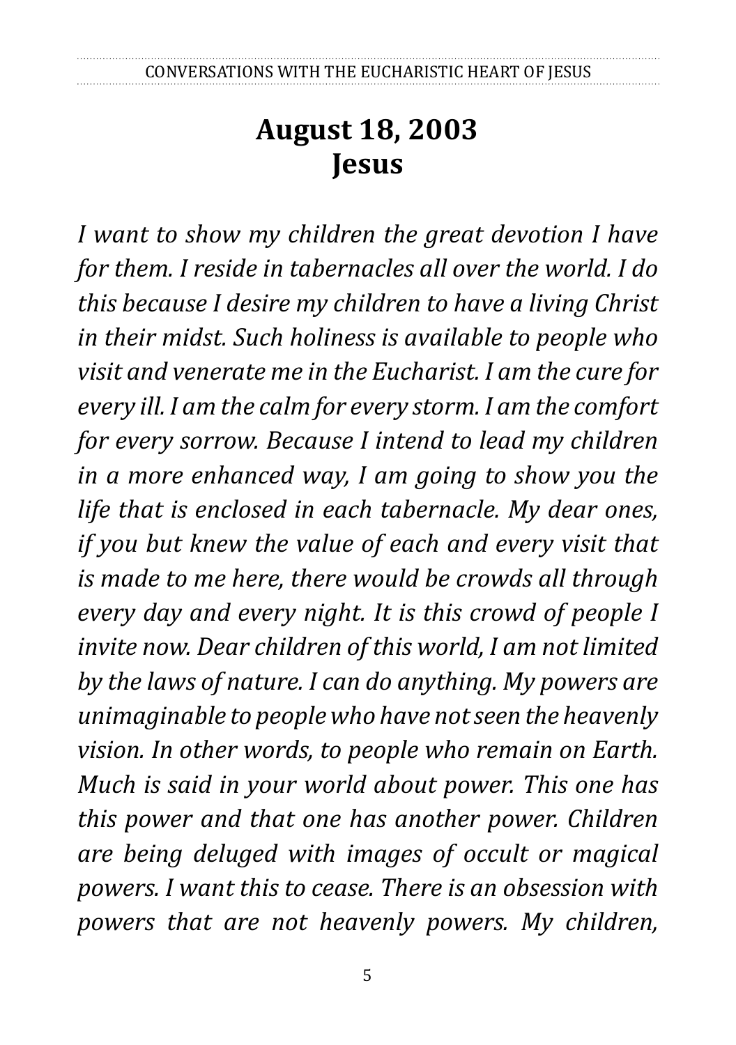# August 18, 2003
# Jesus

*I want to show my children the great devotion I have for them. I reside in tabernacles all over the world. I do this because I desire my children to have a living Christ in their midst. Such holiness is available to people who visit and venerate me in the Eucharist. I am the cure for every ill. I am the calm for every storm. I am the comfort for every sorrow. Because I intend to lead my children in a more enhanced way, I am going to show you the life that is enclosed in each tabernacle. My dear ones, if you but knew the value of each and every visit that is made to me here, there would be crowds all through every day and every night. It is this crowd of people I invite now. Dear children of this world, I am not limited by the laws of nature. I can do anything. My powers are unimaginable to people who have not seen the heavenly vision. In other words, to people who remain on Earth. Much is said in your world about power. This one has this power and that one has another power. Children are being deluged with images of occult or magical powers. I want this to cease. There is an obsession with powers that are not heavenly powers. My children,*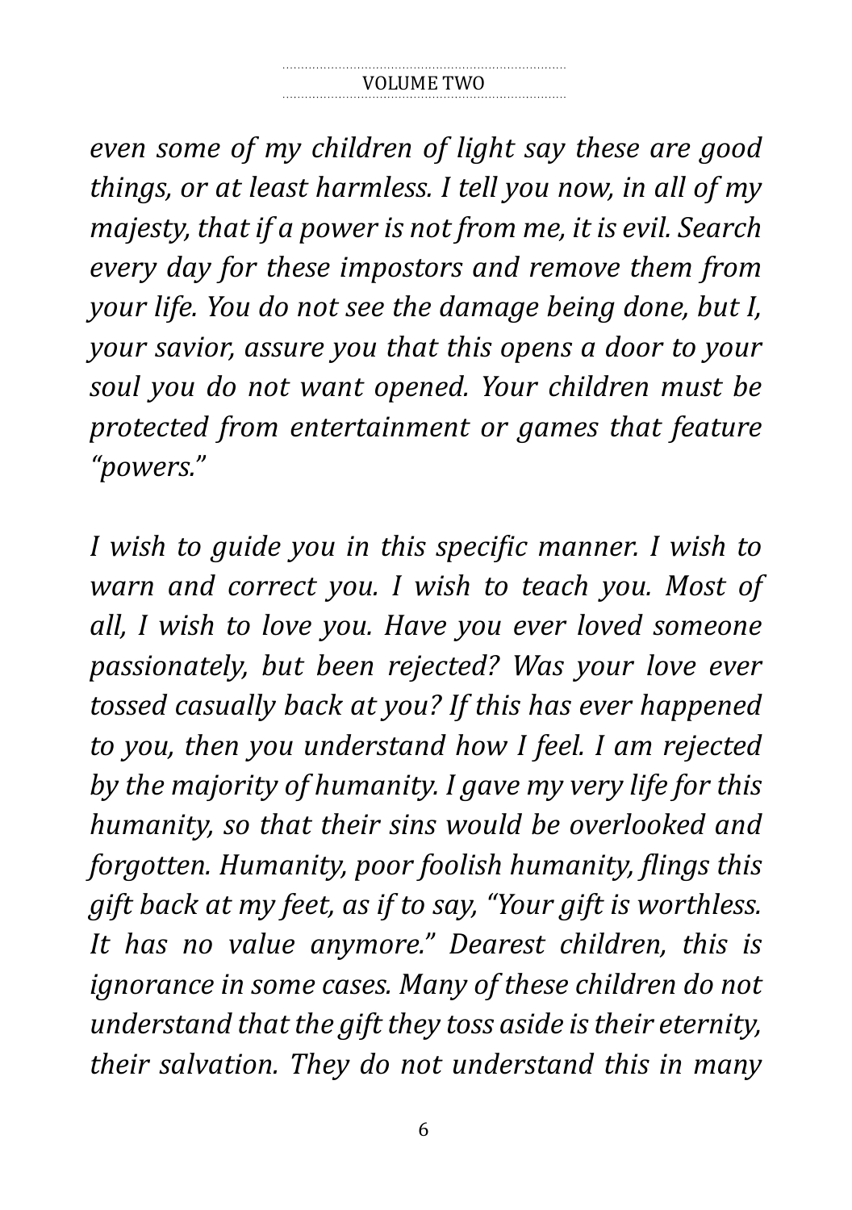*even some of my children of light say these are good things, or at least harmless. I tell you now, in all of my majesty, that if a power is not from me, it is evil. Search every day for these impostors and remove them from your life. You do not see the damage being done, but I, your savior, assure you that this opens a door to your soul you do not want opened. Your children must be protected from entertainment or games that feature "powers."*

*I wish to guide you in this specific manner. I wish to warn and correct you. I wish to teach you. Most of all, I wish to love you. Have you ever loved someone passionately, but been rejected? Was your love ever tossed casually back at you? If this has ever happened to you, then you understand how I feel. I am rejected by the majority of humanity. I gave my very life for this humanity, so that their sins would be overlooked and forgotten. Humanity, poor foolish humanity, flings this gift back at my feet, as if to say, "Your gift is worthless. It has no value anymore." Dearest children, this is ignorance in some cases. Many of these children do not understand that the gift they toss aside is their eternity, their salvation. They do not understand this in many*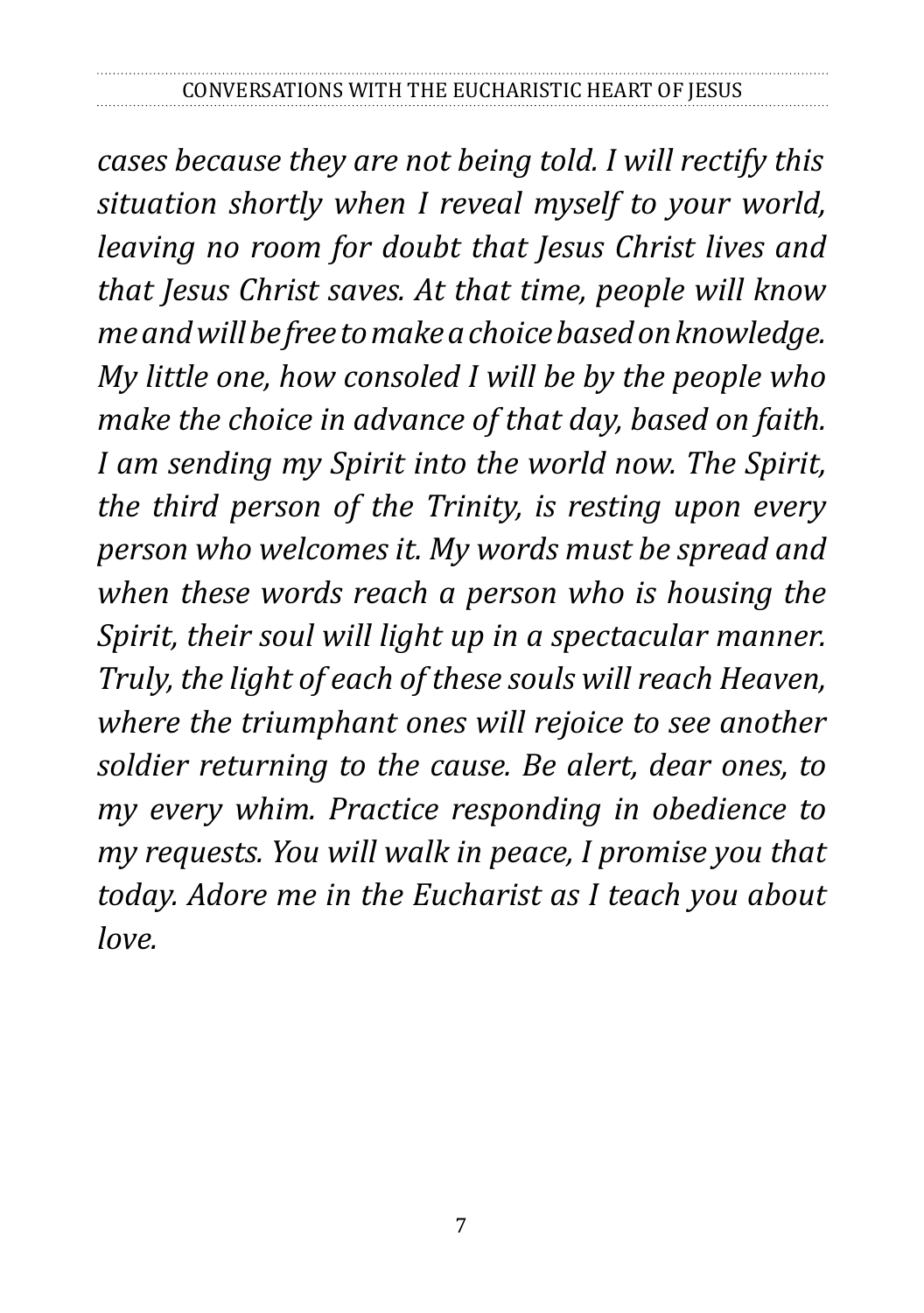*cases because they are not being told. I will rectify this situation shortly when I reveal myself to your world, leaving no room for doubt that Jesus Christ lives and that Jesus Christ saves. At that time, people will know me and will be free to make a choice based on knowledge. My little one, how consoled I will be by the people who make the choice in advance of that day, based on faith. I am sending my Spirit into the world now. The Spirit, the third person of the Trinity, is resting upon every person who welcomes it. My words must be spread and when these words reach a person who is housing the Spirit, their soul will light up in a spectacular manner. Truly, the light of each of these souls will reach Heaven, where the triumphant ones will rejoice to see another soldier returning to the cause. Be alert, dear ones, to my every whim. Practice responding in obedience to my requests. You will walk in peace, I promise you that today. Adore me in the Eucharist as I teach you about love.*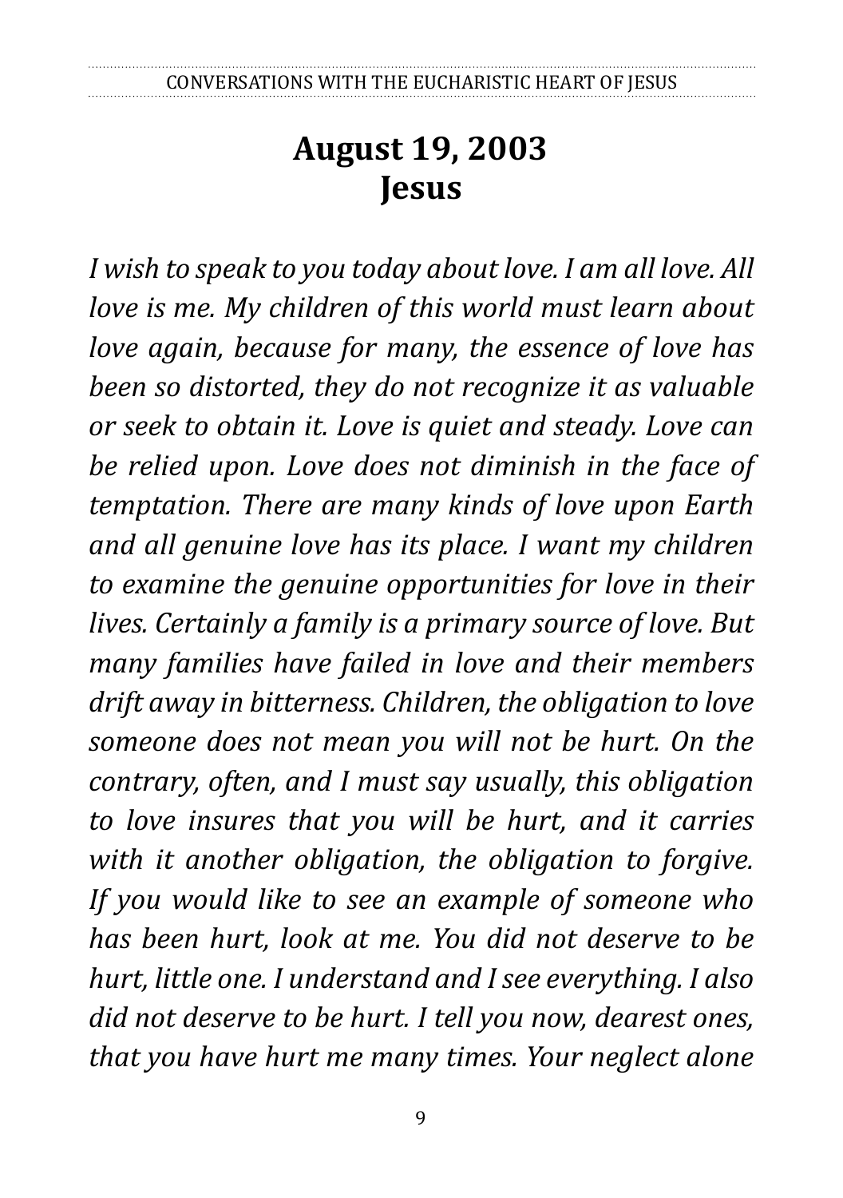# August 19, 2003
# Jesus

*I wish to speak to you today about love. I am all love. All love is me. My children of this world must learn about love again, because for many, the essence of love has been so distorted, they do not recognize it as valuable or seek to obtain it. Love is quiet and steady. Love can be relied upon. Love does not diminish in the face of temptation. There are many kinds of love upon Earth and all genuine love has its place. I want my children to examine the genuine opportunities for love in their lives. Certainly a family is a primary source of love. But many families have failed in love and their members drift away in bitterness. Children, the obligation to love someone does not mean you will not be hurt. On the contrary, often, and I must say usually, this obligation to love insures that you will be hurt, and it carries with it another obligation, the obligation to forgive. If you would like to see an example of someone who has been hurt, look at me. You did not deserve to be hurt, little one. I understand and I see everything. I also did not deserve to be hurt. I tell you now, dearest ones, that you have hurt me many times. Your neglect alone*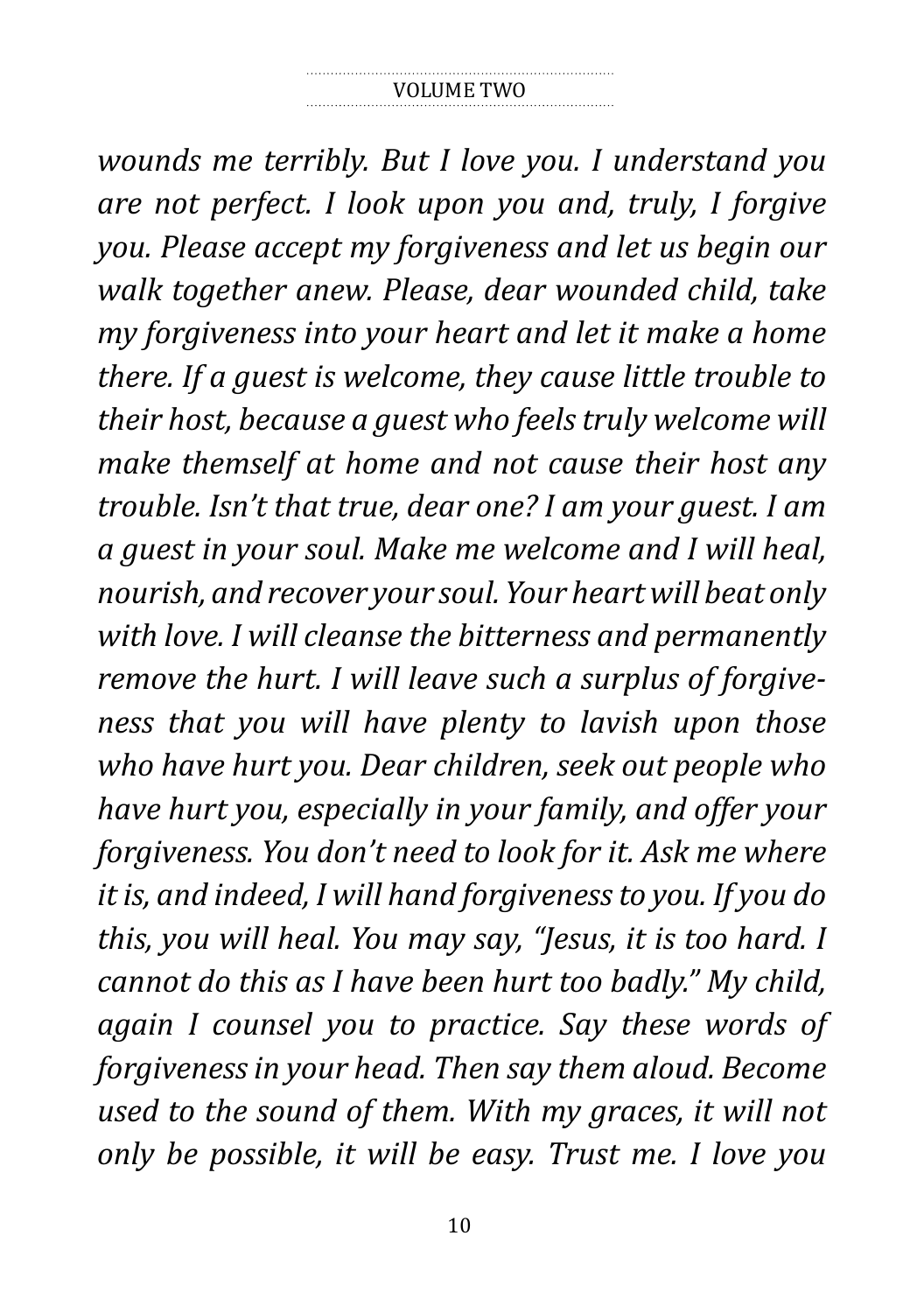*wounds me terribly. But I love you. I understand you are not perfect. I look upon you and, truly, I forgive you. Please accept my forgiveness and let us begin our walk together anew. Please, dear wounded child, take my forgiveness into your heart and let it make a home there. If a guest is welcome, they cause little trouble to their host, because a guest who feels truly welcome will make themself at home and not cause their host any trouble. Isn't that true, dear one? I am your guest. I am a guest in your soul. Make me welcome and I will heal, nourish, and recover your soul. Your heart will beat only with love. I will cleanse the bitterness and permanently remove the hurt. I will leave such a surplus of forgiveness that you will have plenty to lavish upon those who have hurt you. Dear children, seek out people who have hurt you, especially in your family, and offer your forgiveness. You don't need to look for it. Ask me where it is, and indeed, I will hand forgiveness to you. If you do this, you will heal. You may say, "Jesus, it is too hard. I cannot do this as I have been hurt too badly." My child, again I counsel you to practice. Say these words of forgiveness in your head. Then say them aloud. Become used to the sound of them. With my graces, it will not only be possible, it will be easy. Trust me. I love you*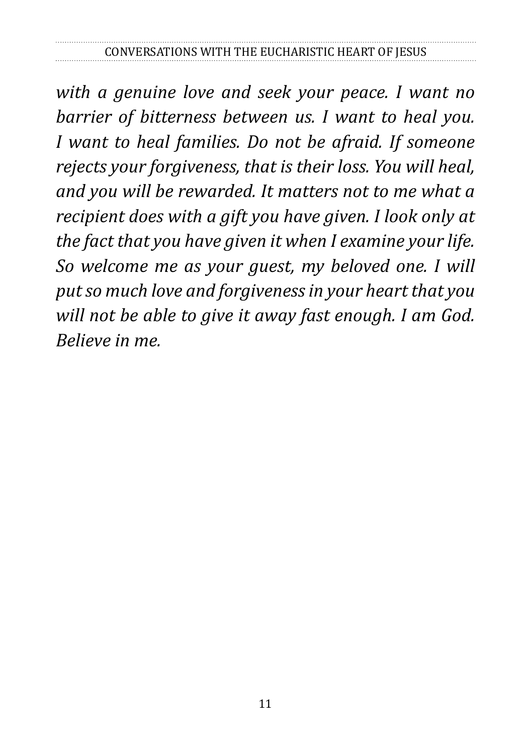*with a genuine love and seek your peace. I want no barrier of bitterness between us. I want to heal you. I want to heal families. Do not be afraid. If someone rejects your forgiveness, that is their loss. You will heal, and you will be rewarded. It matters not to me what a recipient does with a gift you have given. I look only at the fact that you have given it when I examine your life. So welcome me as your guest, my beloved one. I will put so much love and forgiveness in your heart that you will not be able to give it away fast enough. I am God. Believe in me.*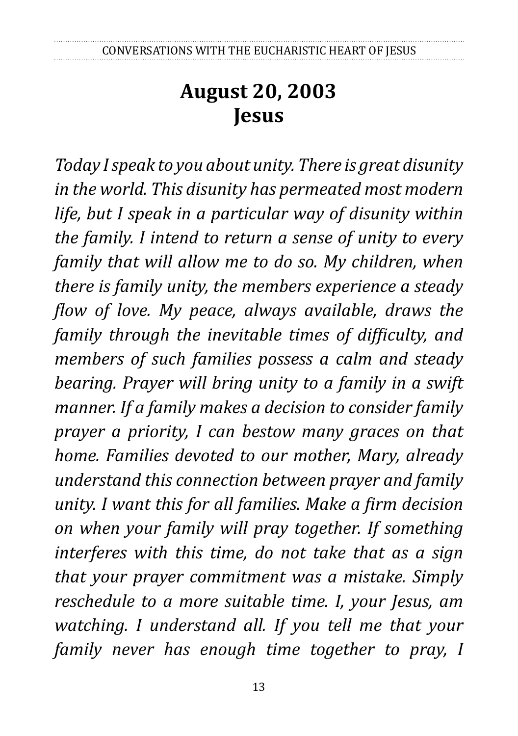# August 20, 2003
# Jesus

*Today I speak to you about unity. There is great disunity in the world. This disunity has permeated most modern life, but I speak in a particular way of disunity within the family. I intend to return a sense of unity to every family that will allow me to do so. My children, when there is family unity, the members experience a steady flow of love. My peace, always available, draws the family through the inevitable times of difficulty, and members of such families possess a calm and steady bearing. Prayer will bring unity to a family in a swift manner. If a family makes a decision to consider family prayer a priority, I can bestow many graces on that home. Families devoted to our mother, Mary, already understand this connection between prayer and family unity. I want this for all families. Make a firm decision on when your family will pray together. If something interferes with this time, do not take that as a sign that your prayer commitment was a mistake. Simply reschedule to a more suitable time. I, your Jesus, am watching. I understand all. If you tell me that your family never has enough time together to pray, I*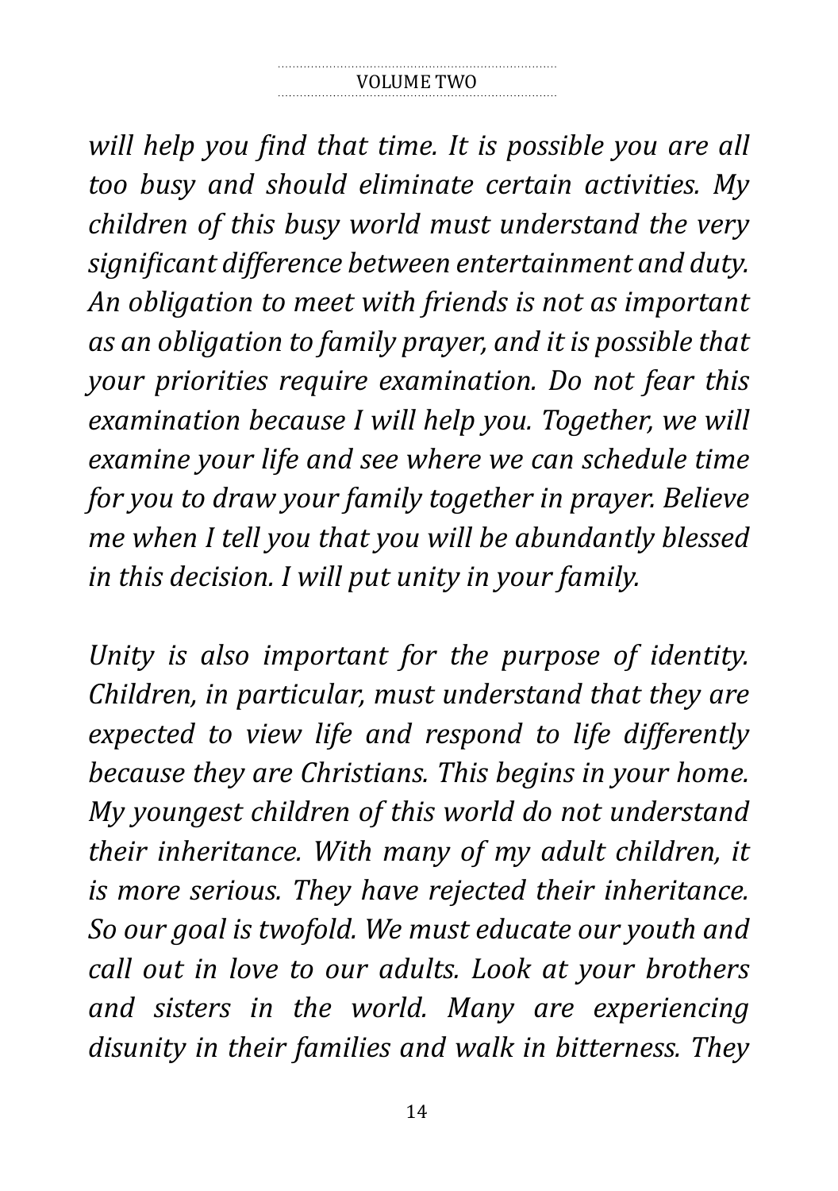*will help you find that time. It is possible you are all too busy and should eliminate certain activities. My children of this busy world must understand the very significant difference between entertainment and duty. An obligation to meet with friends is not as important as an obligation to family prayer, and it is possible that your priorities require examination. Do not fear this examination because I will help you. Together, we will examine your life and see where we can schedule time for you to draw your family together in prayer. Believe me when I tell you that you will be abundantly blessed in this decision. I will put unity in your family.*

*Unity is also important for the purpose of identity. Children, in particular, must understand that they are expected to view life and respond to life differently because they are Christians. This begins in your home. My youngest children of this world do not understand their inheritance. With many of my adult children, it is more serious. They have rejected their inheritance. So our goal is twofold. We must educate our youth and call out in love to our adults. Look at your brothers and sisters in the world. Many are experiencing disunity in their families and walk in bitterness. They*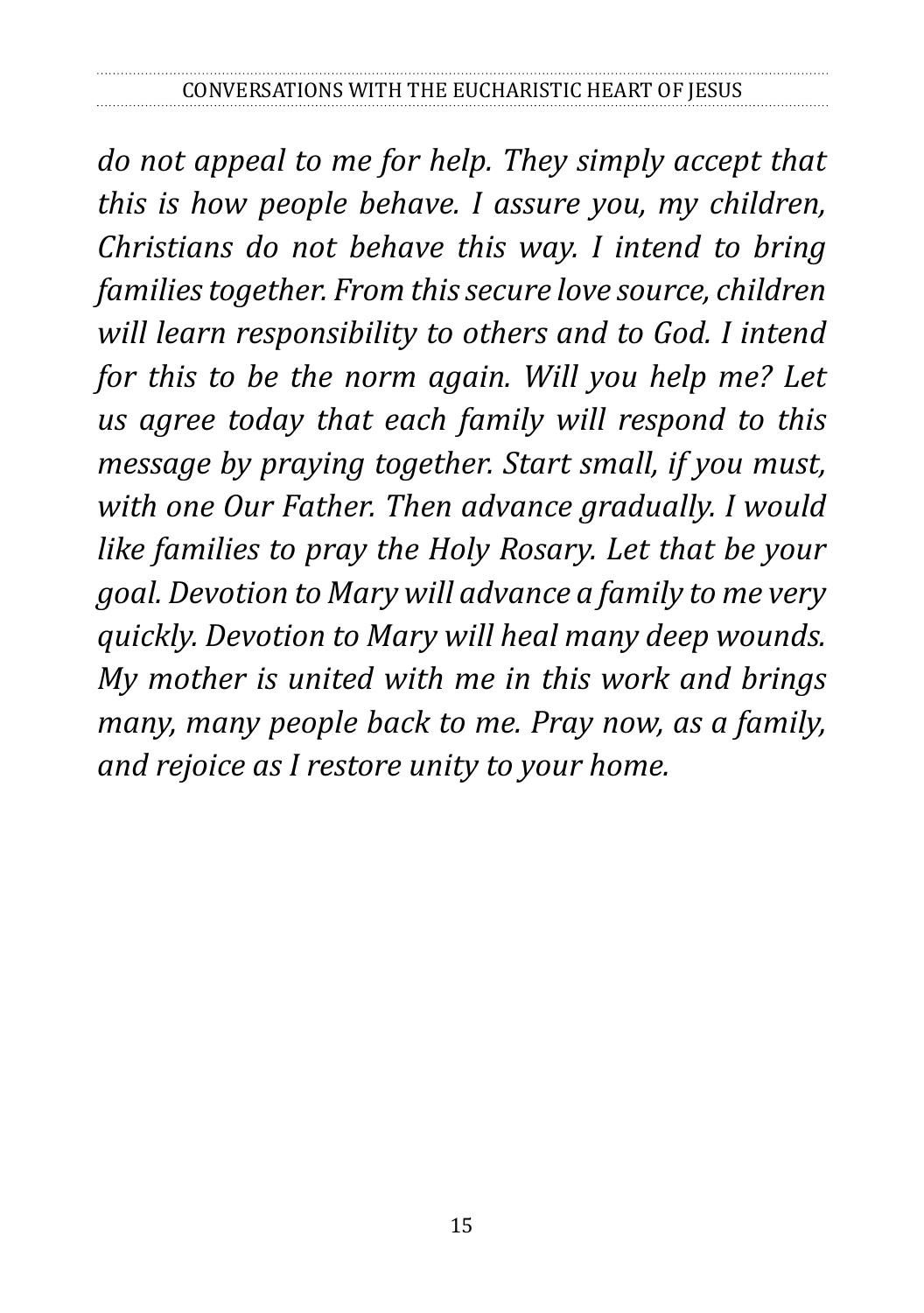*do not appeal to me for help. They simply accept that this is how people behave. I assure you, my children, Christians do not behave this way. I intend to bring families together. From this secure love source, children will learn responsibility to others and to God. I intend for this to be the norm again. Will you help me? Let us agree today that each family will respond to this message by praying together. Start small, if you must, with one Our Father. Then advance gradually. I would like families to pray the Holy Rosary. Let that be your goal. Devotion to Mary will advance a family to me very quickly. Devotion to Mary will heal many deep wounds. My mother is united with me in this work and brings many, many people back to me. Pray now, as a family, and rejoice as I restore unity to your home.*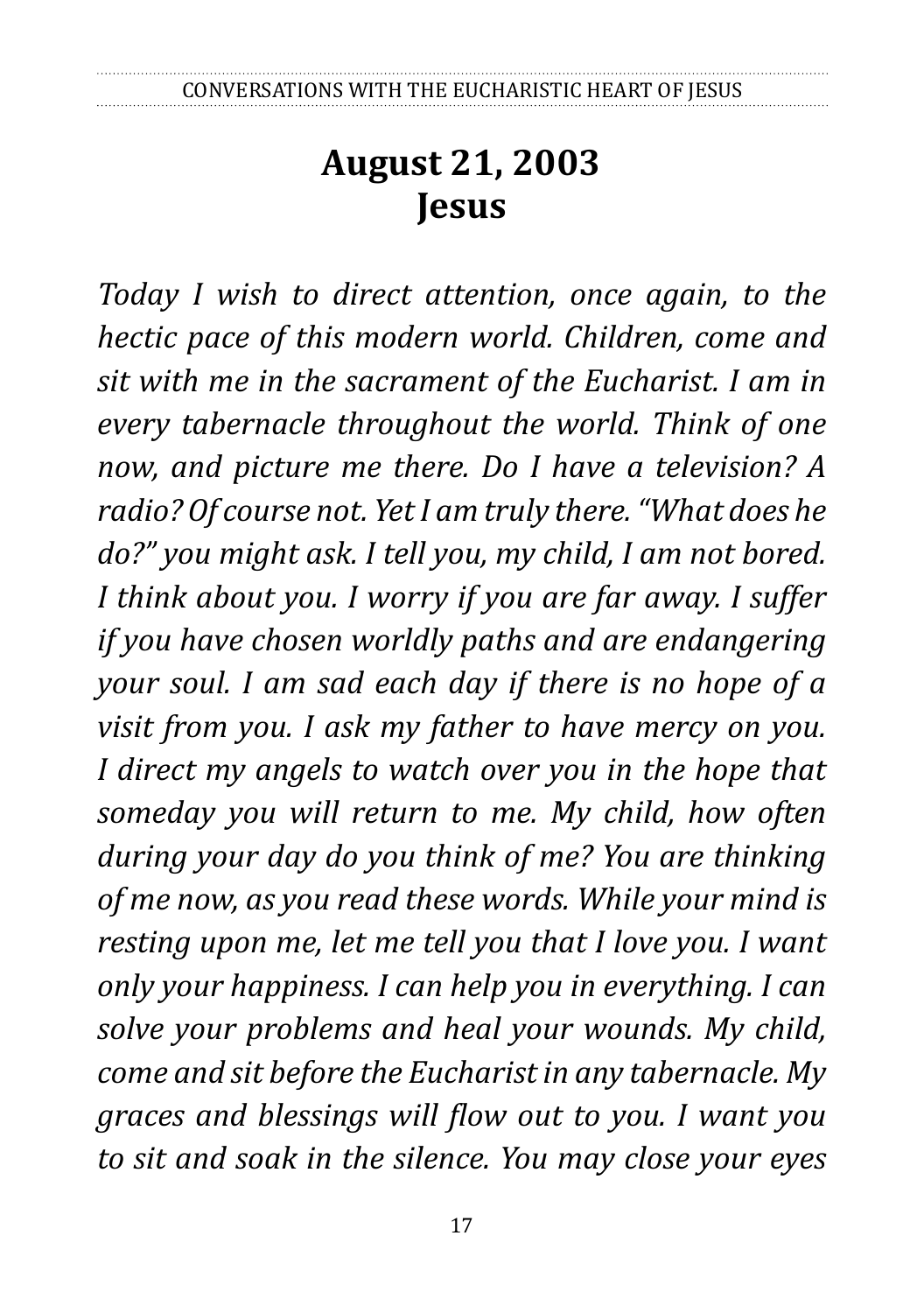# August 21, 2003
# Jesus

*Today I wish to direct attention, once again, to the hectic pace of this modern world. Children, come and sit with me in the sacrament of the Eucharist. I am in every tabernacle throughout the world. Think of one now, and picture me there. Do I have a television? A radio? Of course not. Yet I am truly there. "What does he do?" you might ask. I tell you, my child, I am not bored. I think about you. I worry if you are far away. I suffer if you have chosen worldly paths and are endangering your soul. I am sad each day if there is no hope of a visit from you. I ask my father to have mercy on you. I direct my angels to watch over you in the hope that someday you will return to me. My child, how often during your day do you think of me? You are thinking of me now, as you read these words. While your mind is resting upon me, let me tell you that I love you. I want only your happiness. I can help you in everything. I can solve your problems and heal your wounds. My child, come and sit before the Eucharist in any tabernacle. My graces and blessings will flow out to you. I want you to sit and soak in the silence. You may close your eyes*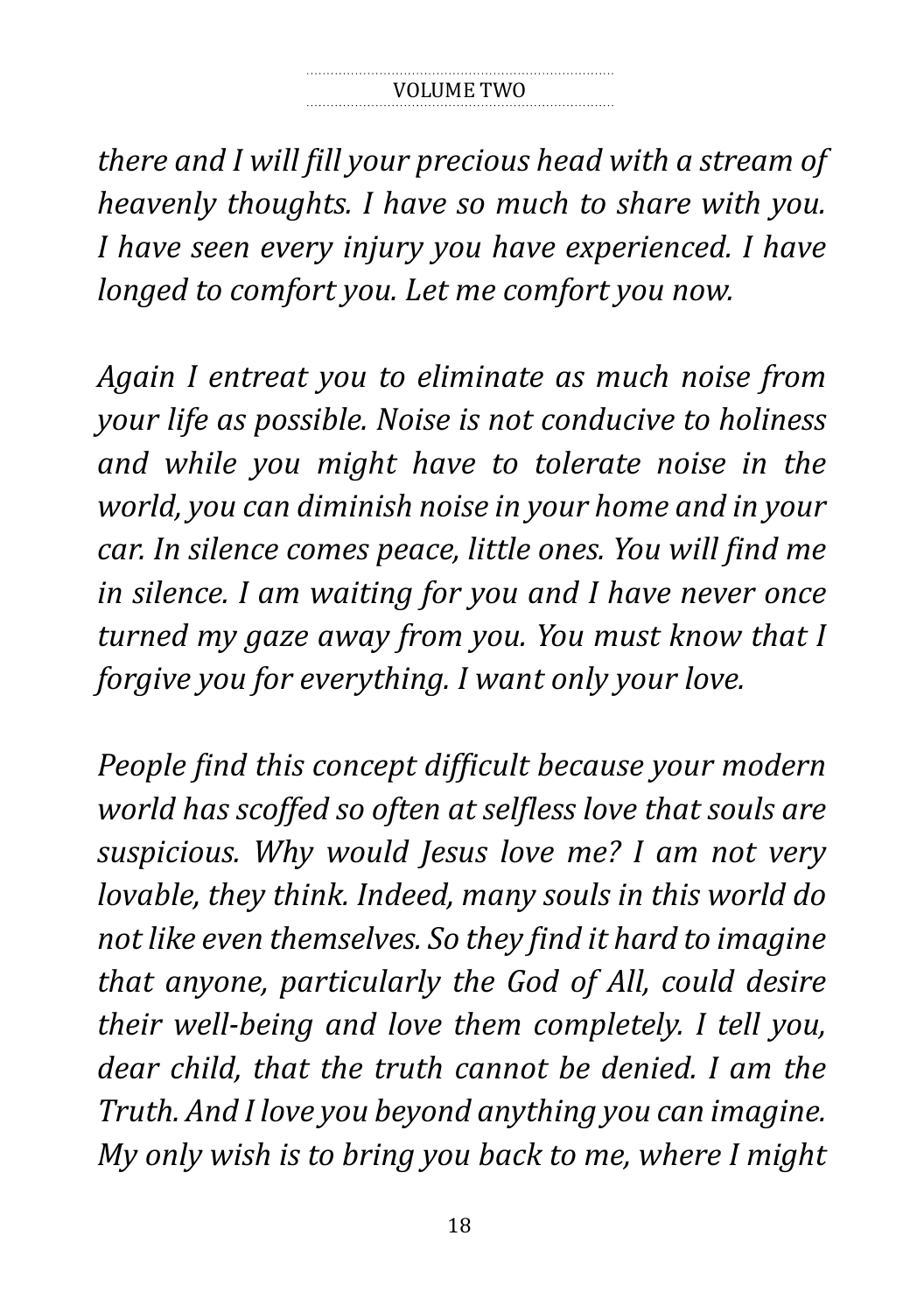*there and I will fill your precious head with a stream of heavenly thoughts. I have so much to share with you. I have seen every injury you have experienced. I have longed to comfort you. Let me comfort you now.*

*Again I entreat you to eliminate as much noise from your life as possible. Noise is not conducive to holiness and while you might have to tolerate noise in the world, you can diminish noise in your home and in your car. In silence comes peace, little ones. You will find me in silence. I am waiting for you and I have never once turned my gaze away from you. You must know that I forgive you for everything. I want only your love.*

*People find this concept difficult because your modern world has scoffed so often at selfless love that souls are suspicious. Why would Jesus love me? I am not very lovable, they think. Indeed, many souls in this world do not like even themselves. So they find it hard to imagine that anyone, particularly the God of All, could desire their well-being and love them completely. I tell you, dear child, that the truth cannot be denied. I am the Truth. And I love you beyond anything you can imagine. My only wish is to bring you back to me, where I might*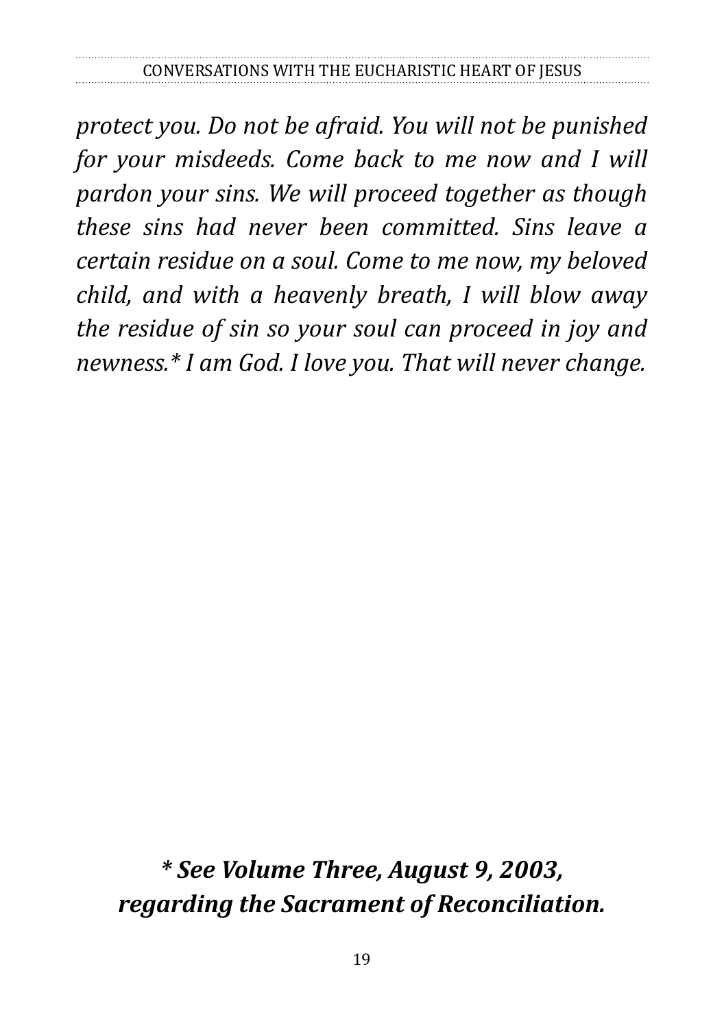*protect you. Do not be afraid. You will not be punished for your misdeeds. Come back to me now and I will pardon your sins. We will proceed together as though these sins had never been committed. Sins leave a certain residue on a soul. Come to me now, my beloved child, and with a heavenly breath, I will blow away the residue of sin so your soul can proceed in joy and newness.* I am God. I love you. That will never change.*

***\* See Volume Three, August 9, 2003, regarding the Sacrament of Reconciliation.***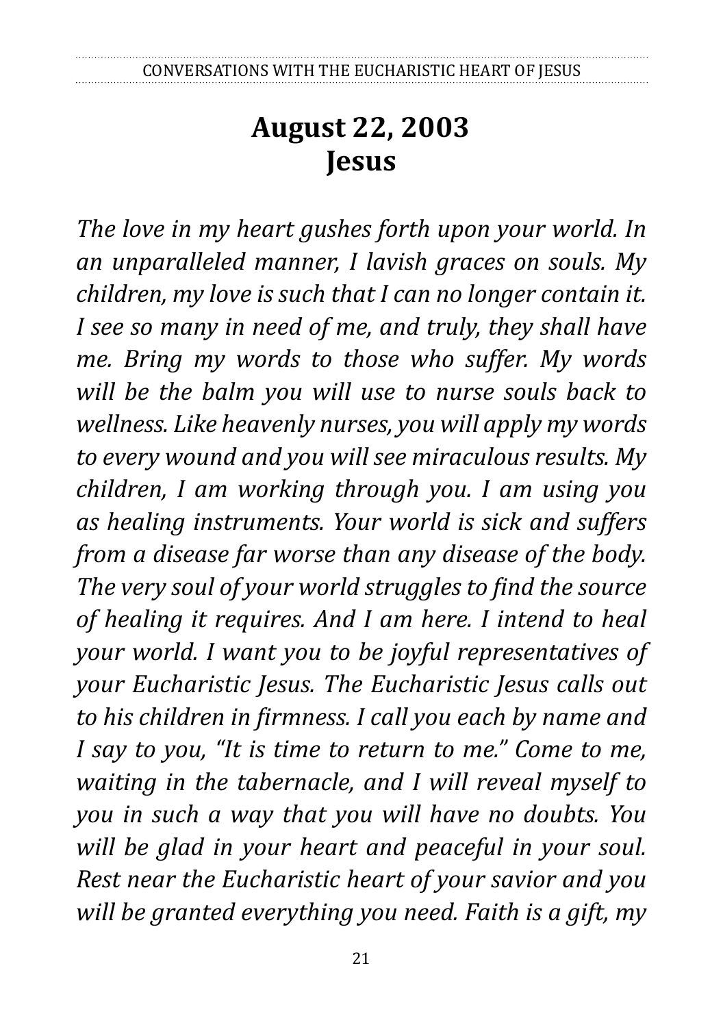# August 22, 2003
# Jesus

*The love in my heart gushes forth upon your world. In an unparalleled manner, I lavish graces on souls. My children, my love is such that I can no longer contain it. I see so many in need of me, and truly, they shall have me. Bring my words to those who suffer. My words will be the balm you will use to nurse souls back to wellness. Like heavenly nurses, you will apply my words to every wound and you will see miraculous results. My children, I am working through you. I am using you as healing instruments. Your world is sick and suffers from a disease far worse than any disease of the body. The very soul of your world struggles to find the source of healing it requires. And I am here. I intend to heal your world. I want you to be joyful representatives of your Eucharistic Jesus. The Eucharistic Jesus calls out to his children in firmness. I call you each by name and I say to you, "It is time to return to me." Come to me, waiting in the tabernacle, and I will reveal myself to you in such a way that you will have no doubts. You will be glad in your heart and peaceful in your soul. Rest near the Eucharistic heart of your savior and you will be granted everything you need. Faith is a gift, my*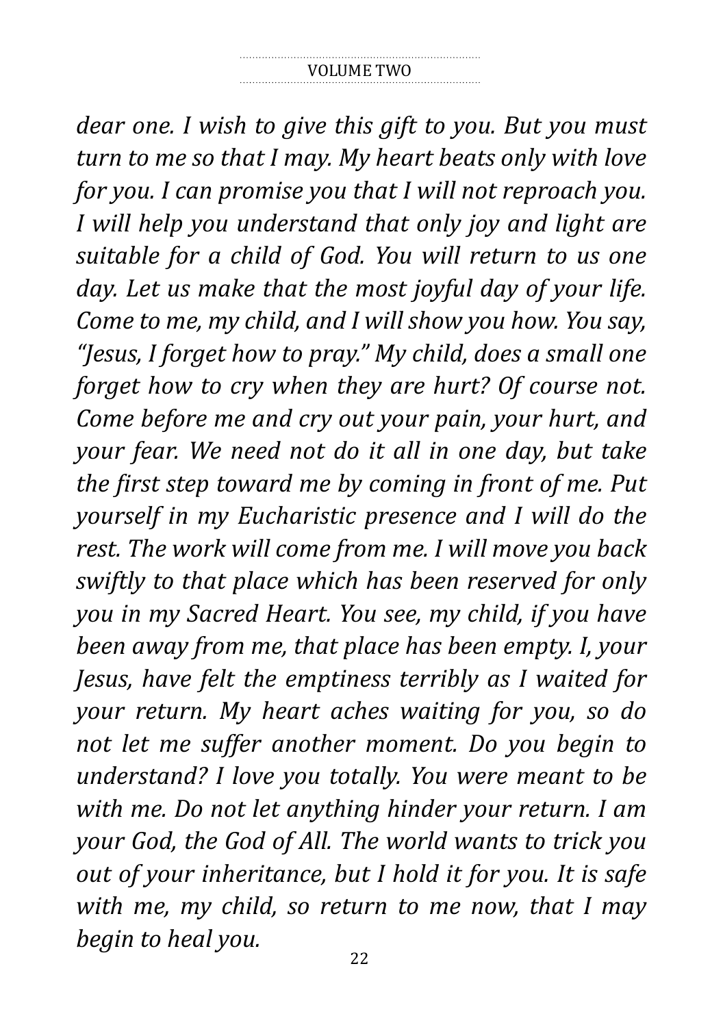*dear one. I wish to give this gift to you. But you must turn to me so that I may. My heart beats only with love for you. I can promise you that I will not reproach you. I will help you understand that only joy and light are suitable for a child of God. You will return to us one day. Let us make that the most joyful day of your life. Come to me, my child, and I will show you how. You say, "Jesus, I forget how to pray." My child, does a small one forget how to cry when they are hurt? Of course not. Come before me and cry out your pain, your hurt, and your fear. We need not do it all in one day, but take the first step toward me by coming in front of me. Put yourself in my Eucharistic presence and I will do the rest. The work will come from me. I will move you back swiftly to that place which has been reserved for only you in my Sacred Heart. You see, my child, if you have been away from me, that place has been empty. I, your Jesus, have felt the emptiness terribly as I waited for your return. My heart aches waiting for you, so do not let me suffer another moment. Do you begin to understand? I love you totally. You were meant to be with me. Do not let anything hinder your return. I am your God, the God of All. The world wants to trick you out of your inheritance, but I hold it for you. It is safe with me, my child, so return to me now, that I may begin to heal you.*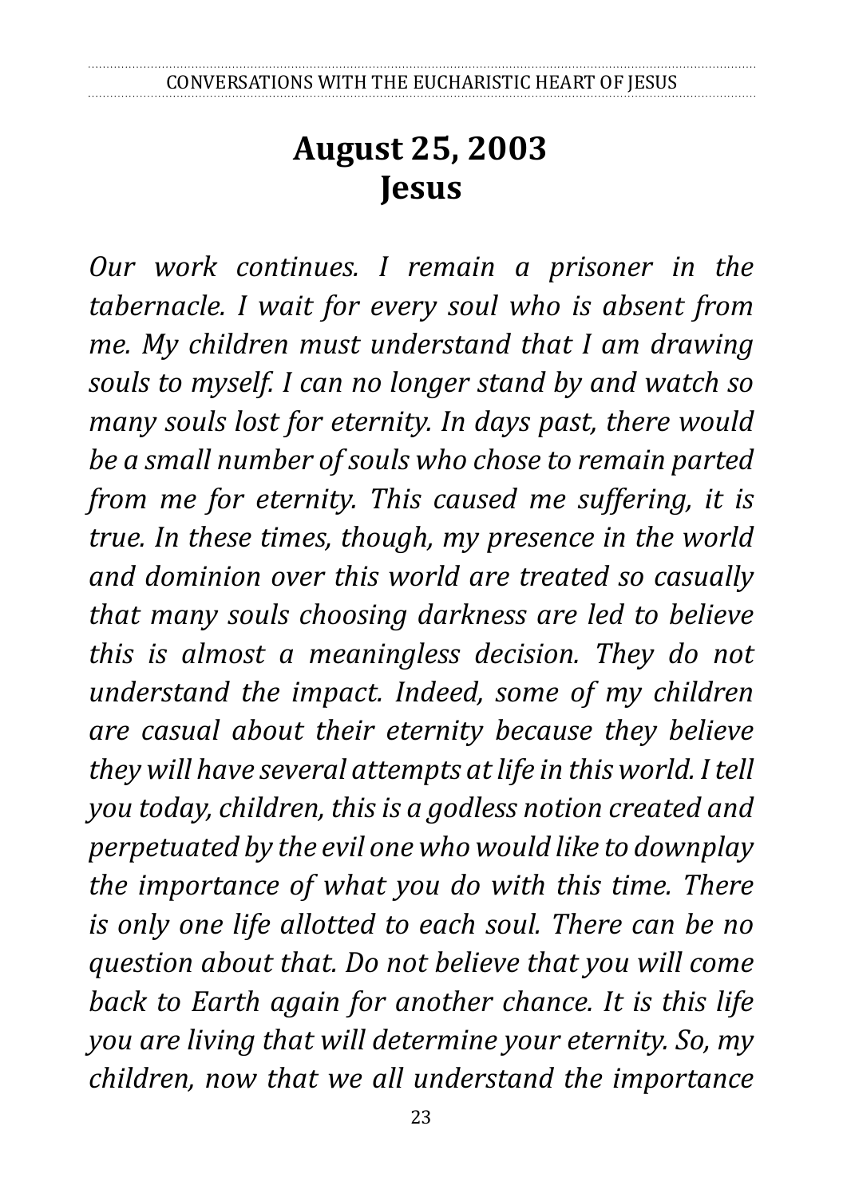# August 25, 2003
# Jesus

*Our work continues. I remain a prisoner in the tabernacle. I wait for every soul who is absent from me. My children must understand that I am drawing souls to myself. I can no longer stand by and watch so many souls lost for eternity. In days past, there would be a small number of souls who chose to remain parted from me for eternity. This caused me suffering, it is true. In these times, though, my presence in the world and dominion over this world are treated so casually that many souls choosing darkness are led to believe this is almost a meaningless decision. They do not understand the impact. Indeed, some of my children are casual about their eternity because they believe they will have several attempts at life in this world. I tell you today, children, this is a godless notion created and perpetuated by the evil one who would like to downplay the importance of what you do with this time. There is only one life allotted to each soul. There can be no question about that. Do not believe that you will come back to Earth again for another chance. It is this life you are living that will determine your eternity. So, my children, now that we all understand the importance*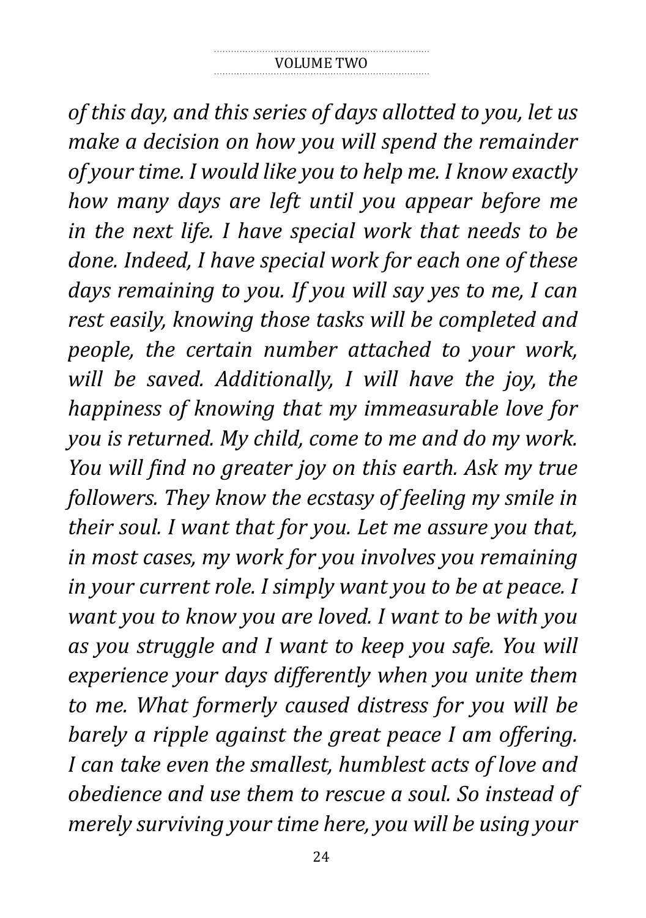*of this day, and this series of days allotted to you, let us make a decision on how you will spend the remainder of your time. I would like you to help me. I know exactly how many days are left until you appear before me in the next life. I have special work that needs to be done. Indeed, I have special work for each one of these days remaining to you. If you will say yes to me, I can rest easily, knowing those tasks will be completed and people, the certain number attached to your work, will be saved. Additionally, I will have the joy, the happiness of knowing that my immeasurable love for you is returned. My child, come to me and do my work. You will find no greater joy on this earth. Ask my true followers. They know the ecstasy of feeling my smile in their soul. I want that for you. Let me assure you that, in most cases, my work for you involves you remaining in your current role. I simply want you to be at peace. I want you to know you are loved. I want to be with you as you struggle and I want to keep you safe. You will experience your days differently when you unite them to me. What formerly caused distress for you will be barely a ripple against the great peace I am offering. I can take even the smallest, humblest acts of love and obedience and use them to rescue a soul. So instead of merely surviving your time here, you will be using your*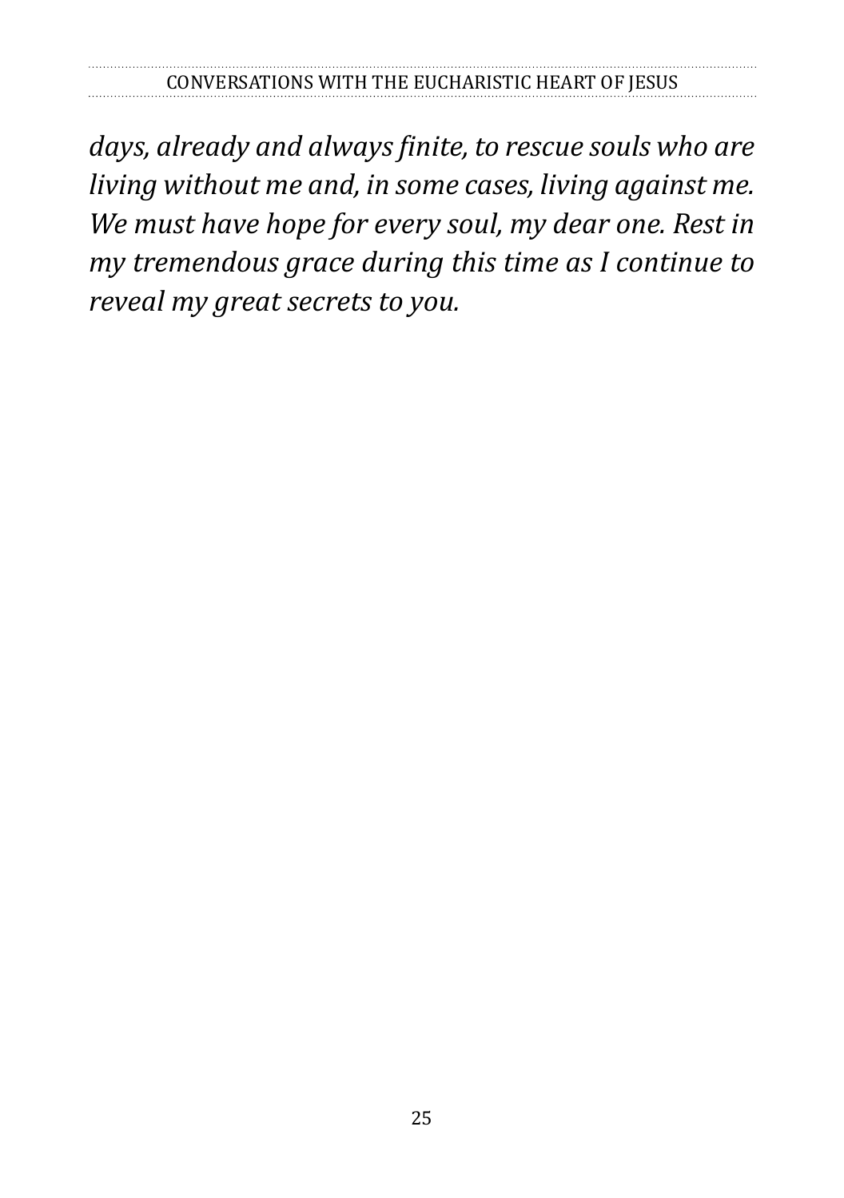*days, already and always finite, to rescue souls who are living without me and, in some cases, living against me. We must have hope for every soul, my dear one. Rest in my tremendous grace during this time as I continue to reveal my great secrets to you.*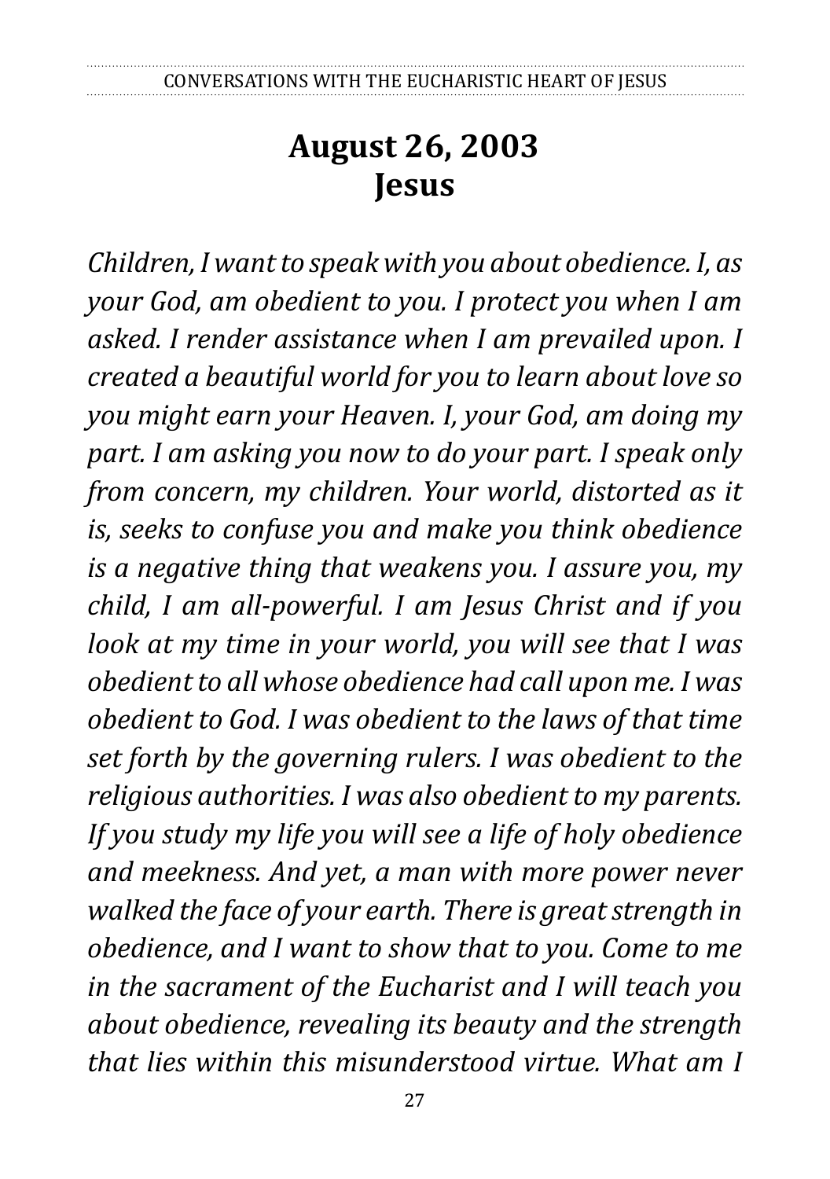## August 26, 2003
## Jesus

*Children, I want to speak with you about obedience. I, as your God, am obedient to you. I protect you when I am asked. I render assistance when I am prevailed upon. I created a beautiful world for you to learn about love so you might earn your Heaven. I, your God, am doing my part. I am asking you now to do your part. I speak only from concern, my children. Your world, distorted as it is, seeks to confuse you and make you think obedience is a negative thing that weakens you. I assure you, my child, I am all-powerful. I am Jesus Christ and if you look at my time in your world, you will see that I was obedient to all whose obedience had call upon me. I was obedient to God. I was obedient to the laws of that time set forth by the governing rulers. I was obedient to the religious authorities. I was also obedient to my parents. If you study my life you will see a life of holy obedience and meekness. And yet, a man with more power never walked the face of your earth. There is great strength in obedience, and I want to show that to you. Come to me in the sacrament of the Eucharist and I will teach you about obedience, revealing its beauty and the strength that lies within this misunderstood virtue. What am I*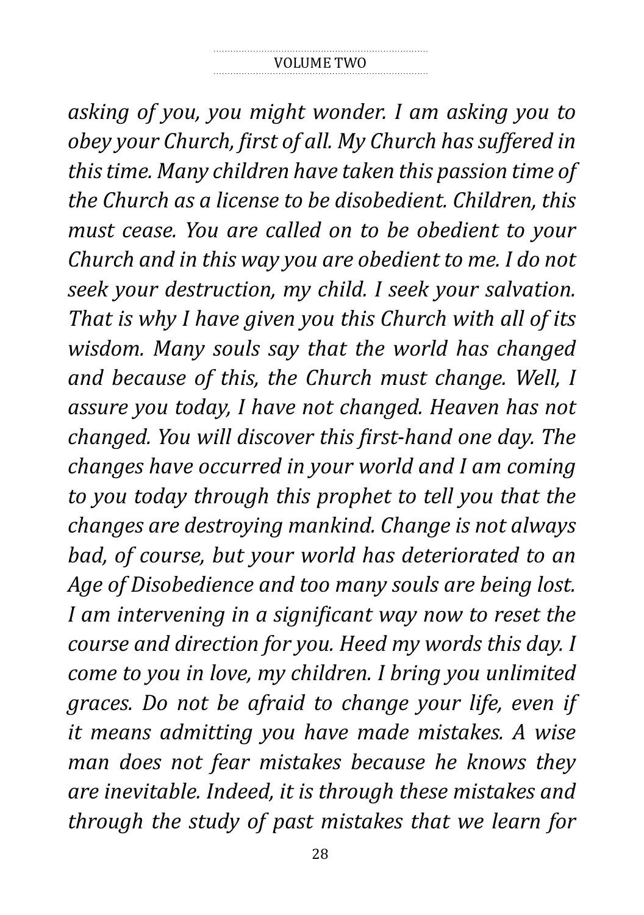*asking of you, you might wonder. I am asking you to obey your Church, first of all. My Church has suffered in this time. Many children have taken this passion time of the Church as a license to be disobedient. Children, this must cease. You are called on to be obedient to your Church and in this way you are obedient to me. I do not seek your destruction, my child. I seek your salvation. That is why I have given you this Church with all of its wisdom. Many souls say that the world has changed and because of this, the Church must change. Well, I assure you today, I have not changed. Heaven has not changed. You will discover this first-hand one day. The changes have occurred in your world and I am coming to you today through this prophet to tell you that the changes are destroying mankind. Change is not always bad, of course, but your world has deteriorated to an Age of Disobedience and too many souls are being lost. I am intervening in a significant way now to reset the course and direction for you. Heed my words this day. I come to you in love, my children. I bring you unlimited graces. Do not be afraid to change your life, even if it means admitting you have made mistakes. A wise man does not fear mistakes because he knows they are inevitable. Indeed, it is through these mistakes and through the study of past mistakes that we learn for*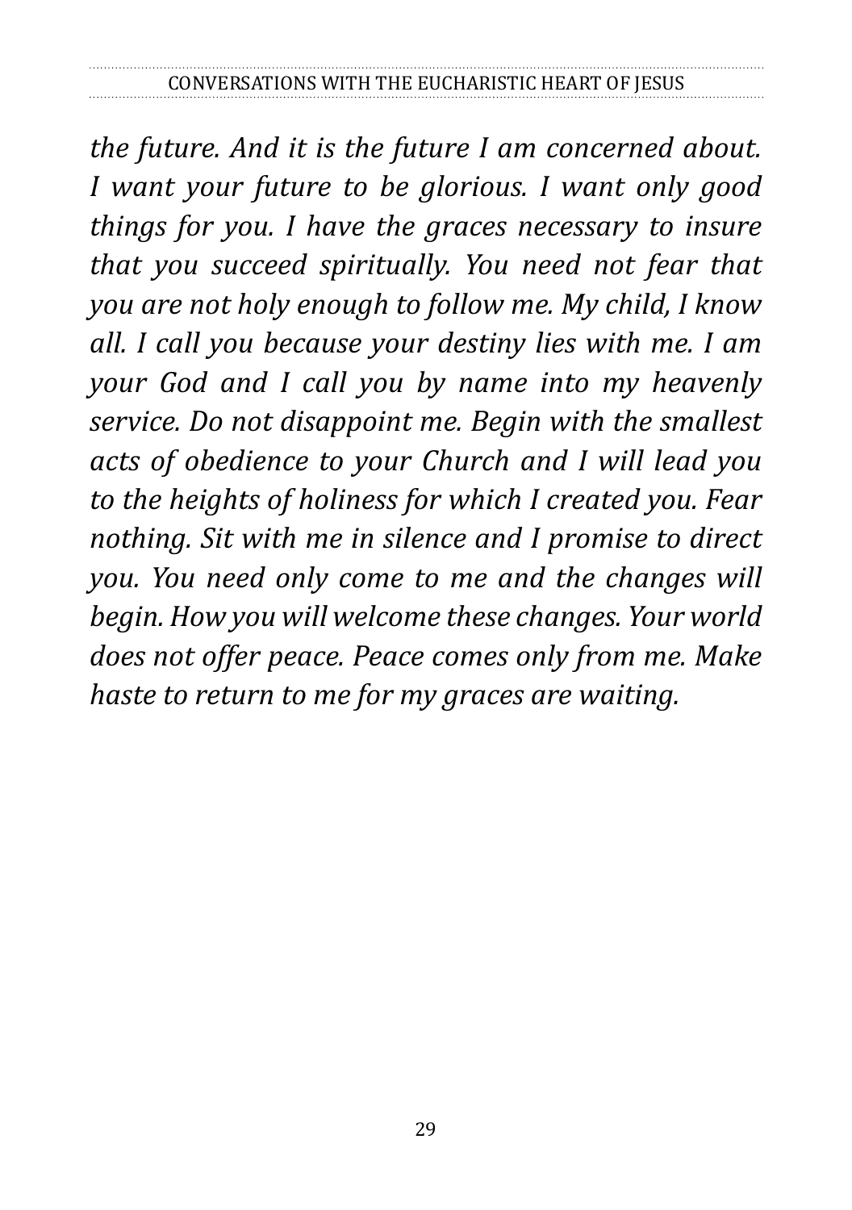*the future. And it is the future I am concerned about. I want your future to be glorious. I want only good things for you. I have the graces necessary to insure that you succeed spiritually. You need not fear that you are not holy enough to follow me. My child, I know all. I call you because your destiny lies with me. I am your God and I call you by name into my heavenly service. Do not disappoint me. Begin with the smallest acts of obedience to your Church and I will lead you to the heights of holiness for which I created you. Fear nothing. Sit with me in silence and I promise to direct you. You need only come to me and the changes will begin. How you will welcome these changes. Your world does not offer peace. Peace comes only from me. Make haste to return to me for my graces are waiting.*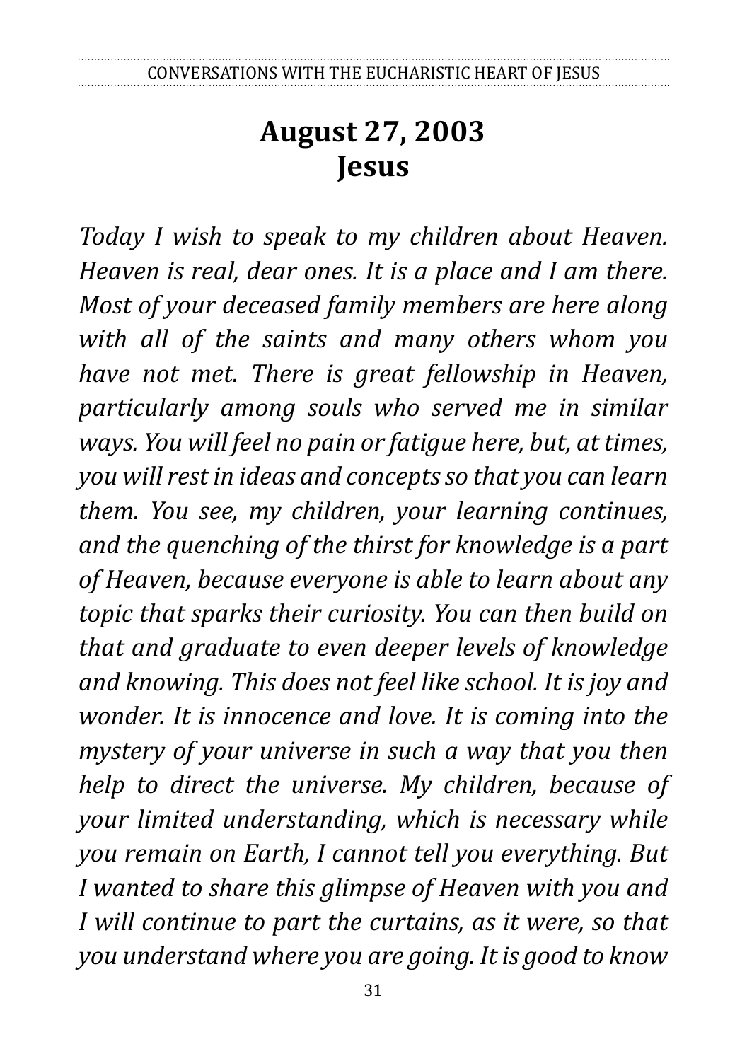# August 27, 2003
# Jesus

*Today I wish to speak to my children about Heaven. Heaven is real, dear ones. It is a place and I am there. Most of your deceased family members are here along with all of the saints and many others whom you have not met. There is great fellowship in Heaven, particularly among souls who served me in similar ways. You will feel no pain or fatigue here, but, at times, you will rest in ideas and concepts so that you can learn them. You see, my children, your learning continues, and the quenching of the thirst for knowledge is a part of Heaven, because everyone is able to learn about any topic that sparks their curiosity. You can then build on that and graduate to even deeper levels of knowledge and knowing. This does not feel like school. It is joy and wonder. It is innocence and love. It is coming into the mystery of your universe in such a way that you then help to direct the universe. My children, because of your limited understanding, which is necessary while you remain on Earth, I cannot tell you everything. But I wanted to share this glimpse of Heaven with you and I will continue to part the curtains, as it were, so that you understand where you are going. It is good to know*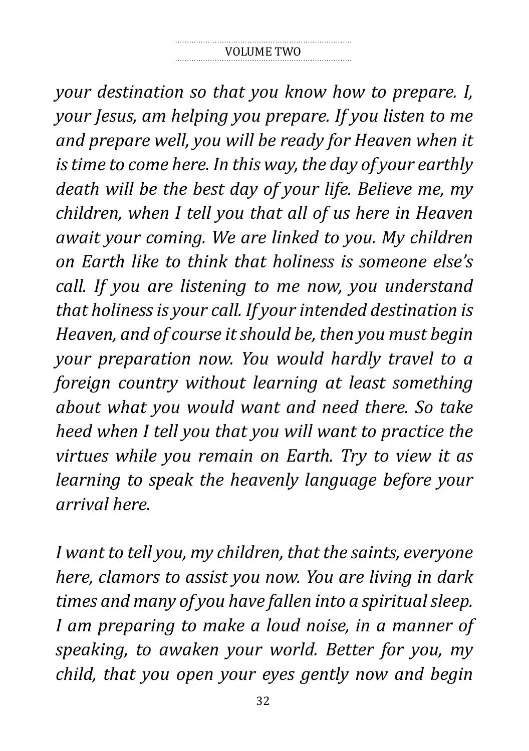*your destination so that you know how to prepare. I, your Jesus, am helping you prepare. If you listen to me and prepare well, you will be ready for Heaven when it is time to come here. In this way, the day of your earthly death will be the best day of your life. Believe me, my children, when I tell you that all of us here in Heaven await your coming. We are linked to you. My children on Earth like to think that holiness is someone else's call. If you are listening to me now, you understand that holiness is your call. If your intended destination is Heaven, and of course it should be, then you must begin your preparation now. You would hardly travel to a foreign country without learning at least something about what you would want and need there. So take heed when I tell you that you will want to practice the virtues while you remain on Earth. Try to view it as learning to speak the heavenly language before your arrival here.*

*I want to tell you, my children, that the saints, everyone here, clamors to assist you now. You are living in dark times and many of you have fallen into a spiritual sleep. I am preparing to make a loud noise, in a manner of speaking, to awaken your world. Better for you, my child, that you open your eyes gently now and begin*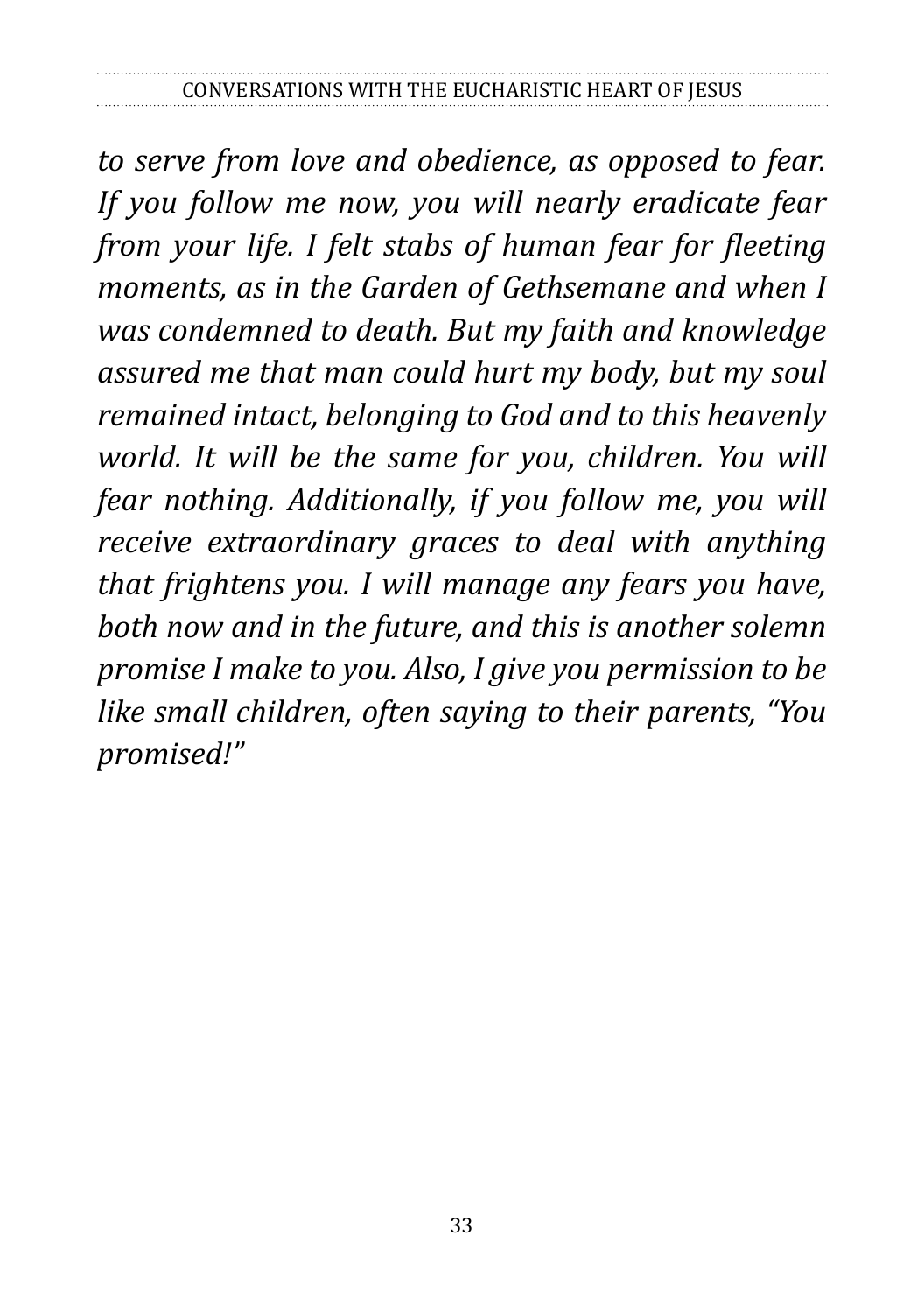*to serve from love and obedience, as opposed to fear. If you follow me now, you will nearly eradicate fear from your life. I felt stabs of human fear for fleeting moments, as in the Garden of Gethsemane and when I was condemned to death. But my faith and knowledge assured me that man could hurt my body, but my soul remained intact, belonging to God and to this heavenly world. It will be the same for you, children. You will fear nothing. Additionally, if you follow me, you will receive extraordinary graces to deal with anything that frightens you. I will manage any fears you have, both now and in the future, and this is another solemn promise I make to you. Also, I give you permission to be like small children, often saying to their parents, "You promised!"*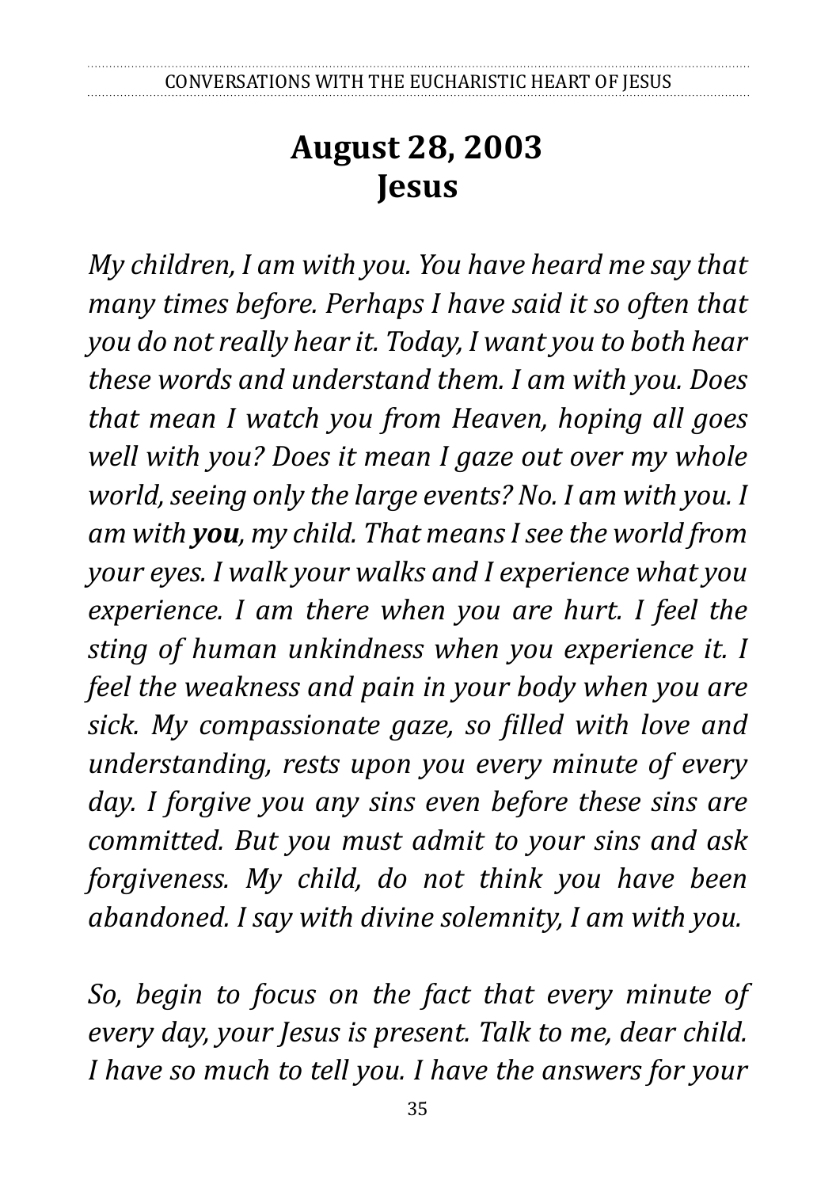# August 28, 2003
# Jesus

*My children, I am with you. You have heard me say that many times before. Perhaps I have said it so often that you do not really hear it. Today, I want you to both hear these words and understand them. I am with you. Does that mean I watch you from Heaven, hoping all goes well with you? Does it mean I gaze out over my whole world, seeing only the large events? No. I am with you. I am with* ***you****, my child. That means I see the world from your eyes. I walk your walks and I experience what you experience. I am there when you are hurt. I feel the sting of human unkindness when you experience it. I feel the weakness and pain in your body when you are sick. My compassionate gaze, so filled with love and understanding, rests upon you every minute of every day. I forgive you any sins even before these sins are committed. But you must admit to your sins and ask forgiveness. My child, do not think you have been abandoned. I say with divine solemnity, I am with you.*

*So, begin to focus on the fact that every minute of every day, your Jesus is present. Talk to me, dear child. I have so much to tell you. I have the answers for your*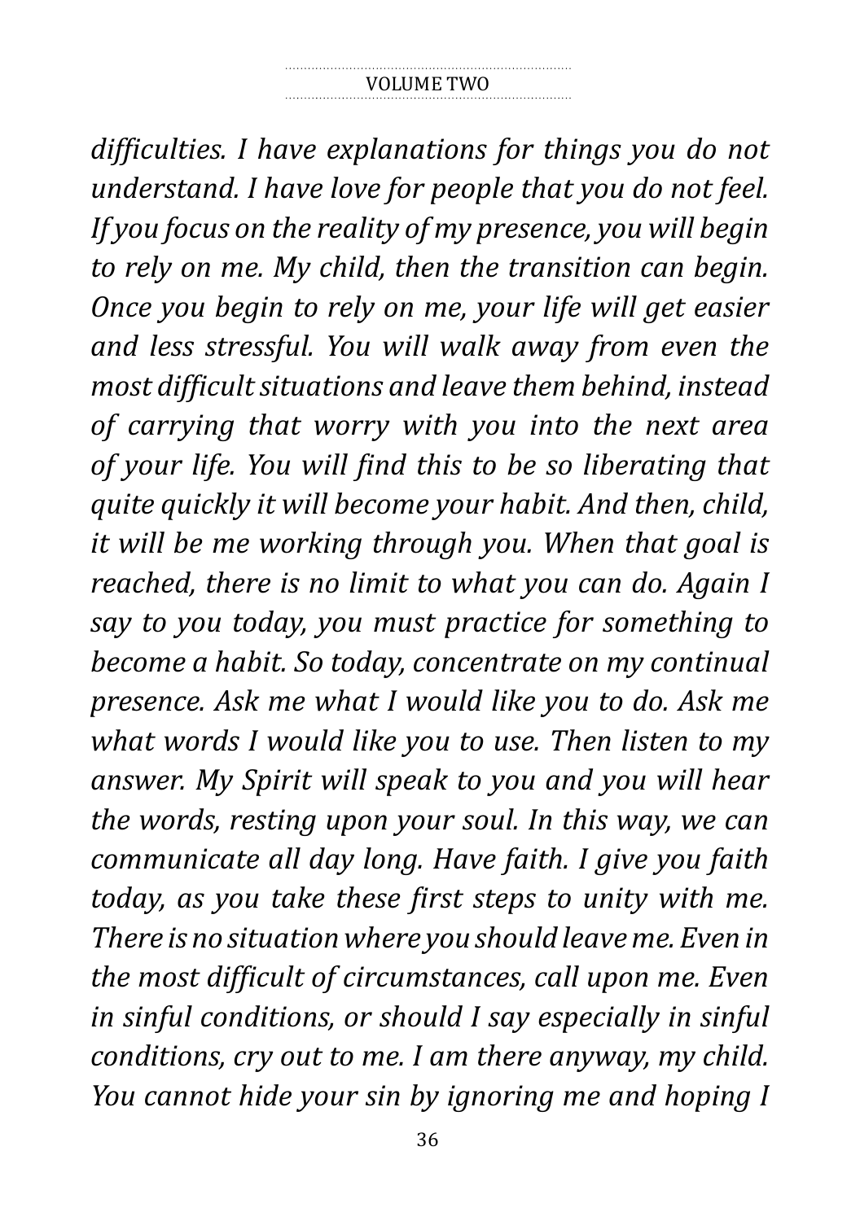*difficulties. I have explanations for things you do not understand. I have love for people that you do not feel. If you focus on the reality of my presence, you will begin to rely on me. My child, then the transition can begin. Once you begin to rely on me, your life will get easier and less stressful. You will walk away from even the most difficult situations and leave them behind, instead of carrying that worry with you into the next area of your life. You will find this to be so liberating that quite quickly it will become your habit. And then, child, it will be me working through you. When that goal is reached, there is no limit to what you can do. Again I say to you today, you must practice for something to become a habit. So today, concentrate on my continual presence. Ask me what I would like you to do. Ask me what words I would like you to use. Then listen to my answer. My Spirit will speak to you and you will hear the words, resting upon your soul. In this way, we can communicate all day long. Have faith. I give you faith today, as you take these first steps to unity with me. There is no situation where you should leave me. Even in the most difficult of circumstances, call upon me. Even in sinful conditions, or should I say especially in sinful conditions, cry out to me. I am there anyway, my child. You cannot hide your sin by ignoring me and hoping I*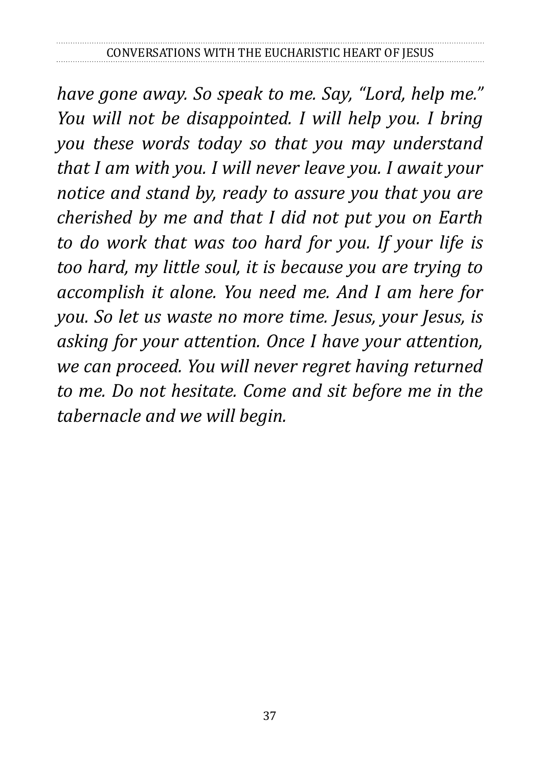*have gone away. So speak to me. Say, "Lord, help me." You will not be disappointed. I will help you. I bring you these words today so that you may understand that I am with you. I will never leave you. I await your notice and stand by, ready to assure you that you are cherished by me and that I did not put you on Earth to do work that was too hard for you. If your life is too hard, my little soul, it is because you are trying to accomplish it alone. You need me. And I am here for you. So let us waste no more time. Jesus, your Jesus, is asking for your attention. Once I have your attention, we can proceed. You will never regret having returned to me. Do not hesitate. Come and sit before me in the tabernacle and we will begin.*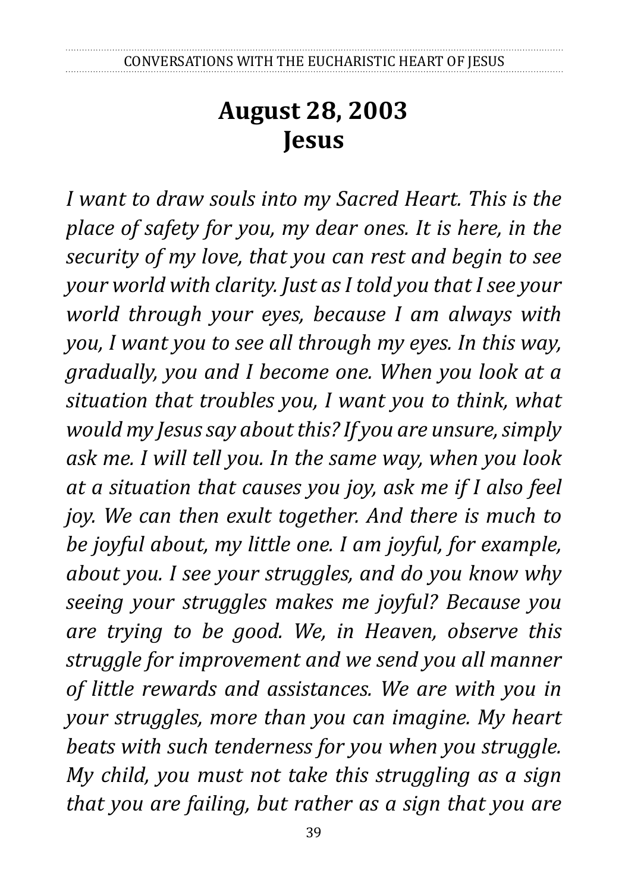# August 28, 2003
# Jesus

*I want to draw souls into my Sacred Heart. This is the place of safety for you, my dear ones. It is here, in the security of my love, that you can rest and begin to see your world with clarity. Just as I told you that I see your world through your eyes, because I am always with you, I want you to see all through my eyes. In this way, gradually, you and I become one. When you look at a situation that troubles you, I want you to think, what would my Jesus say about this? If you are unsure, simply ask me. I will tell you. In the same way, when you look at a situation that causes you joy, ask me if I also feel joy. We can then exult together. And there is much to be joyful about, my little one. I am joyful, for example, about you. I see your struggles, and do you know why seeing your struggles makes me joyful? Because you are trying to be good. We, in Heaven, observe this struggle for improvement and we send you all manner of little rewards and assistances. We are with you in your struggles, more than you can imagine. My heart beats with such tenderness for you when you struggle. My child, you must not take this struggling as a sign that you are failing, but rather as a sign that you are*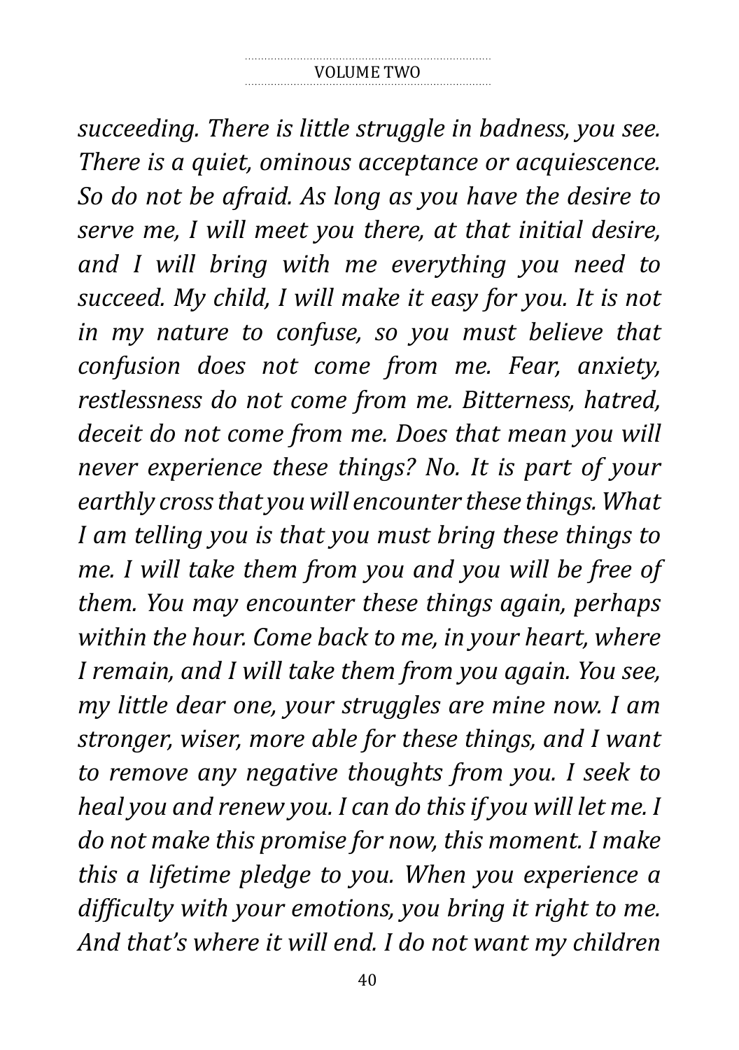*succeeding. There is little struggle in badness, you see. There is a quiet, ominous acceptance or acquiescence. So do not be afraid. As long as you have the desire to serve me, I will meet you there, at that initial desire, and I will bring with me everything you need to succeed. My child, I will make it easy for you. It is not in my nature to confuse, so you must believe that confusion does not come from me. Fear, anxiety, restlessness do not come from me. Bitterness, hatred, deceit do not come from me. Does that mean you will never experience these things? No. It is part of your earthly cross that you will encounter these things. What I am telling you is that you must bring these things to me. I will take them from you and you will be free of them. You may encounter these things again, perhaps within the hour. Come back to me, in your heart, where I remain, and I will take them from you again. You see, my little dear one, your struggles are mine now. I am stronger, wiser, more able for these things, and I want to remove any negative thoughts from you. I seek to heal you and renew you. I can do this if you will let me. I do not make this promise for now, this moment. I make this a lifetime pledge to you. When you experience a difficulty with your emotions, you bring it right to me. And that's where it will end. I do not want my children*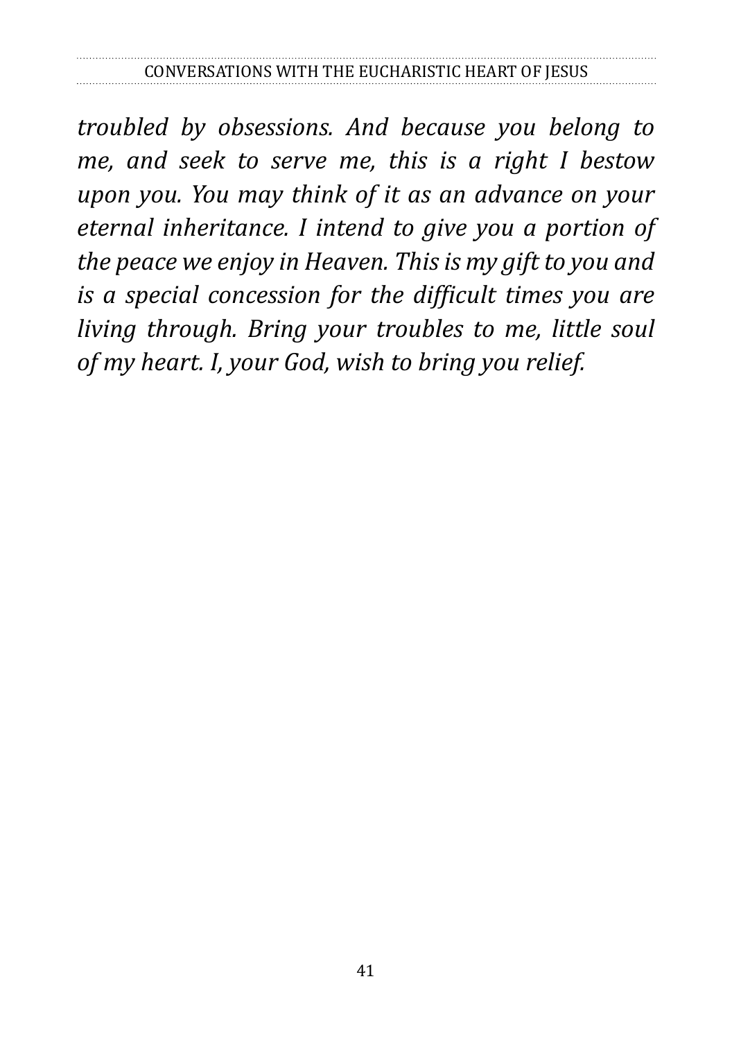*troubled by obsessions. And because you belong to me, and seek to serve me, this is a right I bestow upon you. You may think of it as an advance on your eternal inheritance. I intend to give you a portion of the peace we enjoy in Heaven. This is my gift to you and is a special concession for the difficult times you are living through. Bring your troubles to me, little soul of my heart. I, your God, wish to bring you relief.*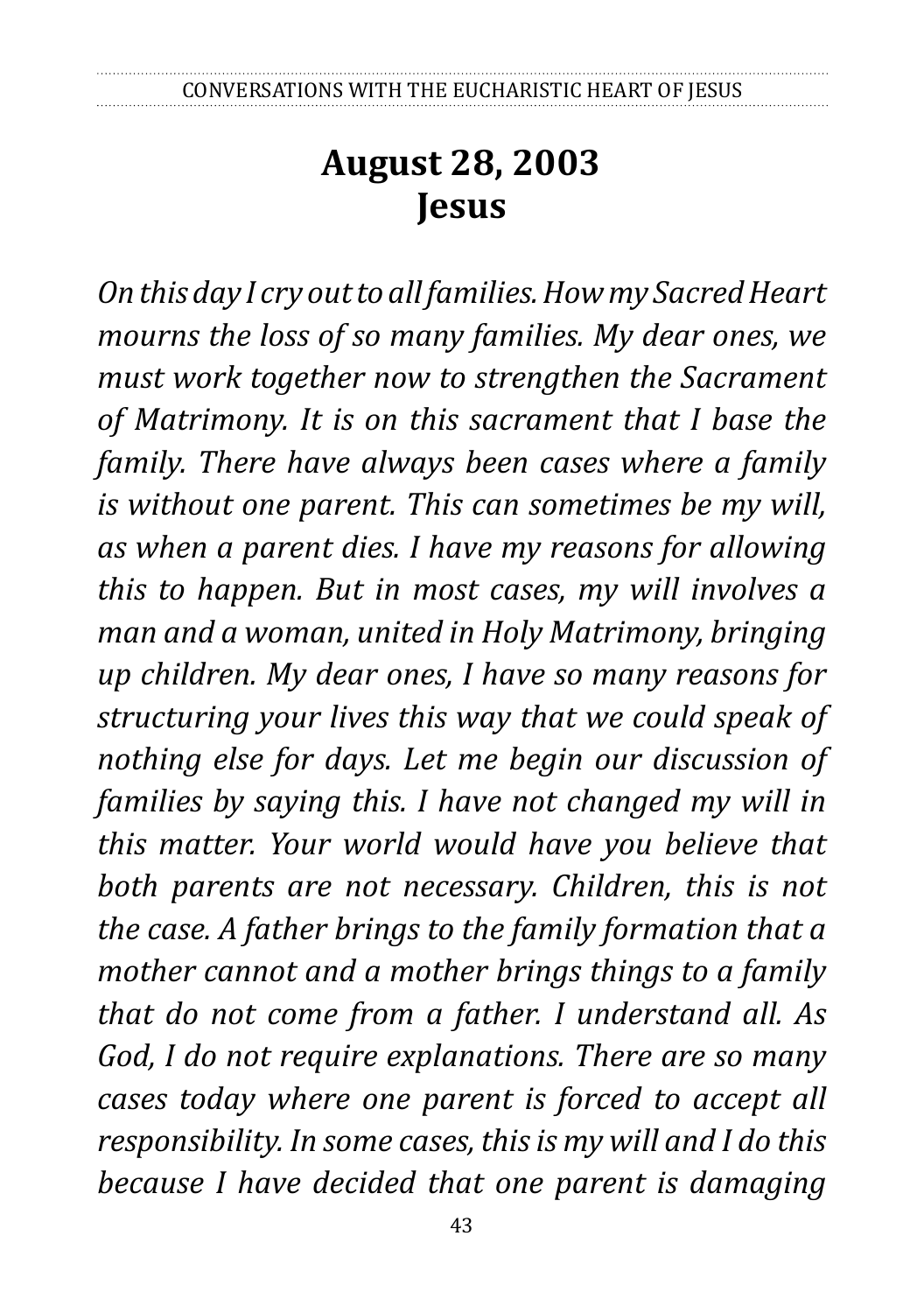# August 28, 2003
# Jesus

*On this day I cry out to all families. How my Sacred Heart mourns the loss of so many families. My dear ones, we must work together now to strengthen the Sacrament of Matrimony. It is on this sacrament that I base the family. There have always been cases where a family is without one parent. This can sometimes be my will, as when a parent dies. I have my reasons for allowing this to happen. But in most cases, my will involves a man and a woman, united in Holy Matrimony, bringing up children. My dear ones, I have so many reasons for structuring your lives this way that we could speak of nothing else for days. Let me begin our discussion of families by saying this. I have not changed my will in this matter. Your world would have you believe that both parents are not necessary. Children, this is not the case. A father brings to the family formation that a mother cannot and a mother brings things to a family that do not come from a father. I understand all. As God, I do not require explanations. There are so many cases today where one parent is forced to accept all responsibility. In some cases, this is my will and I do this because I have decided that one parent is damaging*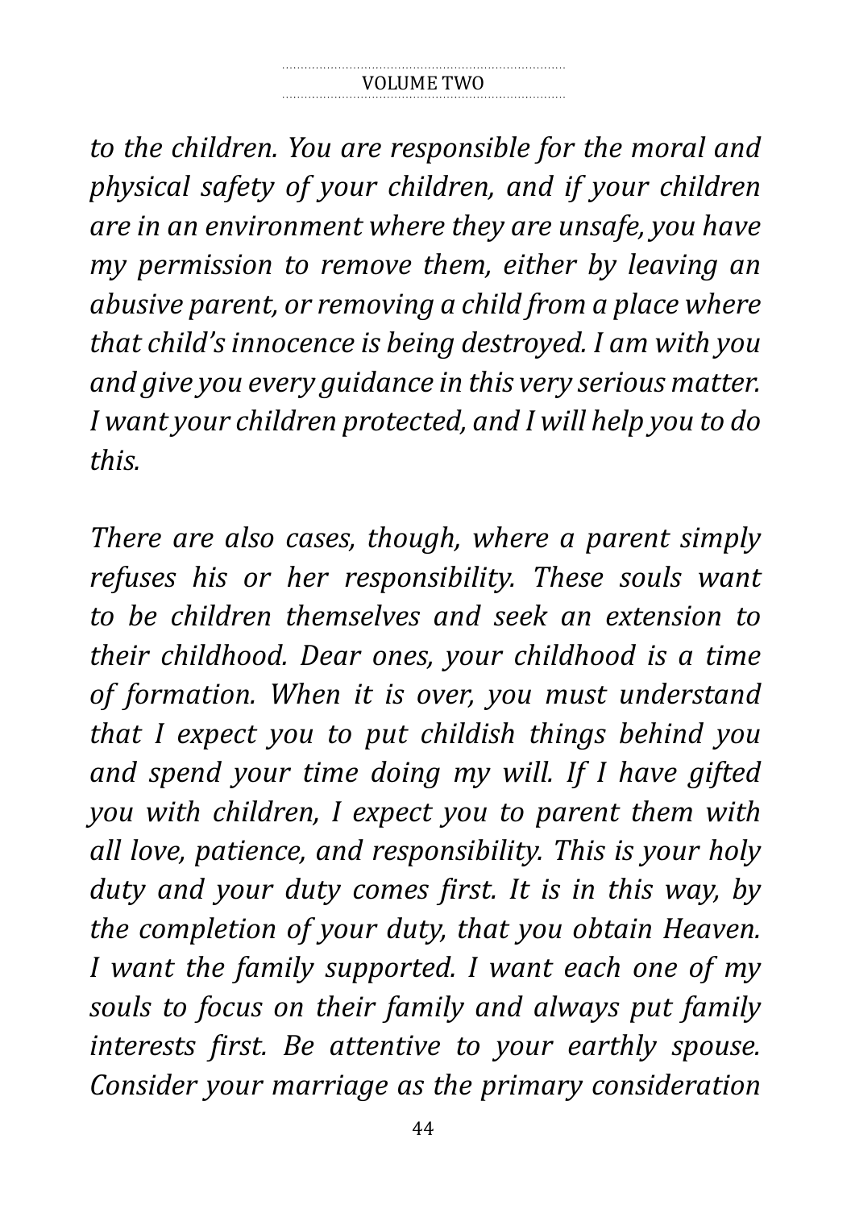*to the children. You are responsible for the moral and physical safety of your children, and if your children are in an environment where they are unsafe, you have my permission to remove them, either by leaving an abusive parent, or removing a child from a place where that child's innocence is being destroyed. I am with you and give you every guidance in this very serious matter. I want your children protected, and I will help you to do this.*

*There are also cases, though, where a parent simply refuses his or her responsibility. These souls want to be children themselves and seek an extension to their childhood. Dear ones, your childhood is a time of formation. When it is over, you must understand that I expect you to put childish things behind you and spend your time doing my will. If I have gifted you with children, I expect you to parent them with all love, patience, and responsibility. This is your holy duty and your duty comes first. It is in this way, by the completion of your duty, that you obtain Heaven. I want the family supported. I want each one of my souls to focus on their family and always put family interests first. Be attentive to your earthly spouse. Consider your marriage as the primary consideration*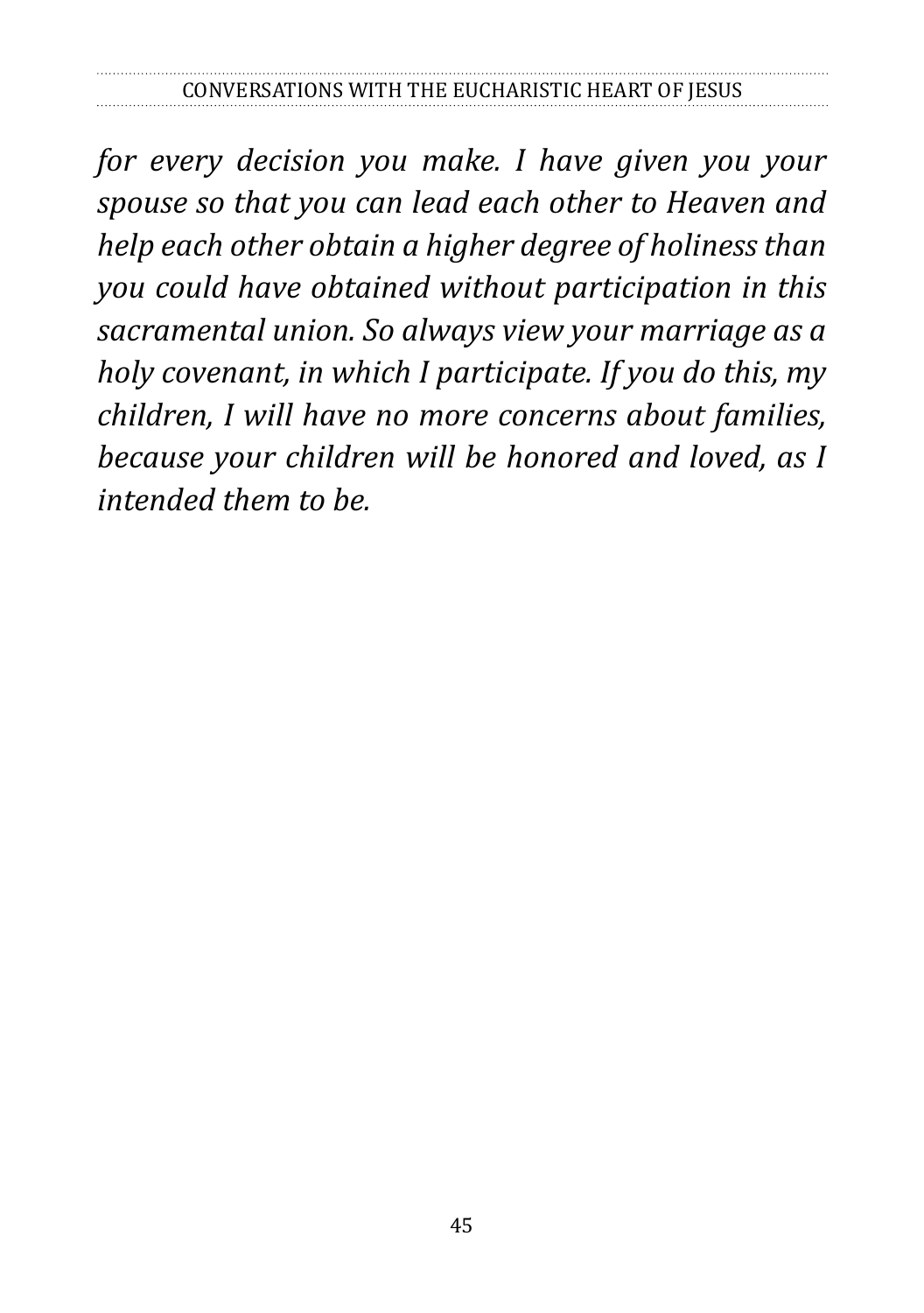*for every decision you make. I have given you your spouse so that you can lead each other to Heaven and help each other obtain a higher degree of holiness than you could have obtained without participation in this sacramental union. So always view your marriage as a holy covenant, in which I participate. If you do this, my children, I will have no more concerns about families, because your children will be honored and loved, as I intended them to be.*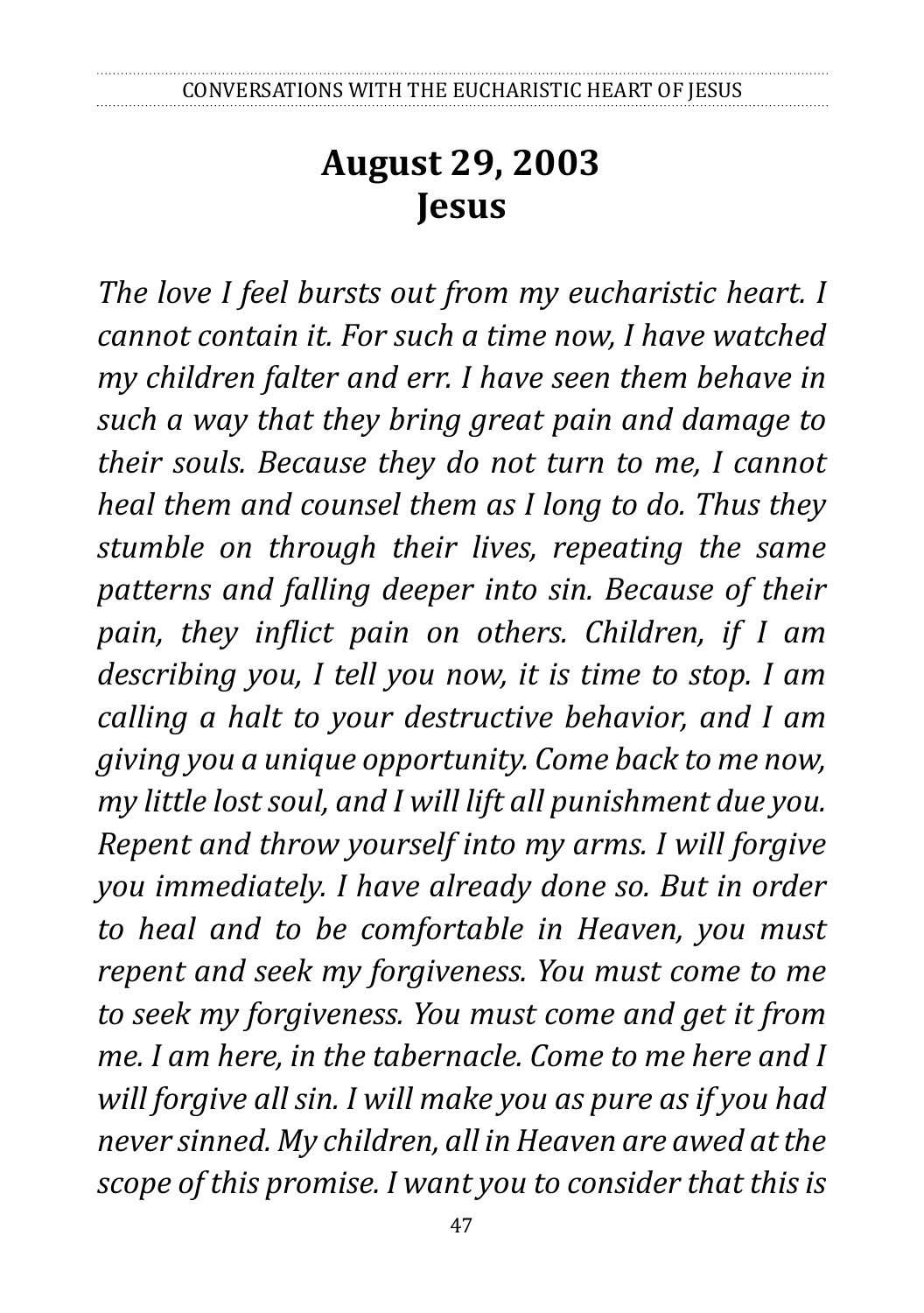## August 29, 2003
## Jesus

*The love I feel bursts out from my eucharistic heart. I cannot contain it. For such a time now, I have watched my children falter and err. I have seen them behave in such a way that they bring great pain and damage to their souls. Because they do not turn to me, I cannot heal them and counsel them as I long to do. Thus they stumble on through their lives, repeating the same patterns and falling deeper into sin. Because of their pain, they inflict pain on others. Children, if I am describing you, I tell you now, it is time to stop. I am calling a halt to your destructive behavior, and I am giving you a unique opportunity. Come back to me now, my little lost soul, and I will lift all punishment due you. Repent and throw yourself into my arms. I will forgive you immediately. I have already done so. But in order to heal and to be comfortable in Heaven, you must repent and seek my forgiveness. You must come to me to seek my forgiveness. You must come and get it from me. I am here, in the tabernacle. Come to me here and I will forgive all sin. I will make you as pure as if you had never sinned. My children, all in Heaven are awed at the scope of this promise. I want you to consider that this is*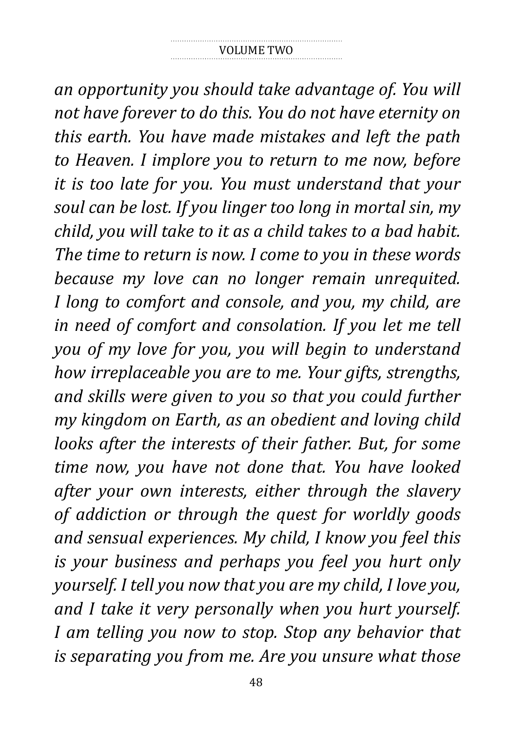*an opportunity you should take advantage of. You will not have forever to do this. You do not have eternity on this earth. You have made mistakes and left the path to Heaven. I implore you to return to me now, before it is too late for you. You must understand that your soul can be lost. If you linger too long in mortal sin, my child, you will take to it as a child takes to a bad habit. The time to return is now. I come to you in these words because my love can no longer remain unrequited. I long to comfort and console, and you, my child, are in need of comfort and consolation. If you let me tell you of my love for you, you will begin to understand how irreplaceable you are to me. Your gifts, strengths, and skills were given to you so that you could further my kingdom on Earth, as an obedient and loving child looks after the interests of their father. But, for some time now, you have not done that. You have looked after your own interests, either through the slavery of addiction or through the quest for worldly goods and sensual experiences. My child, I know you feel this is your business and perhaps you feel you hurt only yourself. I tell you now that you are my child, I love you, and I take it very personally when you hurt yourself. I am telling you now to stop. Stop any behavior that is separating you from me. Are you unsure what those*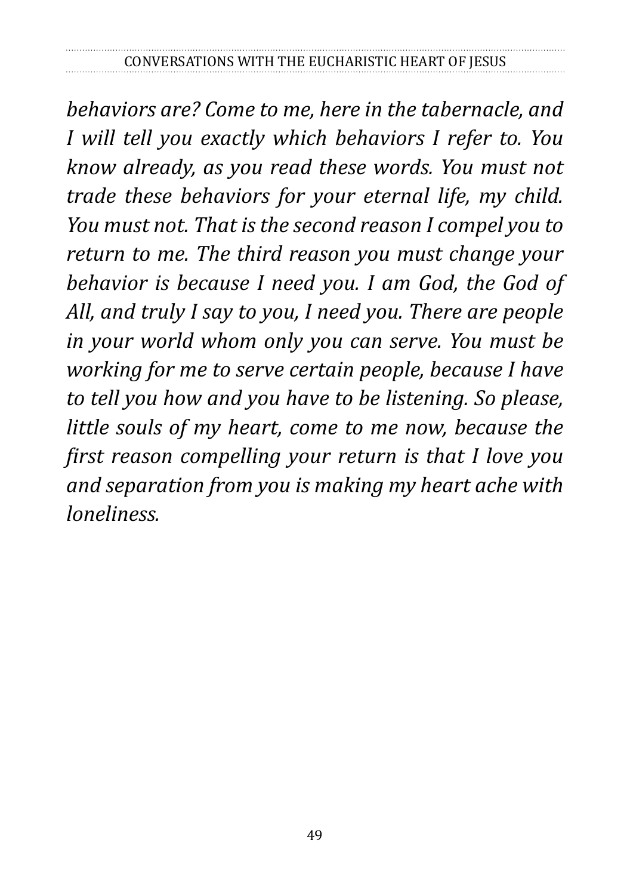*behaviors are? Come to me, here in the tabernacle, and I will tell you exactly which behaviors I refer to. You know already, as you read these words. You must not trade these behaviors for your eternal life, my child. You must not. That is the second reason I compel you to return to me. The third reason you must change your behavior is because I need you. I am God, the God of All, and truly I say to you, I need you. There are people in your world whom only you can serve. You must be working for me to serve certain people, because I have to tell you how and you have to be listening. So please, little souls of my heart, come to me now, because the first reason compelling your return is that I love you and separation from you is making my heart ache with loneliness.*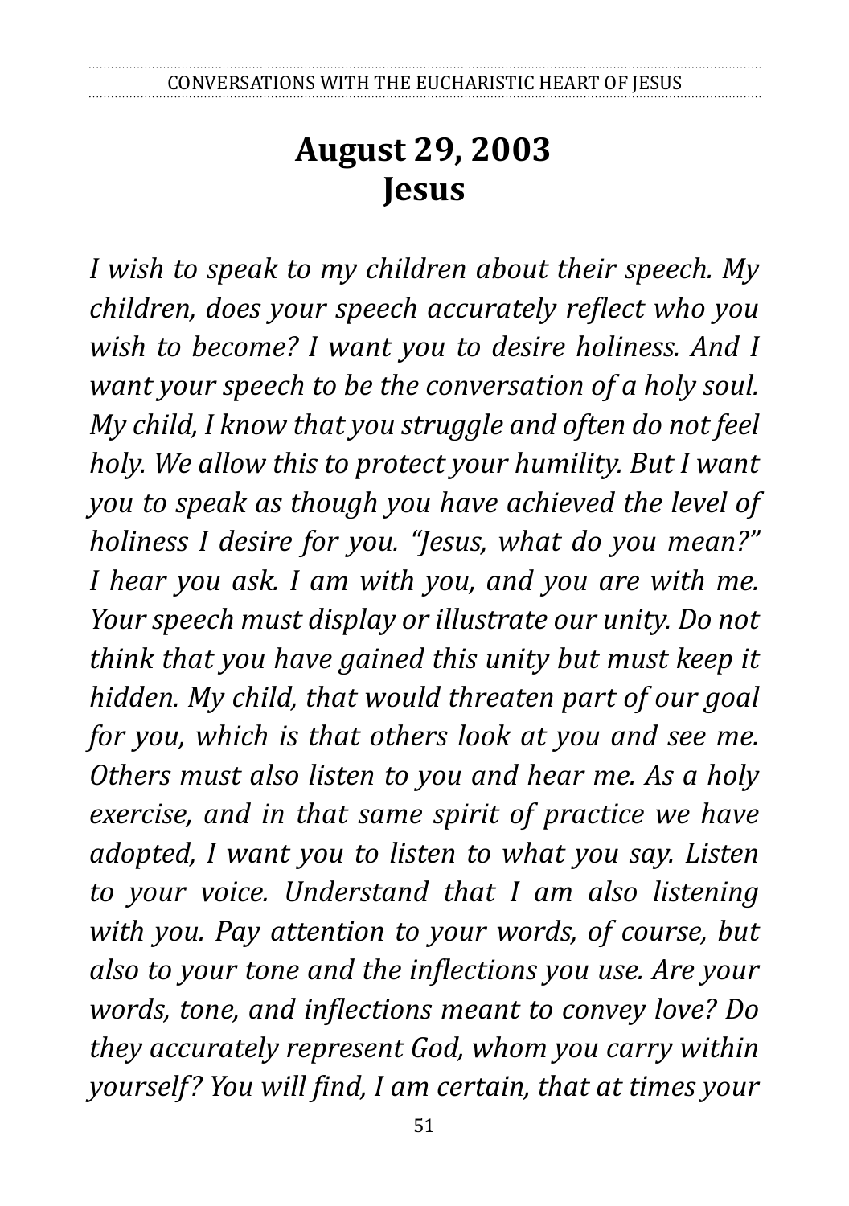# August 29, 2003
# Jesus

*I wish to speak to my children about their speech. My children, does your speech accurately reflect who you wish to become? I want you to desire holiness. And I want your speech to be the conversation of a holy soul. My child, I know that you struggle and often do not feel holy. We allow this to protect your humility. But I want you to speak as though you have achieved the level of holiness I desire for you. "Jesus, what do you mean?" I hear you ask. I am with you, and you are with me. Your speech must display or illustrate our unity. Do not think that you have gained this unity but must keep it hidden. My child, that would threaten part of our goal for you, which is that others look at you and see me. Others must also listen to you and hear me. As a holy exercise, and in that same spirit of practice we have adopted, I want you to listen to what you say. Listen to your voice. Understand that I am also listening with you. Pay attention to your words, of course, but also to your tone and the inflections you use. Are your words, tone, and inflections meant to convey love? Do they accurately represent God, whom you carry within yourself? You will find, I am certain, that at times your*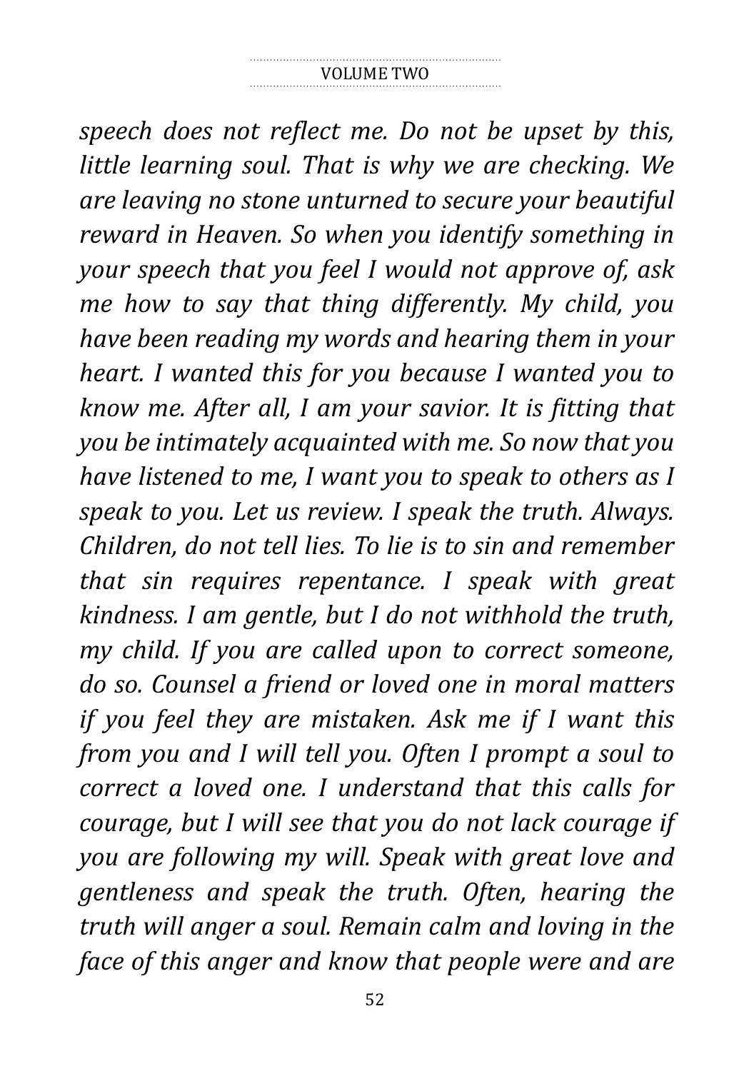*speech does not reflect me. Do not be upset by this, little learning soul. That is why we are checking. We are leaving no stone unturned to secure your beautiful reward in Heaven. So when you identify something in your speech that you feel I would not approve of, ask me how to say that thing differently. My child, you have been reading my words and hearing them in your heart. I wanted this for you because I wanted you to know me. After all, I am your savior. It is fitting that you be intimately acquainted with me. So now that you have listened to me, I want you to speak to others as I speak to you. Let us review. I speak the truth. Always. Children, do not tell lies. To lie is to sin and remember that sin requires repentance. I speak with great kindness. I am gentle, but I do not withhold the truth, my child. If you are called upon to correct someone, do so. Counsel a friend or loved one in moral matters if you feel they are mistaken. Ask me if I want this from you and I will tell you. Often I prompt a soul to correct a loved one. I understand that this calls for courage, but I will see that you do not lack courage if you are following my will. Speak with great love and gentleness and speak the truth. Often, hearing the truth will anger a soul. Remain calm and loving in the face of this anger and know that people were and are*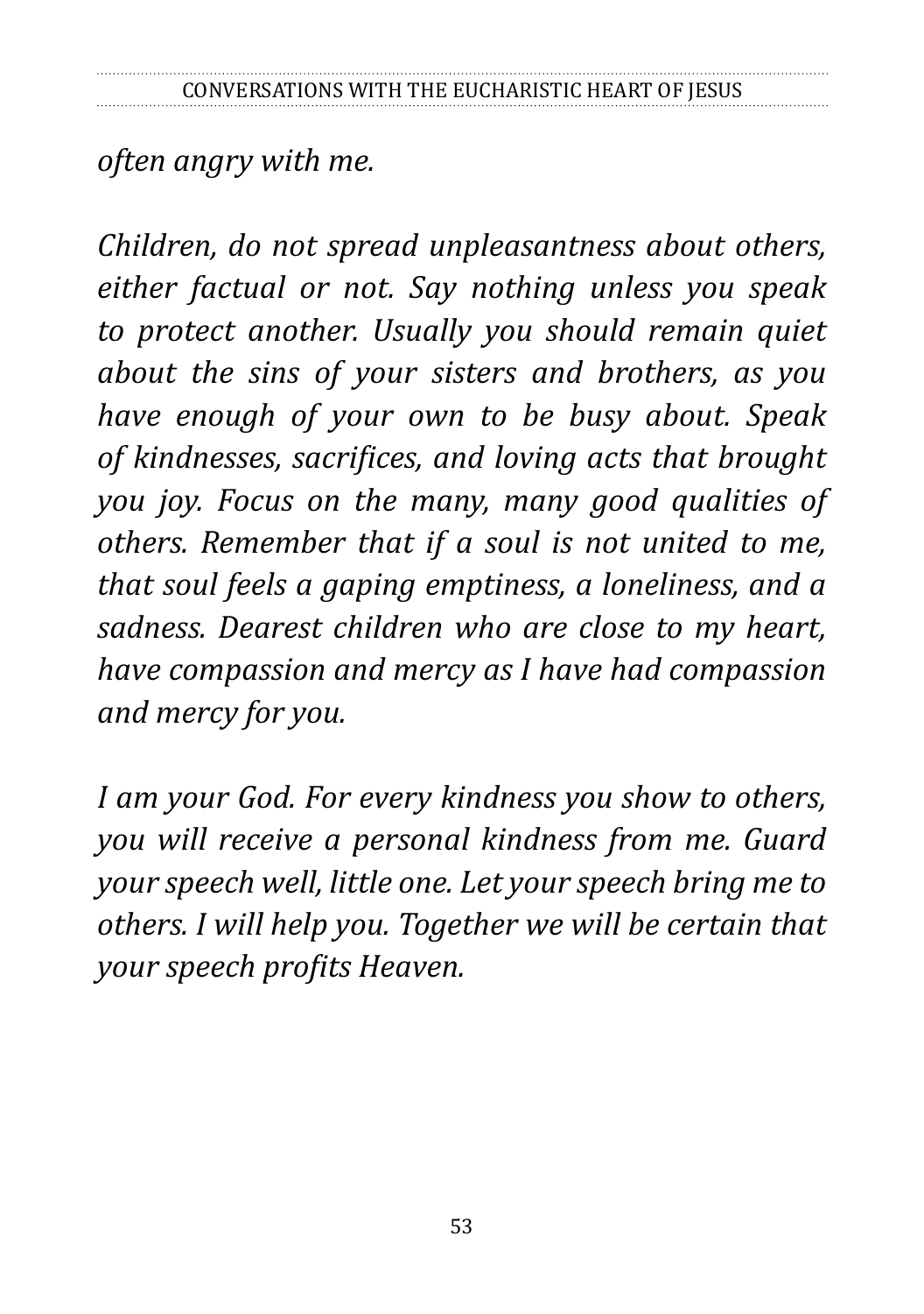*often angry with me.*

*Children, do not spread unpleasantness about others, either factual or not. Say nothing unless you speak to protect another. Usually you should remain quiet about the sins of your sisters and brothers, as you have enough of your own to be busy about. Speak of kindnesses, sacrifices, and loving acts that brought you joy. Focus on the many, many good qualities of others. Remember that if a soul is not united to me, that soul feels a gaping emptiness, a loneliness, and a sadness. Dearest children who are close to my heart, have compassion and mercy as I have had compassion and mercy for you.*

*I am your God. For every kindness you show to others, you will receive a personal kindness from me. Guard your speech well, little one. Let your speech bring me to others. I will help you. Together we will be certain that your speech profits Heaven.*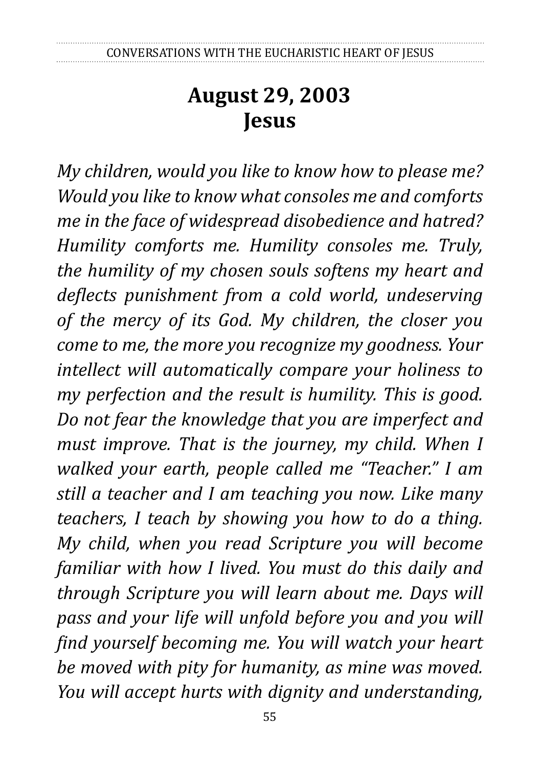# August 29, 2003
# Jesus

*My children, would you like to know how to please me? Would you like to know what consoles me and comforts me in the face of widespread disobedience and hatred? Humility comforts me. Humility consoles me. Truly, the humility of my chosen souls softens my heart and deflects punishment from a cold world, undeserving of the mercy of its God. My children, the closer you come to me, the more you recognize my goodness. Your intellect will automatically compare your holiness to my perfection and the result is humility. This is good. Do not fear the knowledge that you are imperfect and must improve. That is the journey, my child. When I walked your earth, people called me "Teacher." I am still a teacher and I am teaching you now. Like many teachers, I teach by showing you how to do a thing. My child, when you read Scripture you will become familiar with how I lived. You must do this daily and through Scripture you will learn about me. Days will pass and your life will unfold before you and you will find yourself becoming me. You will watch your heart be moved with pity for humanity, as mine was moved. You will accept hurts with dignity and understanding,*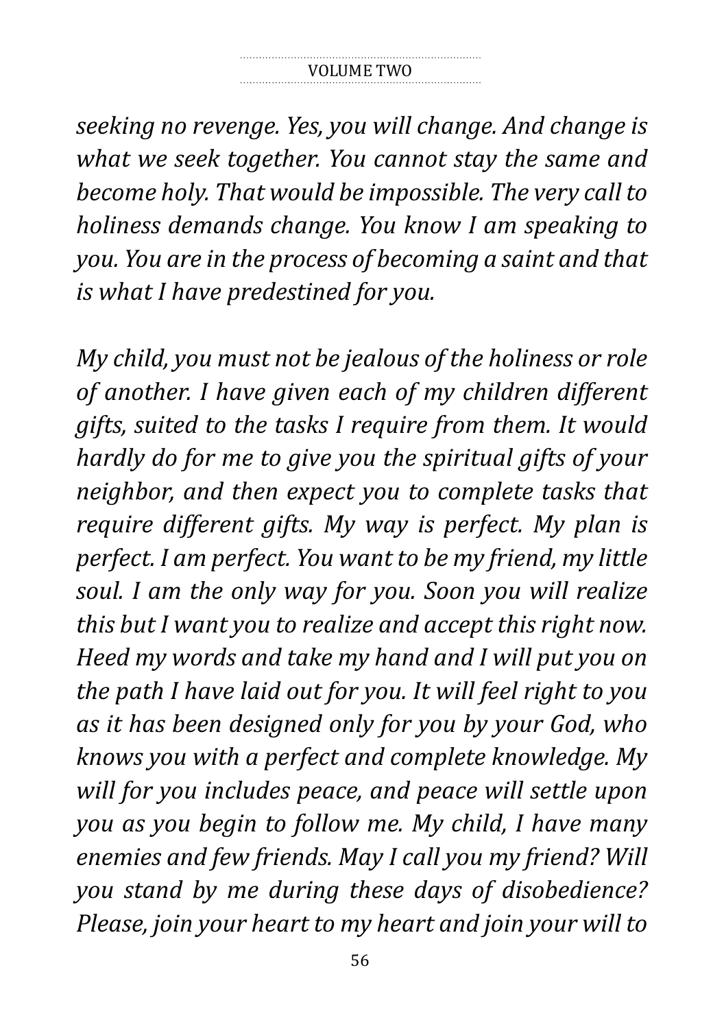*seeking no revenge. Yes, you will change. And change is what we seek together. You cannot stay the same and become holy. That would be impossible. The very call to holiness demands change. You know I am speaking to you. You are in the process of becoming a saint and that is what I have predestined for you.*

*My child, you must not be jealous of the holiness or role of another. I have given each of my children different gifts, suited to the tasks I require from them. It would hardly do for me to give you the spiritual gifts of your neighbor, and then expect you to complete tasks that require different gifts. My way is perfect. My plan is perfect. I am perfect. You want to be my friend, my little soul. I am the only way for you. Soon you will realize this but I want you to realize and accept this right now. Heed my words and take my hand and I will put you on the path I have laid out for you. It will feel right to you as it has been designed only for you by your God, who knows you with a perfect and complete knowledge. My will for you includes peace, and peace will settle upon you as you begin to follow me. My child, I have many enemies and few friends. May I call you my friend? Will you stand by me during these days of disobedience? Please, join your heart to my heart and join your will to*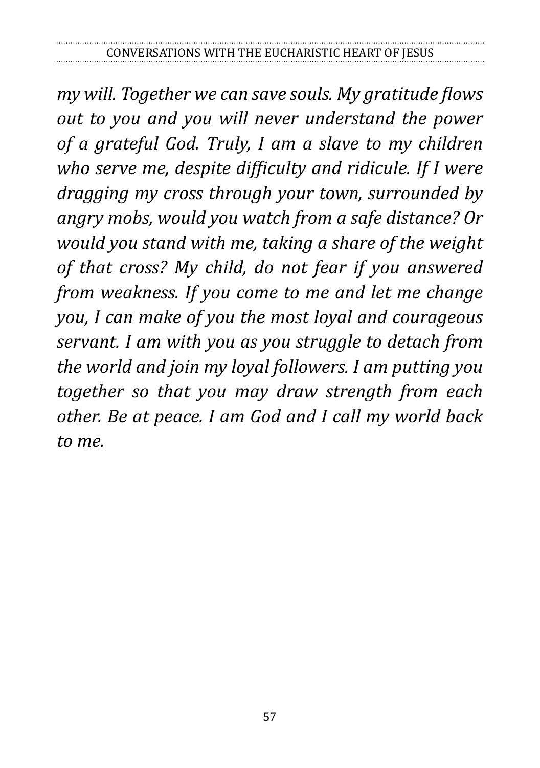*my will. Together we can save souls. My gratitude flows out to you and you will never understand the power of a grateful God. Truly, I am a slave to my children who serve me, despite difficulty and ridicule. If I were dragging my cross through your town, surrounded by angry mobs, would you watch from a safe distance? Or would you stand with me, taking a share of the weight of that cross? My child, do not fear if you answered from weakness. If you come to me and let me change you, I can make of you the most loyal and courageous servant. I am with you as you struggle to detach from the world and join my loyal followers. I am putting you together so that you may draw strength from each other. Be at peace. I am God and I call my world back to me.*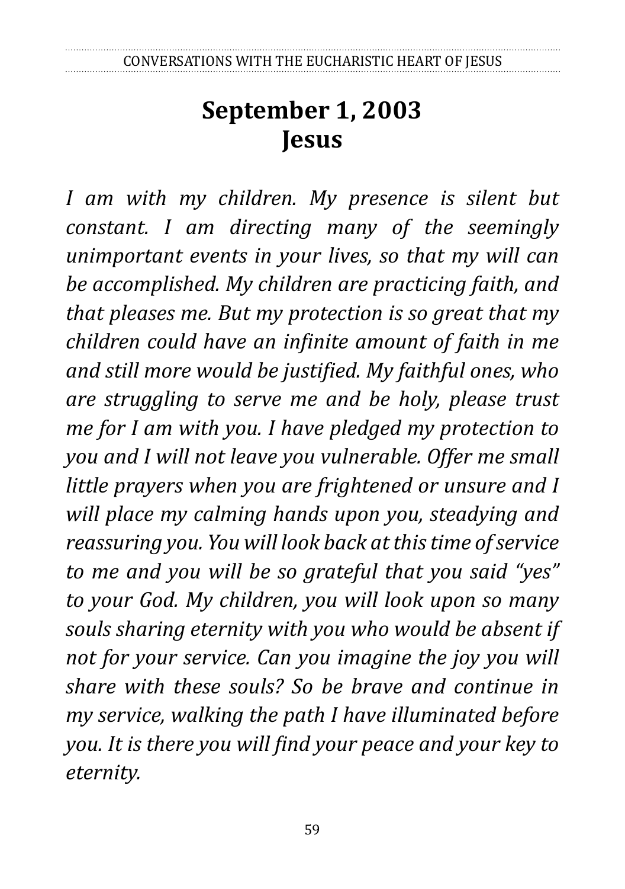# September 1, 2003
# Jesus

*I am with my children. My presence is silent but constant. I am directing many of the seemingly unimportant events in your lives, so that my will can be accomplished. My children are practicing faith, and that pleases me. But my protection is so great that my children could have an infinite amount of faith in me and still more would be justified. My faithful ones, who are struggling to serve me and be holy, please trust me for I am with you. I have pledged my protection to you and I will not leave you vulnerable. Offer me small little prayers when you are frightened or unsure and I will place my calming hands upon you, steadying and reassuring you. You will look back at this time of service to me and you will be so grateful that you said "yes" to your God. My children, you will look upon so many souls sharing eternity with you who would be absent if not for your service. Can you imagine the joy you will share with these souls? So be brave and continue in my service, walking the path I have illuminated before you. It is there you will find your peace and your key to eternity.*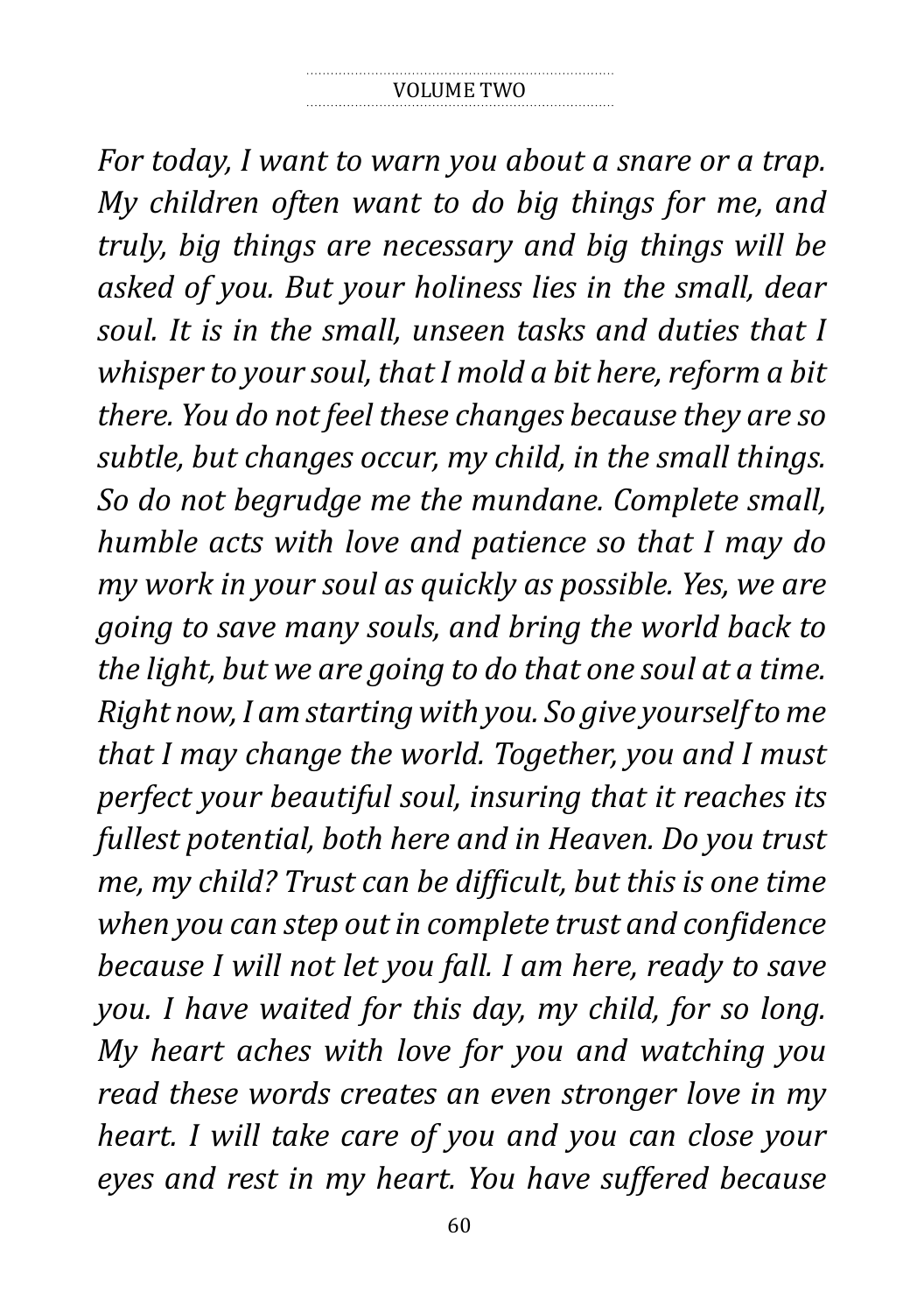*For today, I want to warn you about a snare or a trap. My children often want to do big things for me, and truly, big things are necessary and big things will be asked of you. But your holiness lies in the small, dear soul. It is in the small, unseen tasks and duties that I whisper to your soul, that I mold a bit here, reform a bit there. You do not feel these changes because they are so subtle, but changes occur, my child, in the small things. So do not begrudge me the mundane. Complete small, humble acts with love and patience so that I may do my work in your soul as quickly as possible. Yes, we are going to save many souls, and bring the world back to the light, but we are going to do that one soul at a time. Right now, I am starting with you. So give yourself to me that I may change the world. Together, you and I must perfect your beautiful soul, insuring that it reaches its fullest potential, both here and in Heaven. Do you trust me, my child? Trust can be difficult, but this is one time when you can step out in complete trust and confidence because I will not let you fall. I am here, ready to save you. I have waited for this day, my child, for so long. My heart aches with love for you and watching you read these words creates an even stronger love in my heart. I will take care of you and you can close your eyes and rest in my heart. You have suffered because*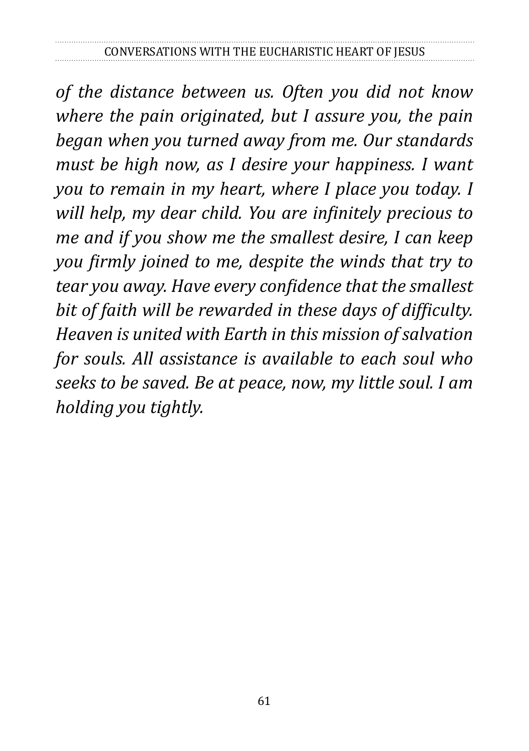*of the distance between us. Often you did not know where the pain originated, but I assure you, the pain began when you turned away from me. Our standards must be high now, as I desire your happiness. I want you to remain in my heart, where I place you today. I will help, my dear child. You are infinitely precious to me and if you show me the smallest desire, I can keep you firmly joined to me, despite the winds that try to tear you away. Have every confidence that the smallest bit of faith will be rewarded in these days of difficulty. Heaven is united with Earth in this mission of salvation for souls. All assistance is available to each soul who seeks to be saved. Be at peace, now, my little soul. I am holding you tightly.*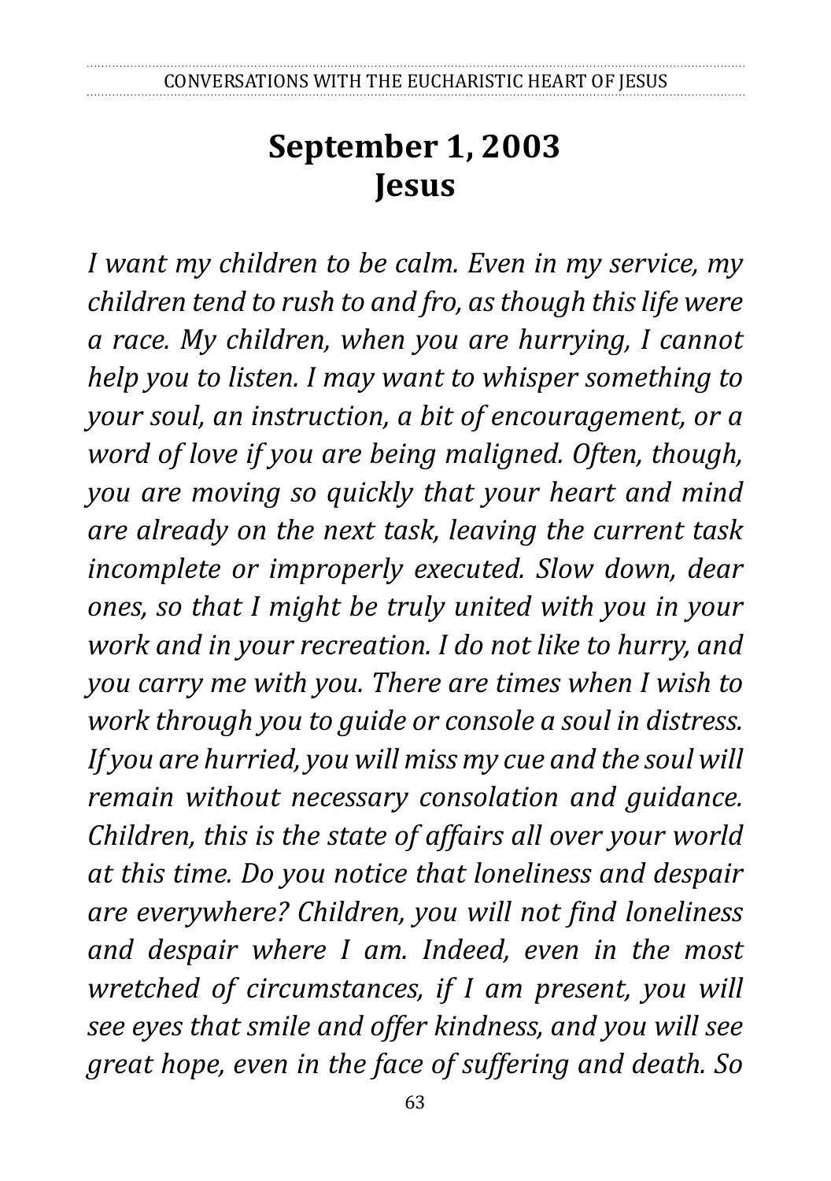# September 1, 2003
# Jesus

*I want my children to be calm. Even in my service, my children tend to rush to and fro, as though this life were a race. My children, when you are hurrying, I cannot help you to listen. I may want to whisper something to your soul, an instruction, a bit of encouragement, or a word of love if you are being maligned. Often, though, you are moving so quickly that your heart and mind are already on the next task, leaving the current task incomplete or improperly executed. Slow down, dear ones, so that I might be truly united with you in your work and in your recreation. I do not like to hurry, and you carry me with you. There are times when I wish to work through you to guide or console a soul in distress. If you are hurried, you will miss my cue and the soul will remain without necessary consolation and guidance. Children, this is the state of affairs all over your world at this time. Do you notice that loneliness and despair are everywhere? Children, you will not find loneliness and despair where I am. Indeed, even in the most wretched of circumstances, if I am present, you will see eyes that smile and offer kindness, and you will see great hope, even in the face of suffering and death. So*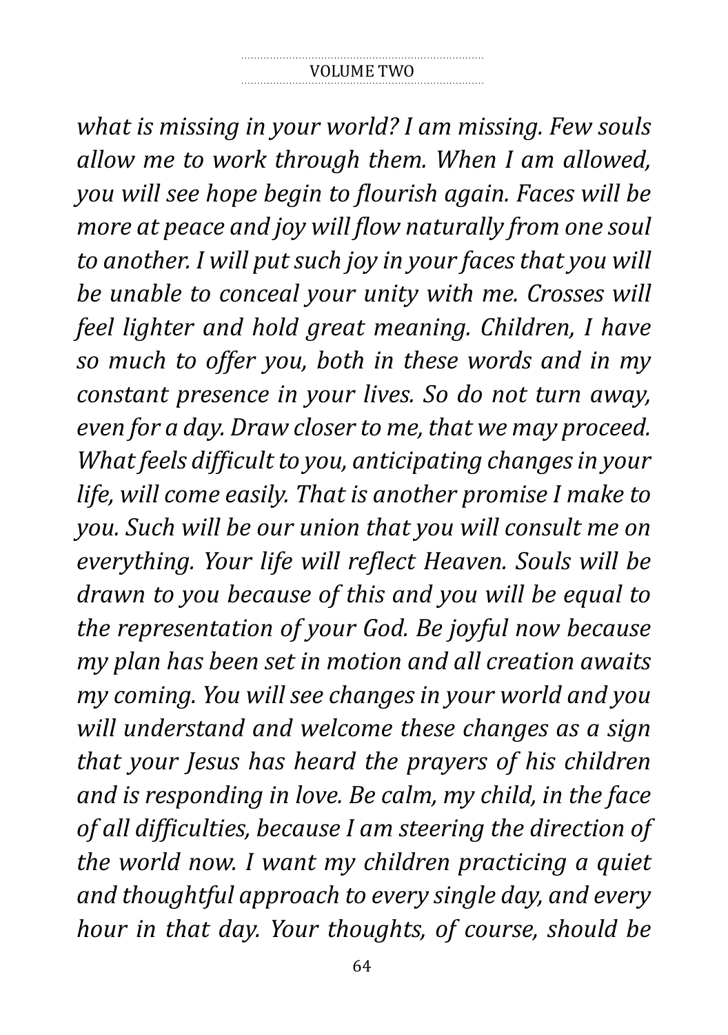*what is missing in your world? I am missing. Few souls allow me to work through them. When I am allowed, you will see hope begin to flourish again. Faces will be more at peace and joy will flow naturally from one soul to another. I will put such joy in your faces that you will be unable to conceal your unity with me. Crosses will feel lighter and hold great meaning. Children, I have so much to offer you, both in these words and in my constant presence in your lives. So do not turn away, even for a day. Draw closer to me, that we may proceed. What feels difficult to you, anticipating changes in your life, will come easily. That is another promise I make to you. Such will be our union that you will consult me on everything. Your life will reflect Heaven. Souls will be drawn to you because of this and you will be equal to the representation of your God. Be joyful now because my plan has been set in motion and all creation awaits my coming. You will see changes in your world and you will understand and welcome these changes as a sign that your Jesus has heard the prayers of his children and is responding in love. Be calm, my child, in the face of all difficulties, because I am steering the direction of the world now. I want my children practicing a quiet and thoughtful approach to every single day, and every hour in that day. Your thoughts, of course, should be*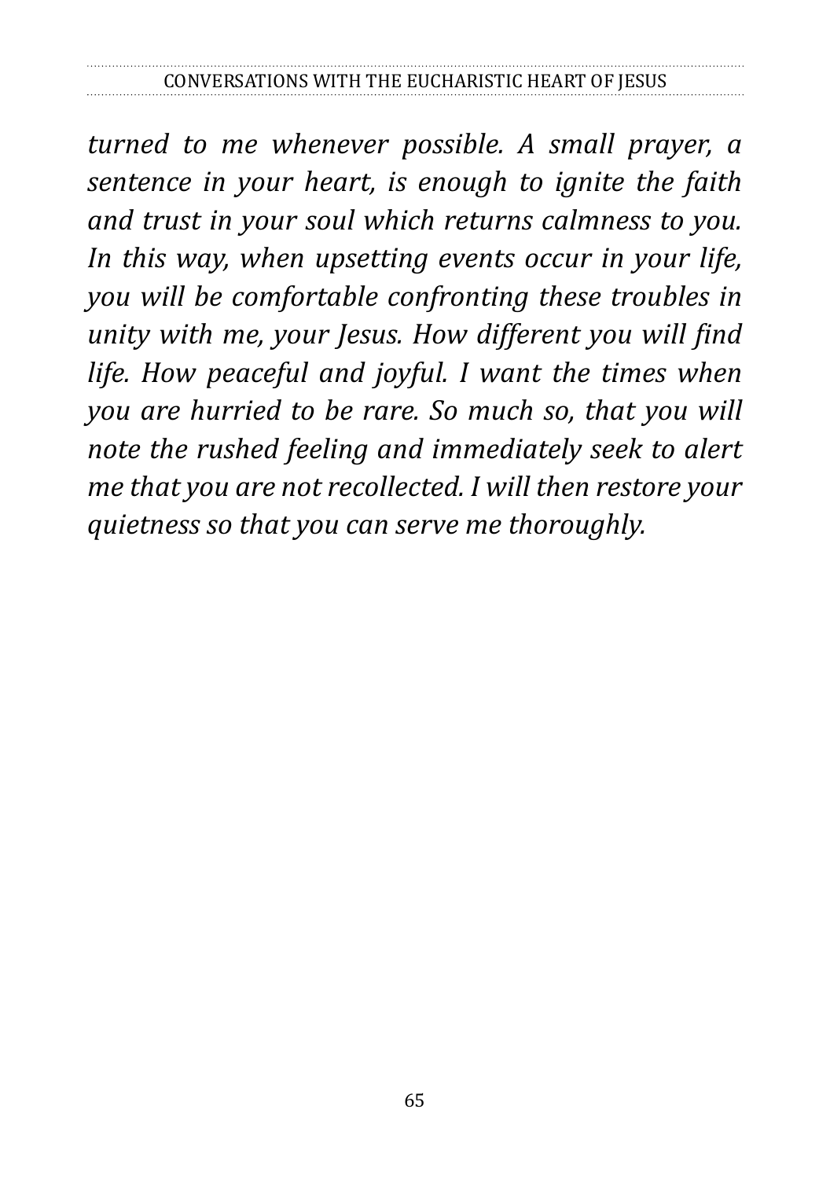*turned to me whenever possible. A small prayer, a sentence in your heart, is enough to ignite the faith and trust in your soul which returns calmness to you. In this way, when upsetting events occur in your life, you will be comfortable confronting these troubles in unity with me, your Jesus. How different you will find life. How peaceful and joyful. I want the times when you are hurried to be rare. So much so, that you will note the rushed feeling and immediately seek to alert me that you are not recollected. I will then restore your quietness so that you can serve me thoroughly.*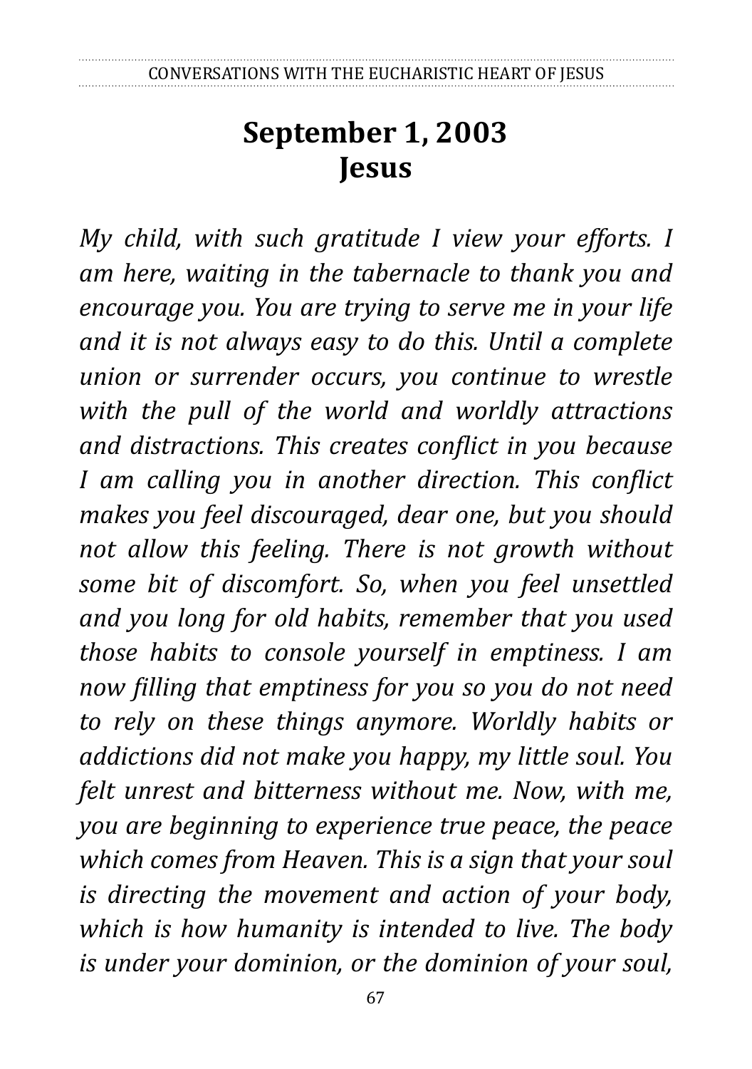# September 1, 2003
# Jesus

*My child, with such gratitude I view your efforts. I am here, waiting in the tabernacle to thank you and encourage you. You are trying to serve me in your life and it is not always easy to do this. Until a complete union or surrender occurs, you continue to wrestle with the pull of the world and worldly attractions and distractions. This creates conflict in you because I am calling you in another direction. This conflict makes you feel discouraged, dear one, but you should not allow this feeling. There is not growth without some bit of discomfort. So, when you feel unsettled and you long for old habits, remember that you used those habits to console yourself in emptiness. I am now filling that emptiness for you so you do not need to rely on these things anymore. Worldly habits or addictions did not make you happy, my little soul. You felt unrest and bitterness without me. Now, with me, you are beginning to experience true peace, the peace which comes from Heaven. This is a sign that your soul is directing the movement and action of your body, which is how humanity is intended to live. The body is under your dominion, or the dominion of your soul,*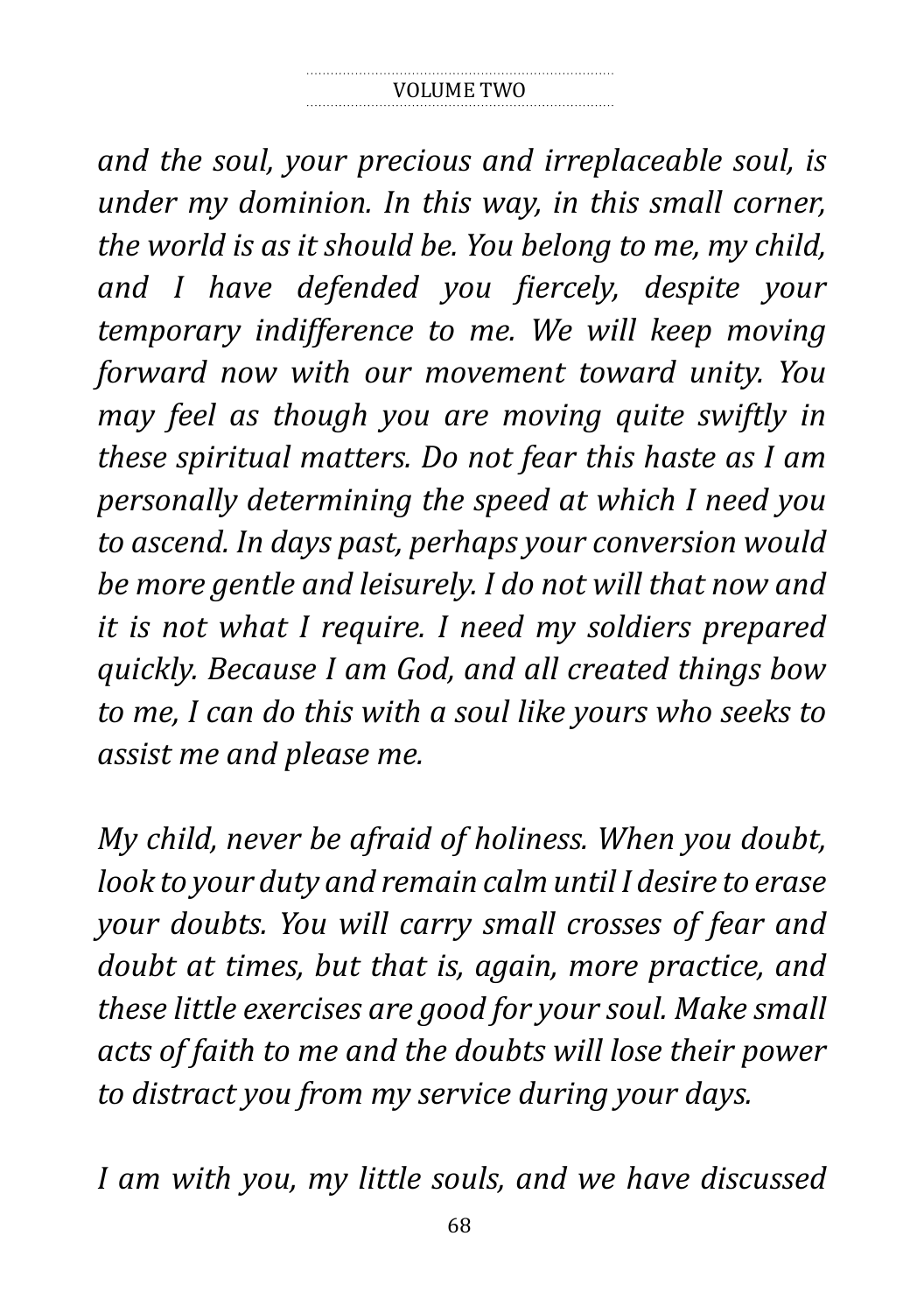*and the soul, your precious and irreplaceable soul, is under my dominion. In this way, in this small corner, the world is as it should be. You belong to me, my child, and I have defended you fiercely, despite your temporary indifference to me. We will keep moving forward now with our movement toward unity. You may feel as though you are moving quite swiftly in these spiritual matters. Do not fear this haste as I am personally determining the speed at which I need you to ascend. In days past, perhaps your conversion would be more gentle and leisurely. I do not will that now and it is not what I require. I need my soldiers prepared quickly. Because I am God, and all created things bow to me, I can do this with a soul like yours who seeks to assist me and please me.*

*My child, never be afraid of holiness. When you doubt, look to your duty and remain calm until I desire to erase your doubts. You will carry small crosses of fear and doubt at times, but that is, again, more practice, and these little exercises are good for your soul. Make small acts of faith to me and the doubts will lose their power to distract you from my service during your days.*

*I am with you, my little souls, and we have discussed*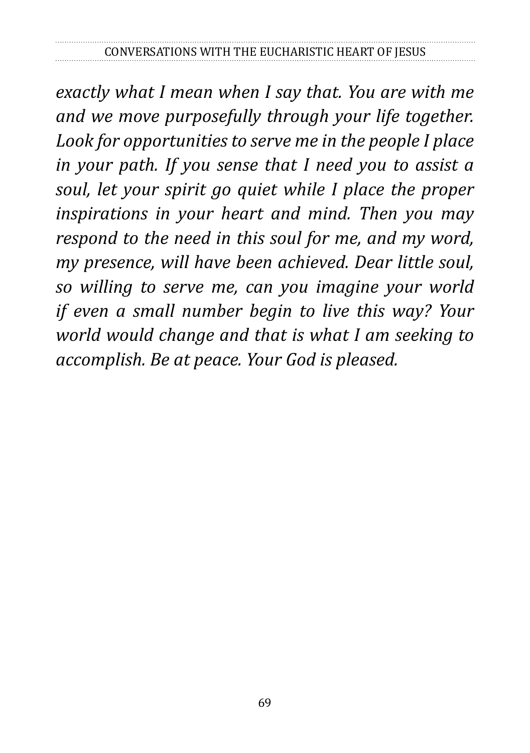*exactly what I mean when I say that. You are with me and we move purposefully through your life together. Look for opportunities to serve me in the people I place in your path. If you sense that I need you to assist a soul, let your spirit go quiet while I place the proper inspirations in your heart and mind. Then you may respond to the need in this soul for me, and my word, my presence, will have been achieved. Dear little soul, so willing to serve me, can you imagine your world if even a small number begin to live this way? Your world would change and that is what I am seeking to accomplish. Be at peace. Your God is pleased.*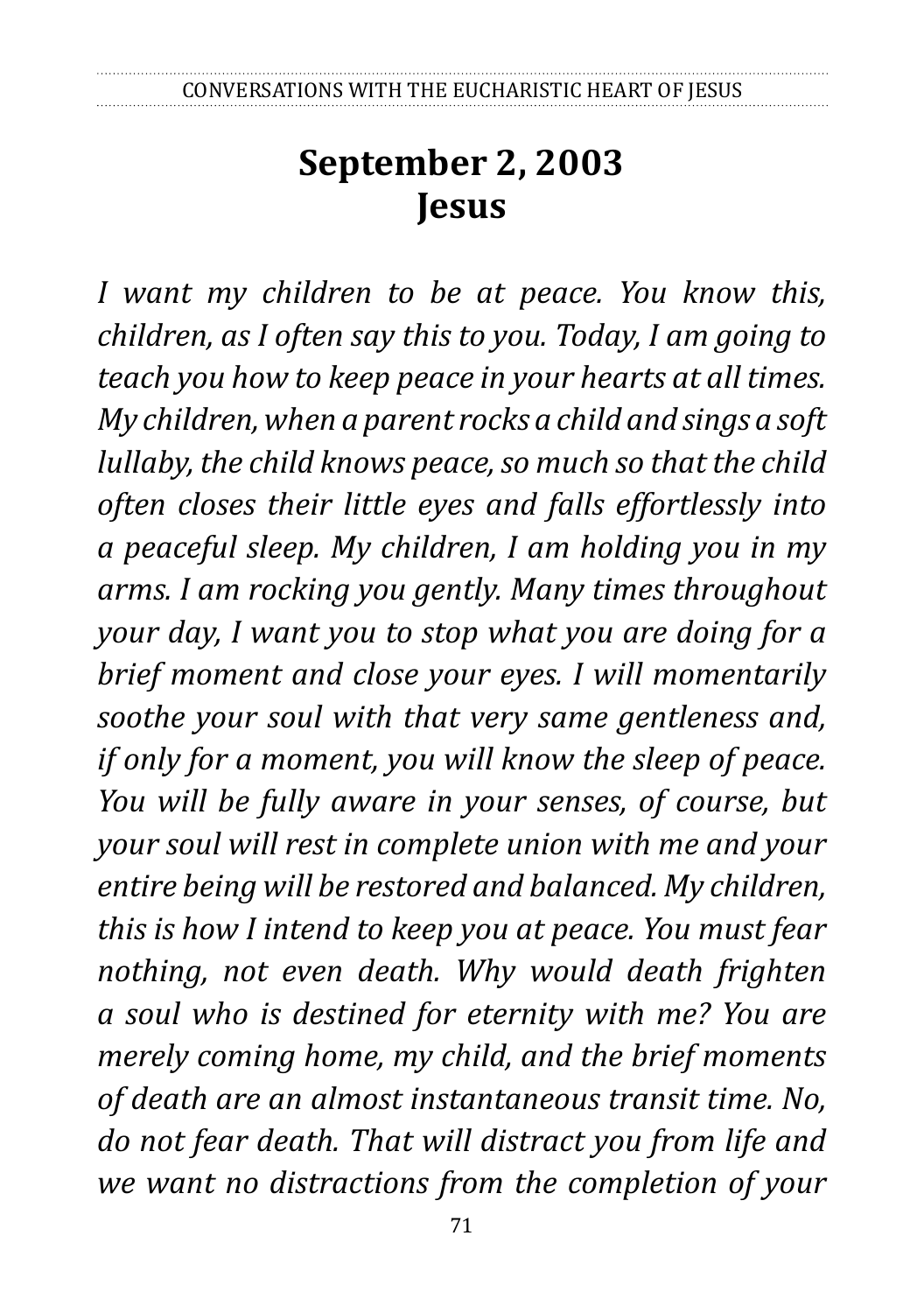## September 2, 2003
## Jesus

*I want my children to be at peace. You know this, children, as I often say this to you. Today, I am going to teach you how to keep peace in your hearts at all times. My children, when a parent rocks a child and sings a soft lullaby, the child knows peace, so much so that the child often closes their little eyes and falls effortlessly into a peaceful sleep. My children, I am holding you in my arms. I am rocking you gently. Many times throughout your day, I want you to stop what you are doing for a brief moment and close your eyes. I will momentarily soothe your soul with that very same gentleness and, if only for a moment, you will know the sleep of peace. You will be fully aware in your senses, of course, but your soul will rest in complete union with me and your entire being will be restored and balanced. My children, this is how I intend to keep you at peace. You must fear nothing, not even death. Why would death frighten a soul who is destined for eternity with me? You are merely coming home, my child, and the brief moments of death are an almost instantaneous transit time. No, do not fear death. That will distract you from life and we want no distractions from the completion of your*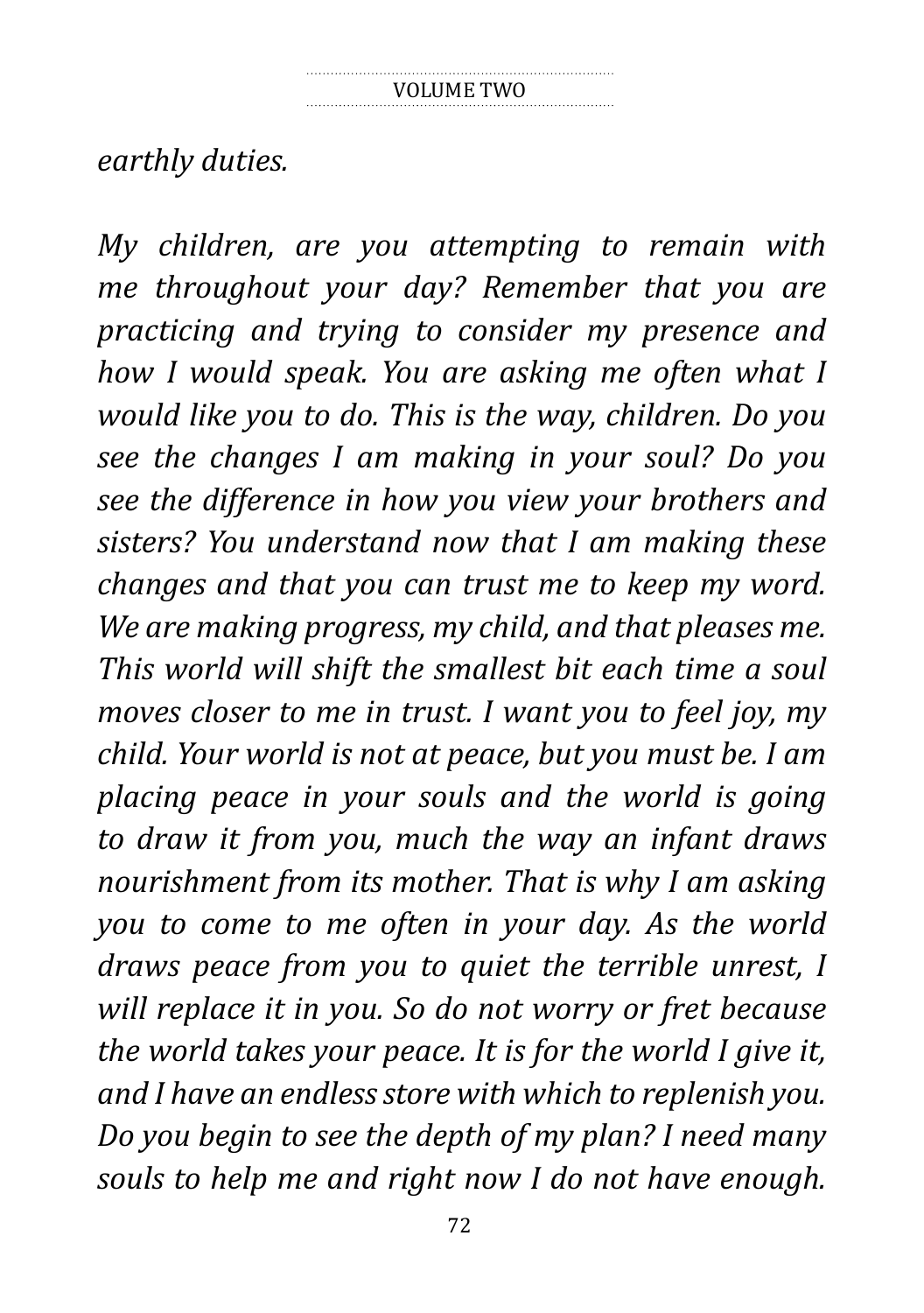*earthly duties.*

*My children, are you attempting to remain with me throughout your day? Remember that you are practicing and trying to consider my presence and how I would speak. You are asking me often what I would like you to do. This is the way, children. Do you see the changes I am making in your soul? Do you see the difference in how you view your brothers and sisters? You understand now that I am making these changes and that you can trust me to keep my word. We are making progress, my child, and that pleases me. This world will shift the smallest bit each time a soul moves closer to me in trust. I want you to feel joy, my child. Your world is not at peace, but you must be. I am placing peace in your souls and the world is going to draw it from you, much the way an infant draws nourishment from its mother. That is why I am asking you to come to me often in your day. As the world draws peace from you to quiet the terrible unrest, I will replace it in you. So do not worry or fret because the world takes your peace. It is for the world I give it, and I have an endless store with which to replenish you. Do you begin to see the depth of my plan? I need many souls to help me and right now I do not have enough.*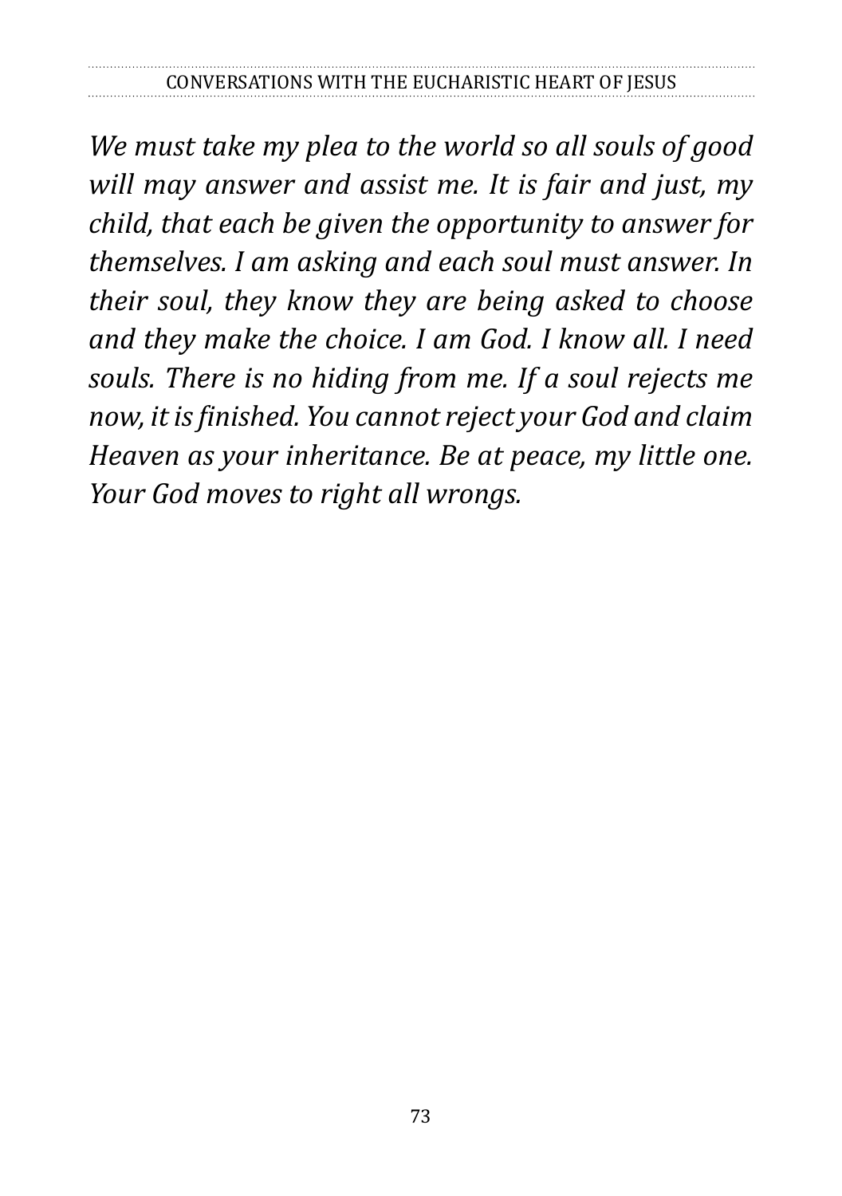*We must take my plea to the world so all souls of good will may answer and assist me. It is fair and just, my child, that each be given the opportunity to answer for themselves. I am asking and each soul must answer. In their soul, they know they are being asked to choose and they make the choice. I am God. I know all. I need souls. There is no hiding from me. If a soul rejects me now, it is finished. You cannot reject your God and claim Heaven as your inheritance. Be at peace, my little one. Your God moves to right all wrongs.*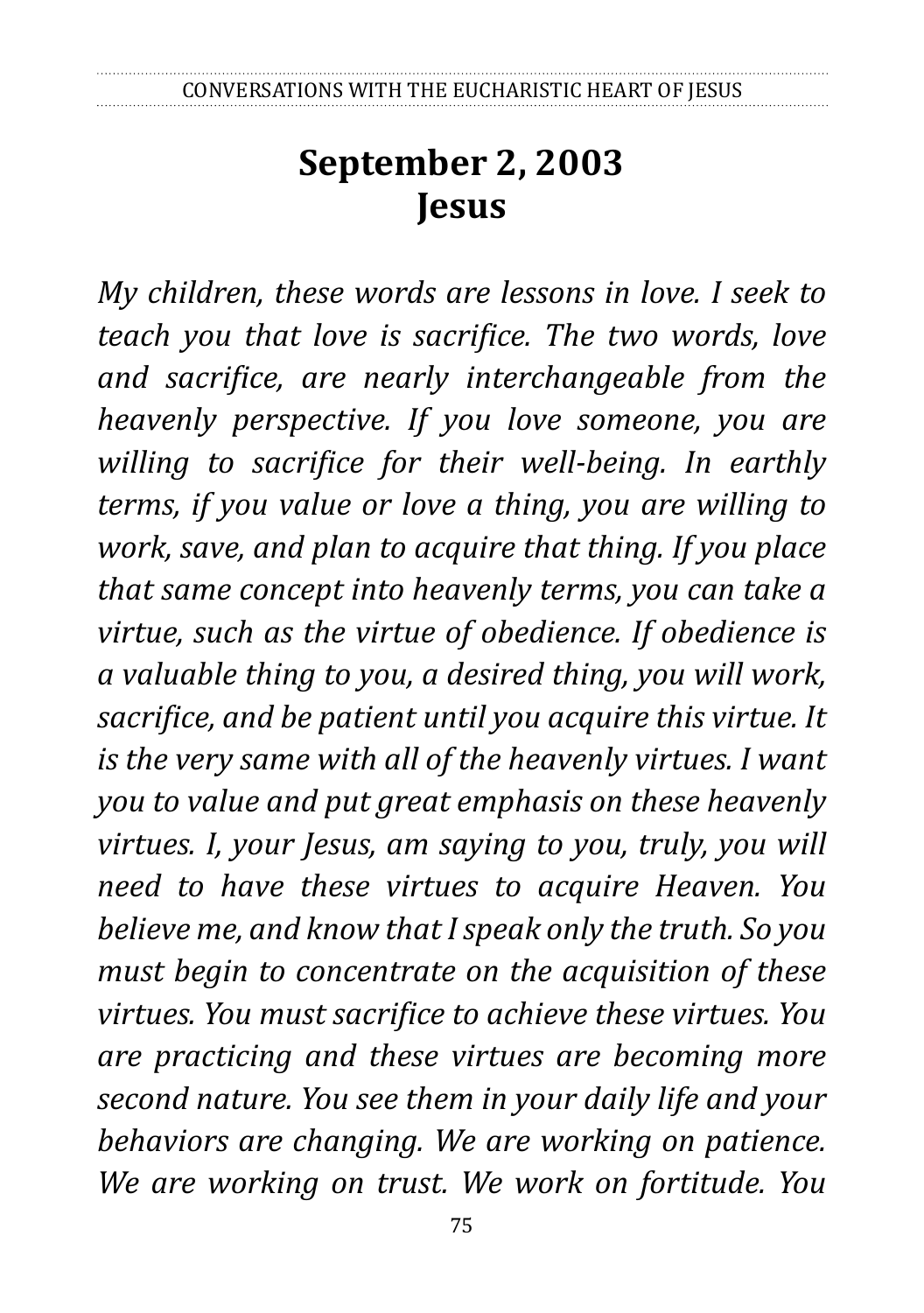# September 2, 2003
# Jesus

*My children, these words are lessons in love. I seek to teach you that love is sacrifice. The two words, love and sacrifice, are nearly interchangeable from the heavenly perspective. If you love someone, you are willing to sacrifice for their well-being. In earthly terms, if you value or love a thing, you are willing to work, save, and plan to acquire that thing. If you place that same concept into heavenly terms, you can take a virtue, such as the virtue of obedience. If obedience is a valuable thing to you, a desired thing, you will work, sacrifice, and be patient until you acquire this virtue. It is the very same with all of the heavenly virtues. I want you to value and put great emphasis on these heavenly virtues. I, your Jesus, am saying to you, truly, you will need to have these virtues to acquire Heaven. You believe me, and know that I speak only the truth. So you must begin to concentrate on the acquisition of these virtues. You must sacrifice to achieve these virtues. You are practicing and these virtues are becoming more second nature. You see them in your daily life and your behaviors are changing. We are working on patience. We are working on trust. We work on fortitude. You*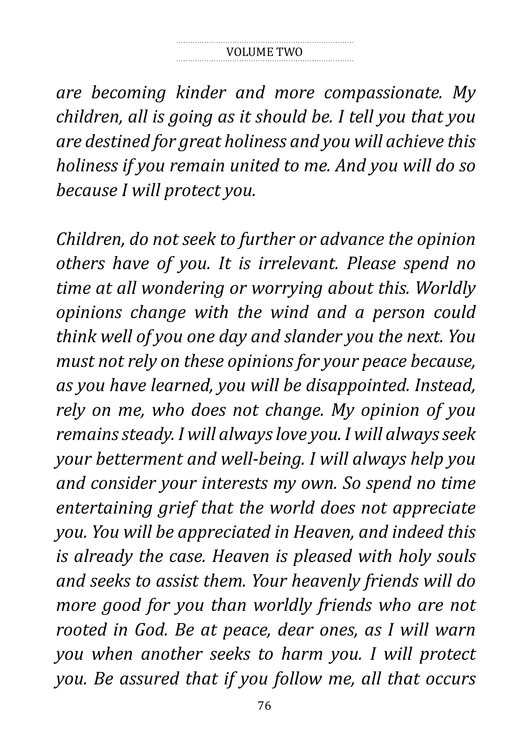*are becoming kinder and more compassionate. My children, all is going as it should be. I tell you that you are destined for great holiness and you will achieve this holiness if you remain united to me. And you will do so because I will protect you.*

*Children, do not seek to further or advance the opinion others have of you. It is irrelevant. Please spend no time at all wondering or worrying about this. Worldly opinions change with the wind and a person could think well of you one day and slander you the next. You must not rely on these opinions for your peace because, as you have learned, you will be disappointed. Instead, rely on me, who does not change. My opinion of you remains steady. I will always love you. I will always seek your betterment and well-being. I will always help you and consider your interests my own. So spend no time entertaining grief that the world does not appreciate you. You will be appreciated in Heaven, and indeed this is already the case. Heaven is pleased with holy souls and seeks to assist them. Your heavenly friends will do more good for you than worldly friends who are not rooted in God. Be at peace, dear ones, as I will warn you when another seeks to harm you. I will protect you. Be assured that if you follow me, all that occurs*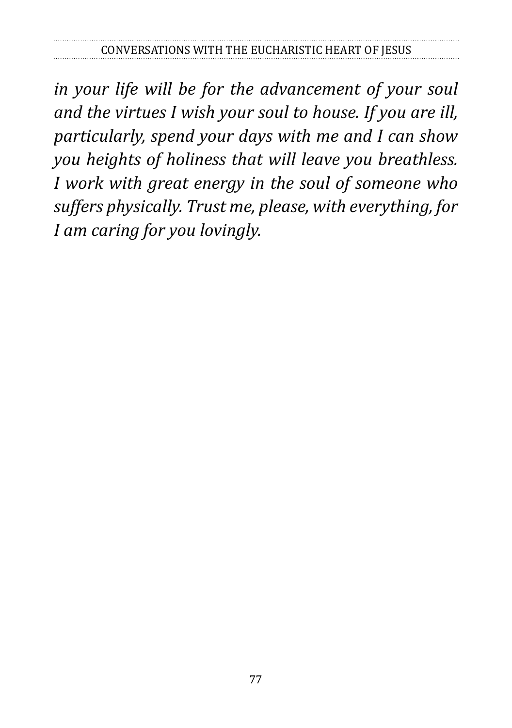*in your life will be for the advancement of your soul and the virtues I wish your soul to house. If you are ill, particularly, spend your days with me and I can show you heights of holiness that will leave you breathless. I work with great energy in the soul of someone who suffers physically. Trust me, please, with everything, for I am caring for you lovingly.*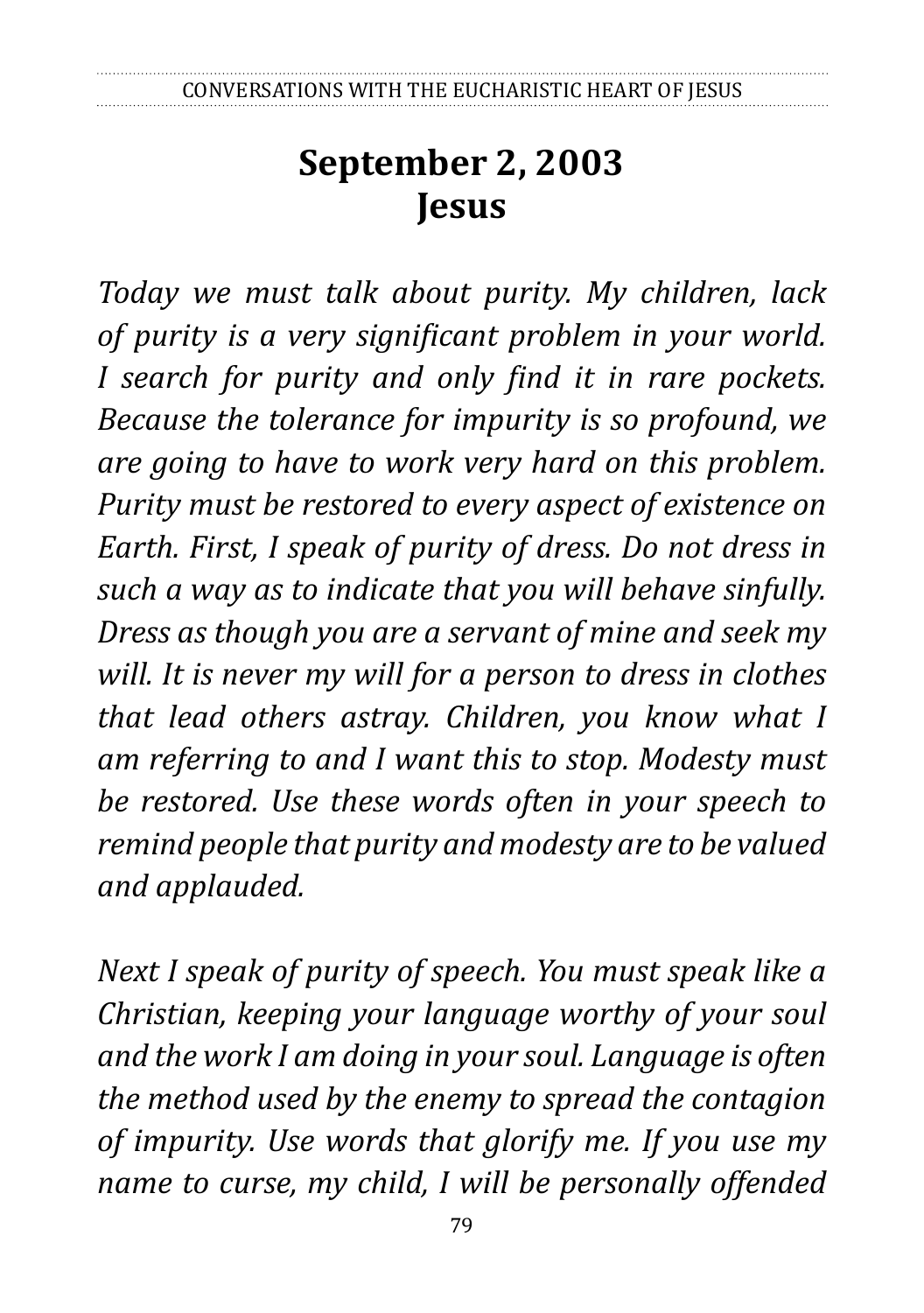# September 2, 2003
# Jesus

*Today we must talk about purity. My children, lack of purity is a very significant problem in your world. I search for purity and only find it in rare pockets. Because the tolerance for impurity is so profound, we are going to have to work very hard on this problem. Purity must be restored to every aspect of existence on Earth. First, I speak of purity of dress. Do not dress in such a way as to indicate that you will behave sinfully. Dress as though you are a servant of mine and seek my will. It is never my will for a person to dress in clothes that lead others astray. Children, you know what I am referring to and I want this to stop. Modesty must be restored. Use these words often in your speech to remind people that purity and modesty are to be valued and applauded.*

*Next I speak of purity of speech. You must speak like a Christian, keeping your language worthy of your soul and the work I am doing in your soul. Language is often the method used by the enemy to spread the contagion of impurity. Use words that glorify me. If you use my name to curse, my child, I will be personally offended*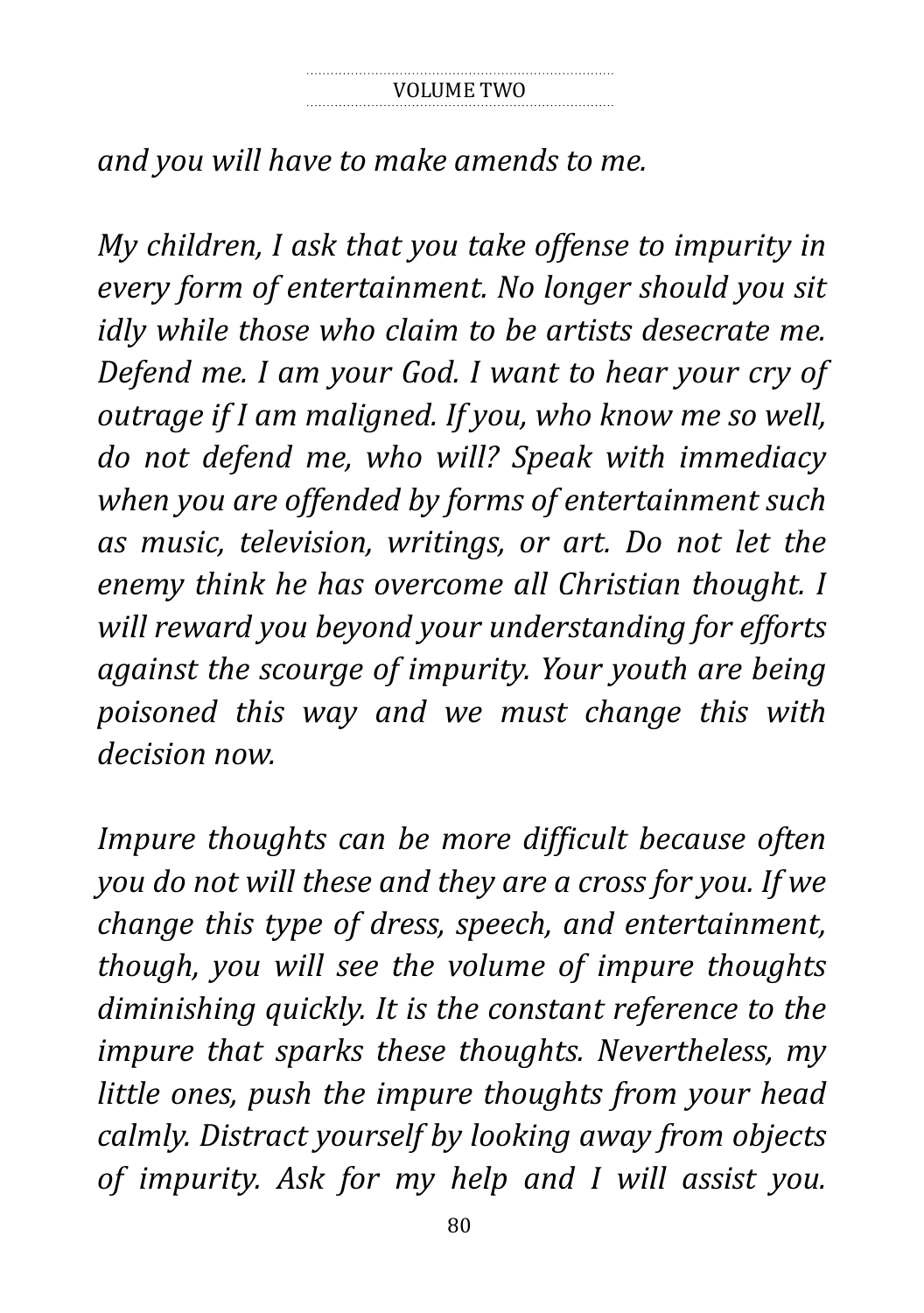*and you will have to make amends to me.*

*My children, I ask that you take offense to impurity in every form of entertainment. No longer should you sit idly while those who claim to be artists desecrate me. Defend me. I am your God. I want to hear your cry of outrage if I am maligned. If you, who know me so well, do not defend me, who will? Speak with immediacy when you are offended by forms of entertainment such as music, television, writings, or art. Do not let the enemy think he has overcome all Christian thought. I will reward you beyond your understanding for efforts against the scourge of impurity. Your youth are being poisoned this way and we must change this with decision now.*

*Impure thoughts can be more difficult because often you do not will these and they are a cross for you. If we change this type of dress, speech, and entertainment, though, you will see the volume of impure thoughts diminishing quickly. It is the constant reference to the impure that sparks these thoughts. Nevertheless, my little ones, push the impure thoughts from your head calmly. Distract yourself by looking away from objects of impurity. Ask for my help and I will assist you.*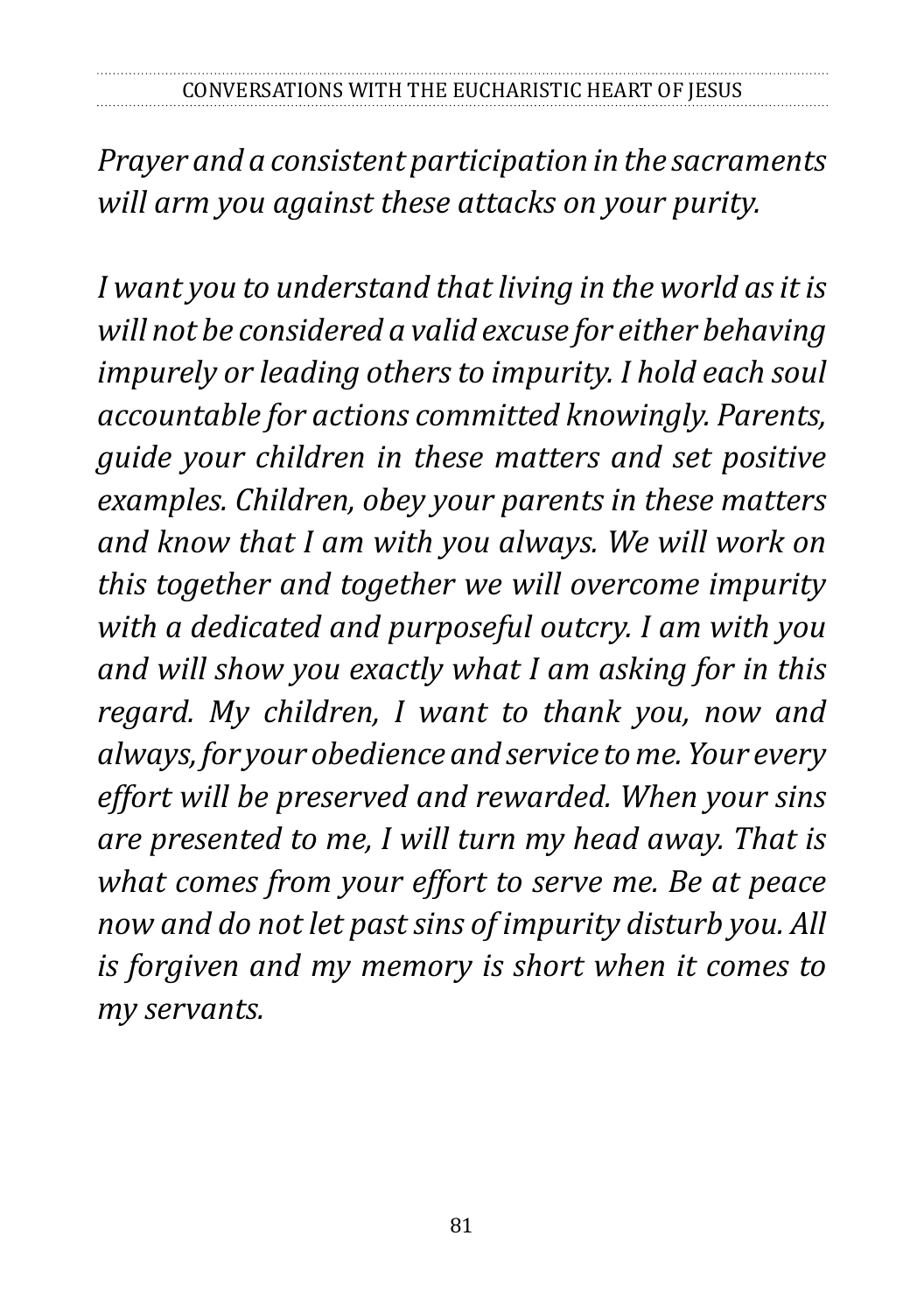*Prayer and a consistent participation in the sacraments will arm you against these attacks on your purity.*

*I want you to understand that living in the world as it is will not be considered a valid excuse for either behaving impurely or leading others to impurity. I hold each soul accountable for actions committed knowingly. Parents, guide your children in these matters and set positive examples. Children, obey your parents in these matters and know that I am with you always. We will work on this together and together we will overcome impurity with a dedicated and purposeful outcry. I am with you and will show you exactly what I am asking for in this regard. My children, I want to thank you, now and always, for your obedience and service to me. Your every effort will be preserved and rewarded. When your sins are presented to me, I will turn my head away. That is what comes from your effort to serve me. Be at peace now and do not let past sins of impurity disturb you. All is forgiven and my memory is short when it comes to my servants.*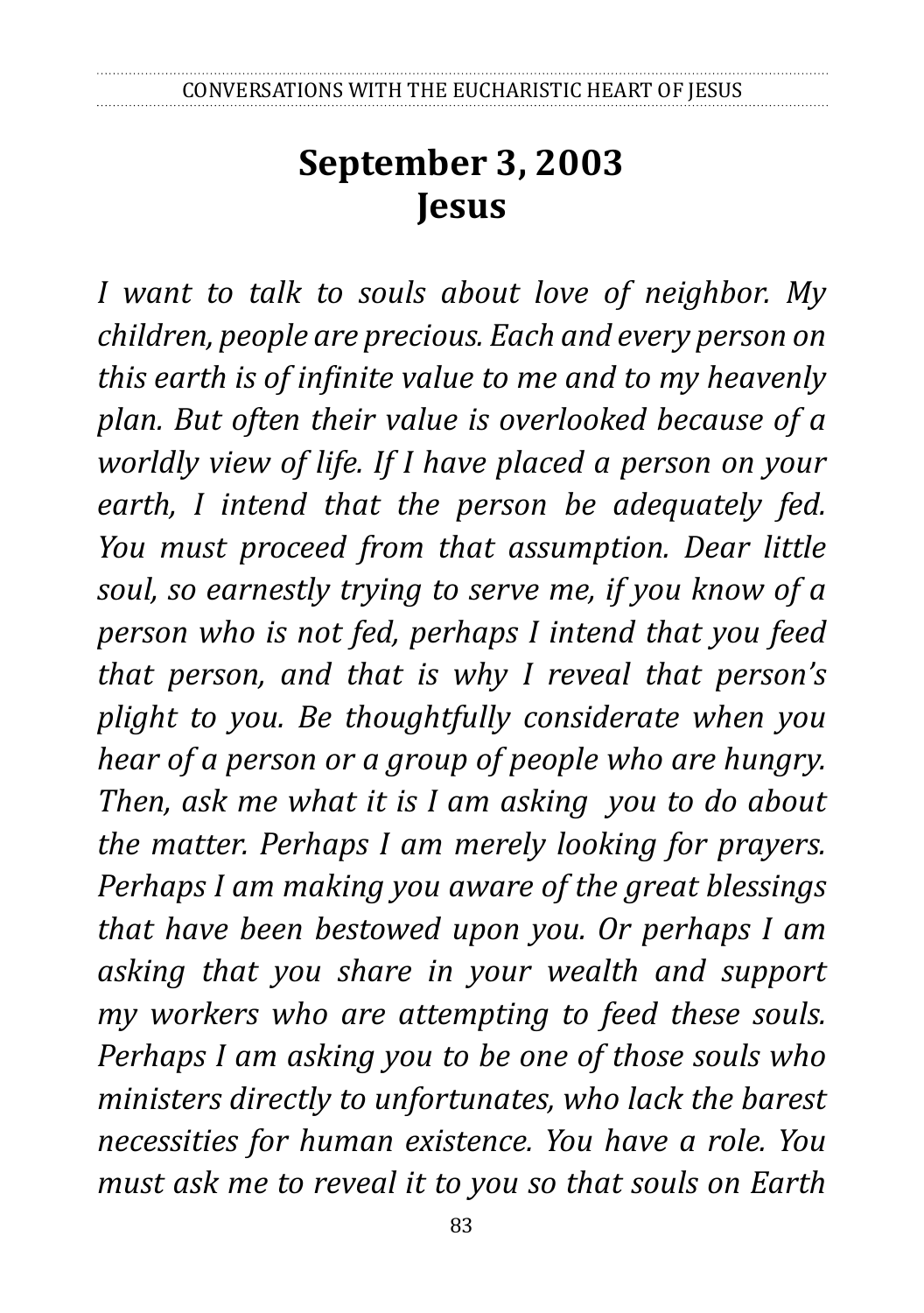# September 3, 2003
# Jesus

*I want to talk to souls about love of neighbor. My children, people are precious. Each and every person on this earth is of infinite value to me and to my heavenly plan. But often their value is overlooked because of a worldly view of life. If I have placed a person on your earth, I intend that the person be adequately fed. You must proceed from that assumption. Dear little soul, so earnestly trying to serve me, if you know of a person who is not fed, perhaps I intend that you feed that person, and that is why I reveal that person's plight to you. Be thoughtfully considerate when you hear of a person or a group of people who are hungry. Then, ask me what it is I am asking you to do about the matter. Perhaps I am merely looking for prayers. Perhaps I am making you aware of the great blessings that have been bestowed upon you. Or perhaps I am asking that you share in your wealth and support my workers who are attempting to feed these souls. Perhaps I am asking you to be one of those souls who ministers directly to unfortunates, who lack the barest necessities for human existence. You have a role. You must ask me to reveal it to you so that souls on Earth*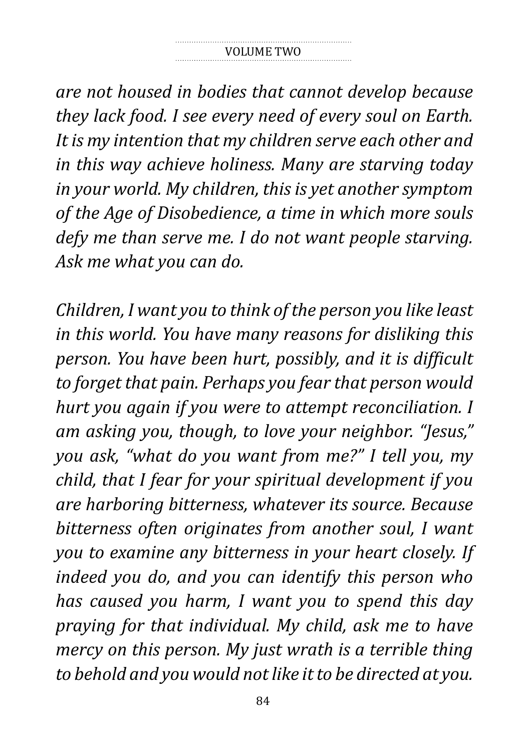*are not housed in bodies that cannot develop because they lack food. I see every need of every soul on Earth. It is my intention that my children serve each other and in this way achieve holiness. Many are starving today in your world. My children, this is yet another symptom of the Age of Disobedience, a time in which more souls defy me than serve me. I do not want people starving. Ask me what you can do.*

*Children, I want you to think of the person you like least in this world. You have many reasons for disliking this person. You have been hurt, possibly, and it is difficult to forget that pain. Perhaps you fear that person would hurt you again if you were to attempt reconciliation. I am asking you, though, to love your neighbor. "Jesus," you ask, "what do you want from me?" I tell you, my child, that I fear for your spiritual development if you are harboring bitterness, whatever its source. Because bitterness often originates from another soul, I want you to examine any bitterness in your heart closely. If indeed you do, and you can identify this person who has caused you harm, I want you to spend this day praying for that individual. My child, ask me to have mercy on this person. My just wrath is a terrible thing to behold and you would not like it to be directed at you.*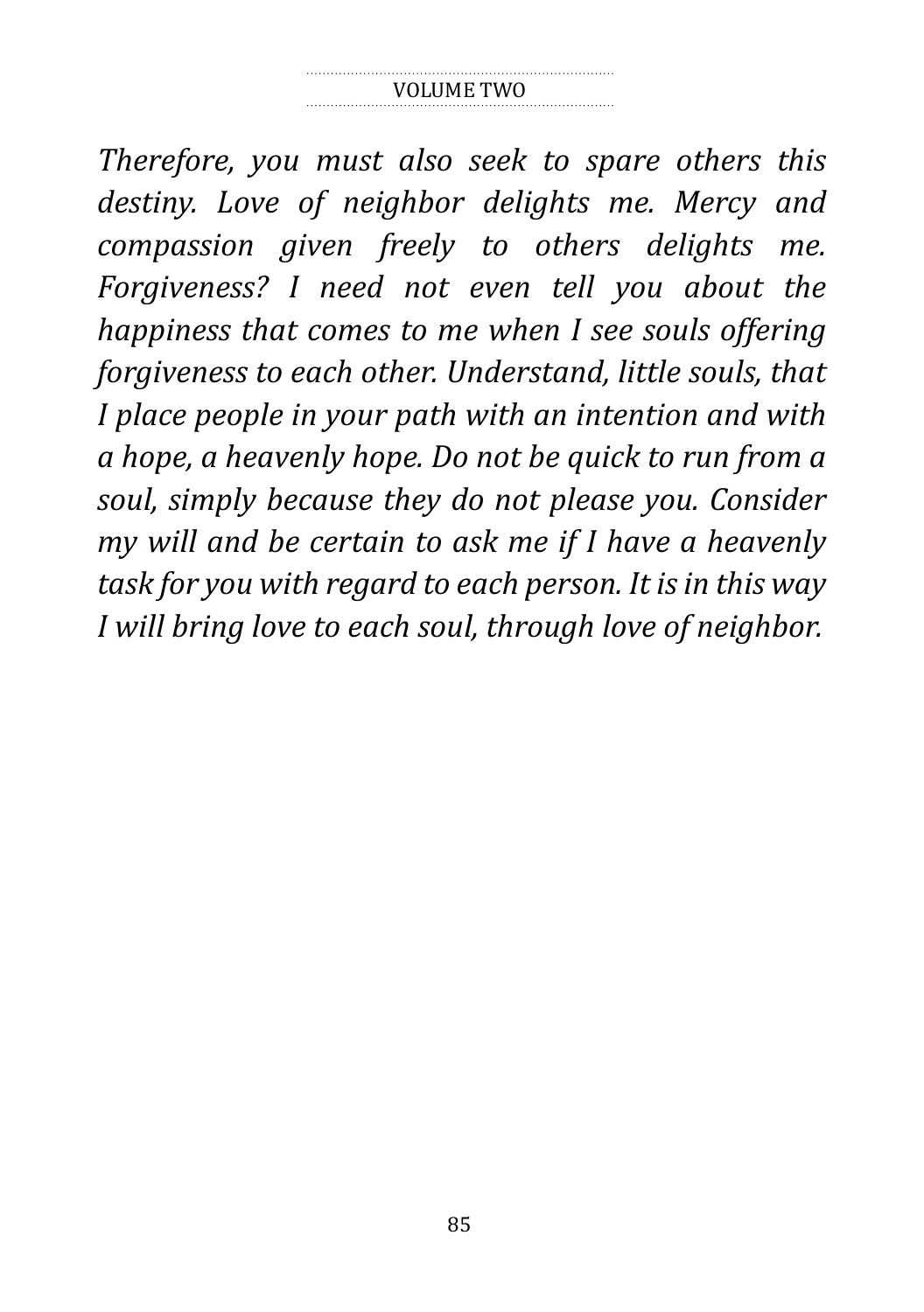*Therefore, you must also seek to spare others this destiny. Love of neighbor delights me. Mercy and compassion given freely to others delights me. Forgiveness? I need not even tell you about the happiness that comes to me when I see souls offering forgiveness to each other. Understand, little souls, that I place people in your path with an intention and with a hope, a heavenly hope. Do not be quick to run from a soul, simply because they do not please you. Consider my will and be certain to ask me if I have a heavenly task for you with regard to each person. It is in this way I will bring love to each soul, through love of neighbor.*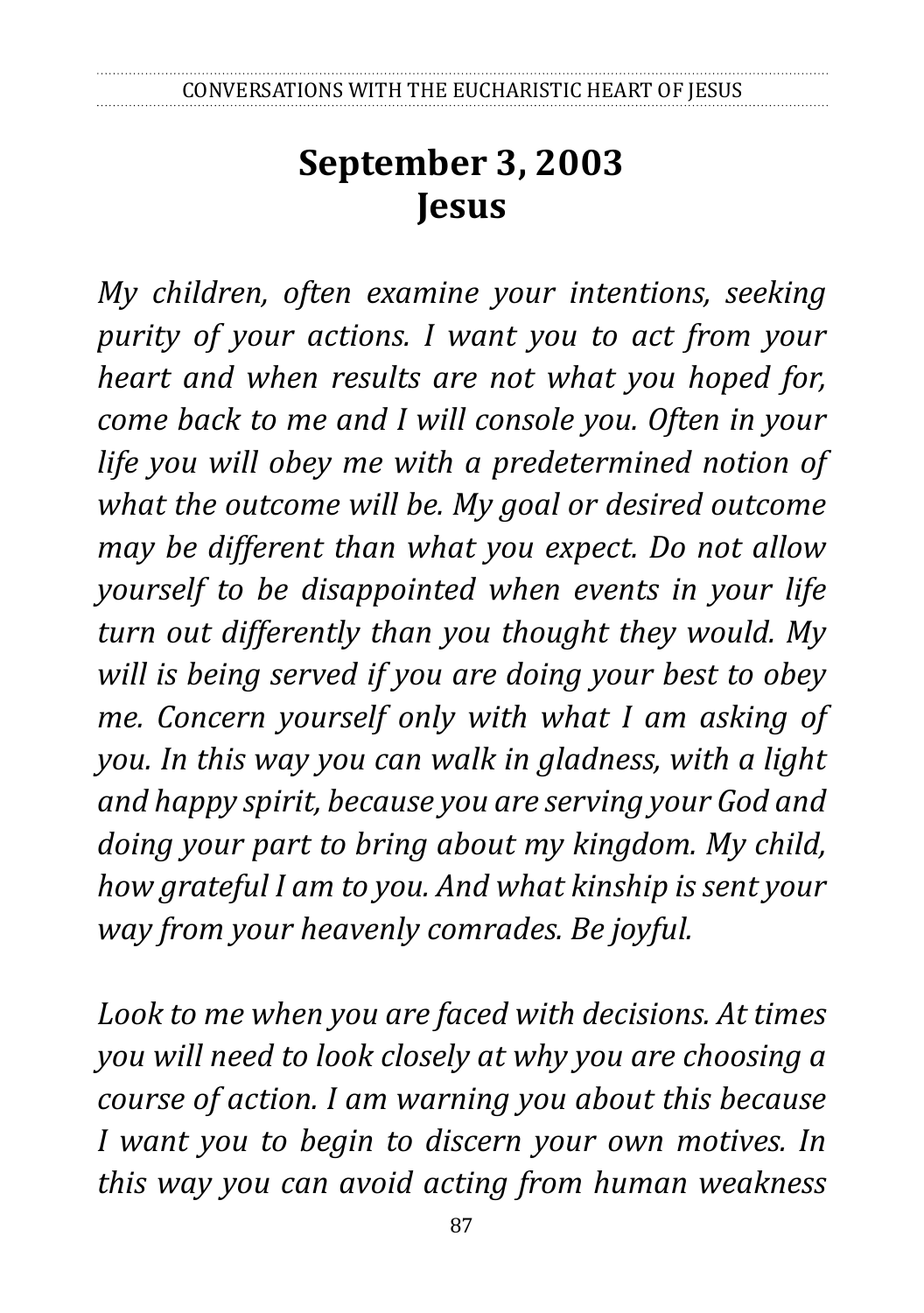# September 3, 2003
# Jesus

*My children, often examine your intentions, seeking purity of your actions. I want you to act from your heart and when results are not what you hoped for, come back to me and I will console you. Often in your life you will obey me with a predetermined notion of what the outcome will be. My goal or desired outcome may be different than what you expect. Do not allow yourself to be disappointed when events in your life turn out differently than you thought they would. My will is being served if you are doing your best to obey me. Concern yourself only with what I am asking of you. In this way you can walk in gladness, with a light and happy spirit, because you are serving your God and doing your part to bring about my kingdom. My child, how grateful I am to you. And what kinship is sent your way from your heavenly comrades. Be joyful.*

*Look to me when you are faced with decisions. At times you will need to look closely at why you are choosing a course of action. I am warning you about this because I want you to begin to discern your own motives. In this way you can avoid acting from human weakness*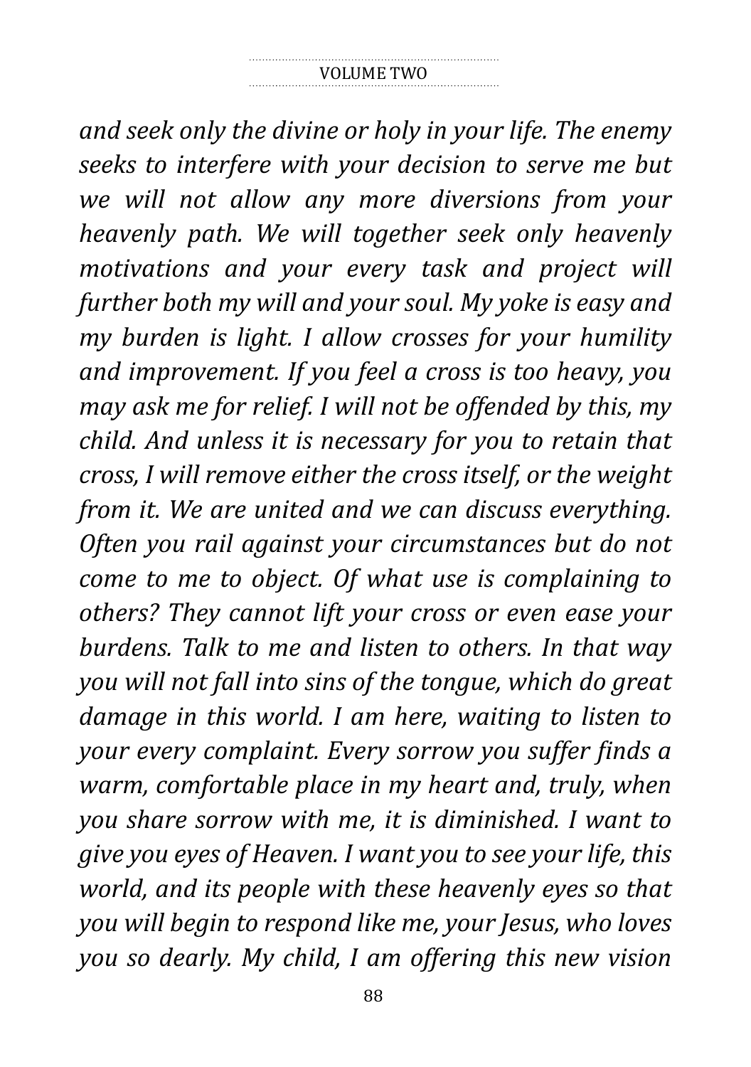*and seek only the divine or holy in your life. The enemy seeks to interfere with your decision to serve me but we will not allow any more diversions from your heavenly path. We will together seek only heavenly motivations and your every task and project will further both my will and your soul. My yoke is easy and my burden is light. I allow crosses for your humility and improvement. If you feel a cross is too heavy, you may ask me for relief. I will not be offended by this, my child. And unless it is necessary for you to retain that cross, I will remove either the cross itself, or the weight from it. We are united and we can discuss everything. Often you rail against your circumstances but do not come to me to object. Of what use is complaining to others? They cannot lift your cross or even ease your burdens. Talk to me and listen to others. In that way you will not fall into sins of the tongue, which do great damage in this world. I am here, waiting to listen to your every complaint. Every sorrow you suffer finds a warm, comfortable place in my heart and, truly, when you share sorrow with me, it is diminished. I want to give you eyes of Heaven. I want you to see your life, this world, and its people with these heavenly eyes so that you will begin to respond like me, your Jesus, who loves you so dearly. My child, I am offering this new vision*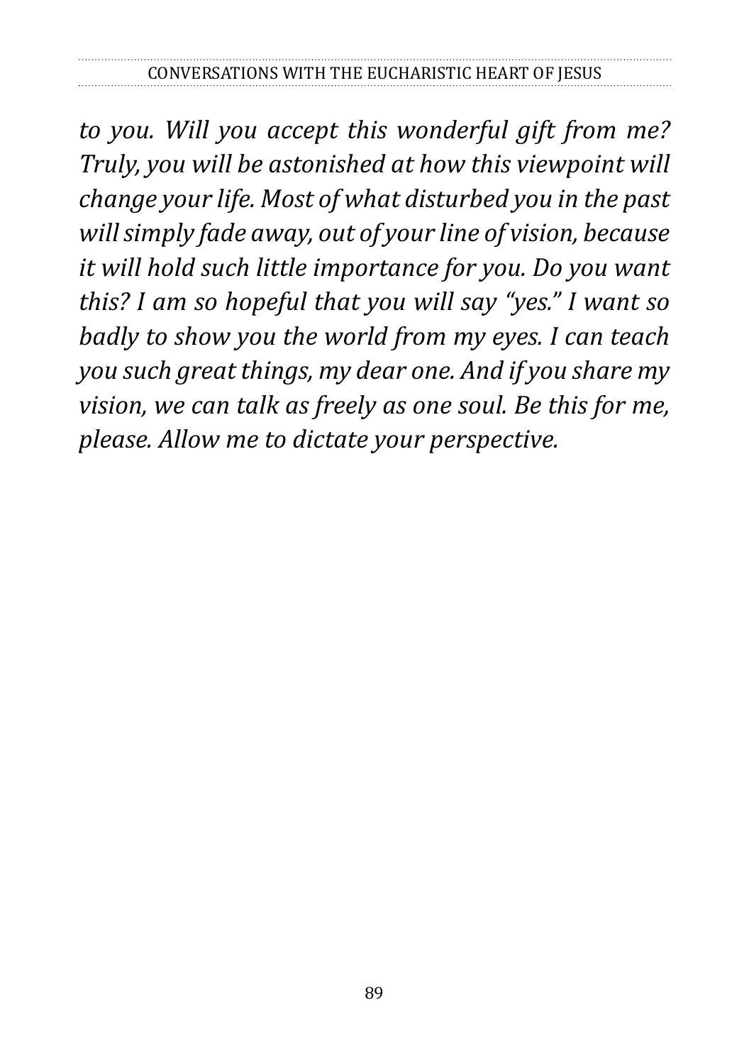*to you. Will you accept this wonderful gift from me? Truly, you will be astonished at how this viewpoint will change your life. Most of what disturbed you in the past will simply fade away, out of your line of vision, because it will hold such little importance for you. Do you want this? I am so hopeful that you will say "yes." I want so badly to show you the world from my eyes. I can teach you such great things, my dear one. And if you share my vision, we can talk as freely as one soul. Be this for me, please. Allow me to dictate your perspective.*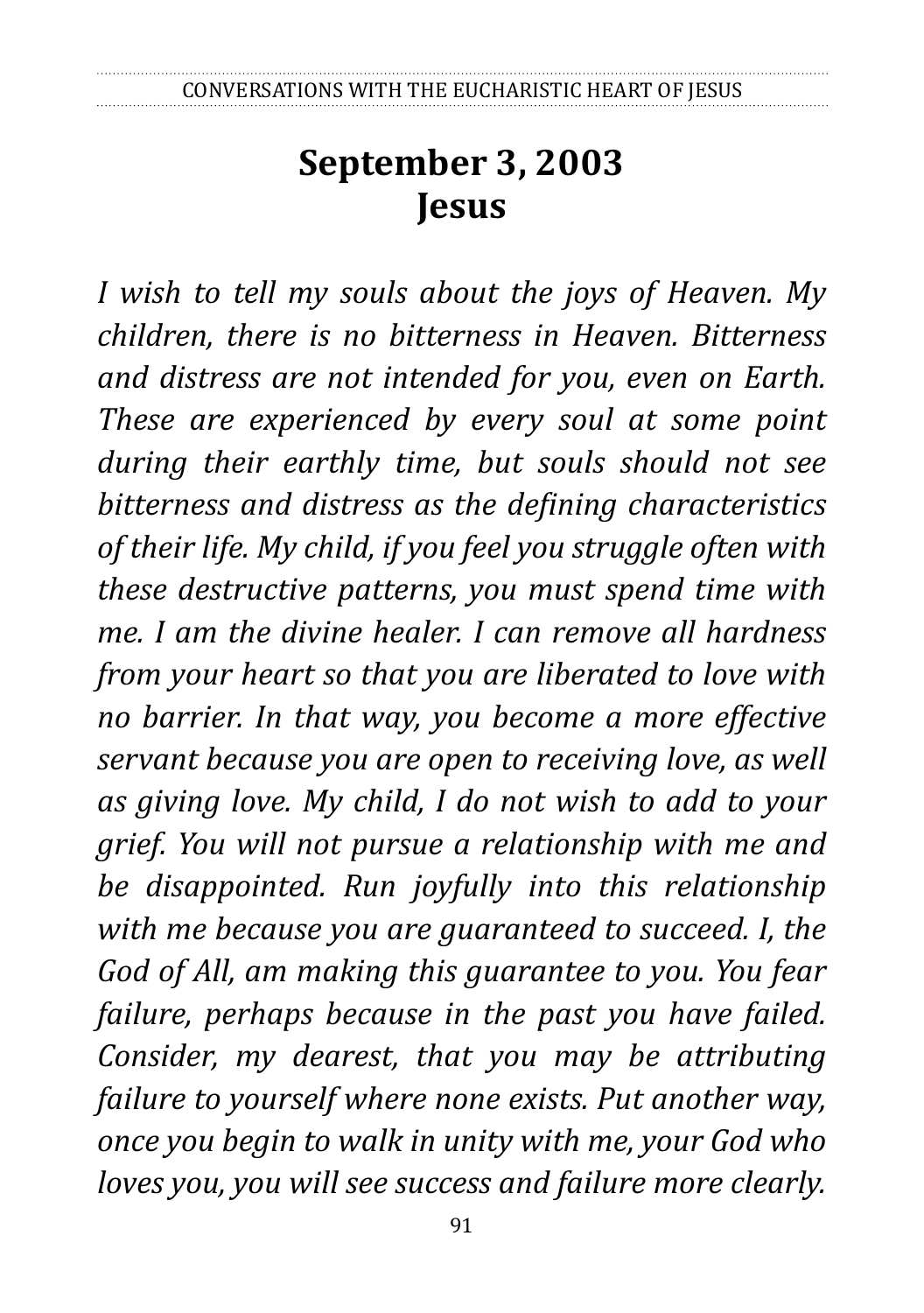# September 3, 2003
# Jesus

*I wish to tell my souls about the joys of Heaven. My children, there is no bitterness in Heaven. Bitterness and distress are not intended for you, even on Earth. These are experienced by every soul at some point during their earthly time, but souls should not see bitterness and distress as the defining characteristics of their life. My child, if you feel you struggle often with these destructive patterns, you must spend time with me. I am the divine healer. I can remove all hardness from your heart so that you are liberated to love with no barrier. In that way, you become a more effective servant because you are open to receiving love, as well as giving love. My child, I do not wish to add to your grief. You will not pursue a relationship with me and be disappointed. Run joyfully into this relationship with me because you are guaranteed to succeed. I, the God of All, am making this guarantee to you. You fear failure, perhaps because in the past you have failed. Consider, my dearest, that you may be attributing failure to yourself where none exists. Put another way, once you begin to walk in unity with me, your God who loves you, you will see success and failure more clearly.*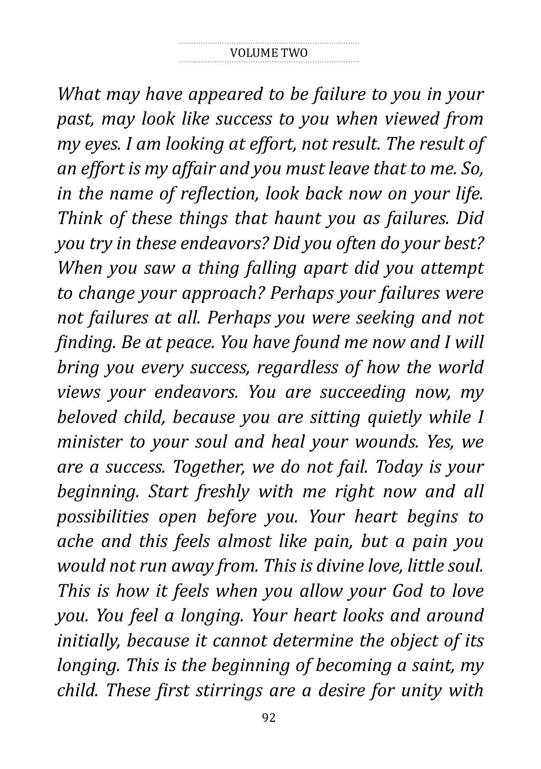*What may have appeared to be failure to you in your past, may look like success to you when viewed from my eyes. I am looking at effort, not result. The result of an effort is my affair and you must leave that to me. So, in the name of reflection, look back now on your life. Think of these things that haunt you as failures. Did you try in these endeavors? Did you often do your best? When you saw a thing falling apart did you attempt to change your approach? Perhaps your failures were not failures at all. Perhaps you were seeking and not finding. Be at peace. You have found me now and I will bring you every success, regardless of how the world views your endeavors. You are succeeding now, my beloved child, because you are sitting quietly while I minister to your soul and heal your wounds. Yes, we are a success. Together, we do not fail. Today is your beginning. Start freshly with me right now and all possibilities open before you. Your heart begins to ache and this feels almost like pain, but a pain you would not run away from. This is divine love, little soul. This is how it feels when you allow your God to love you. You feel a longing. Your heart looks and around initially, because it cannot determine the object of its longing. This is the beginning of becoming a saint, my child. These first stirrings are a desire for unity with*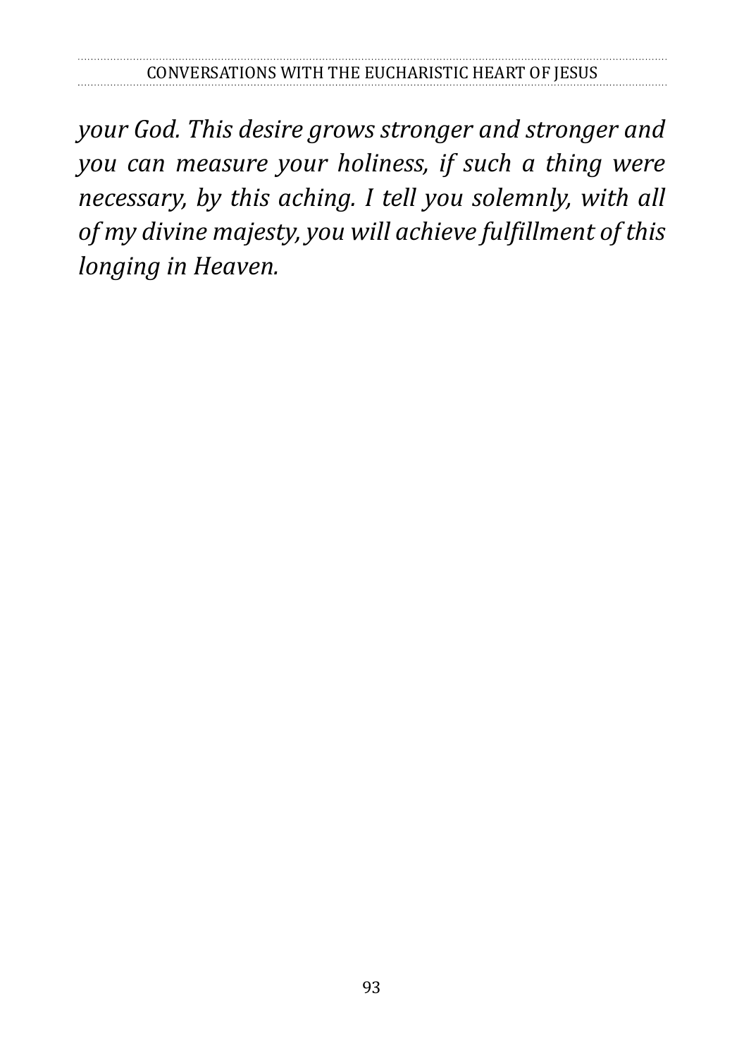*your God. This desire grows stronger and stronger and you can measure your holiness, if such a thing were necessary, by this aching. I tell you solemnly, with all of my divine majesty, you will achieve fulfillment of this longing in Heaven.*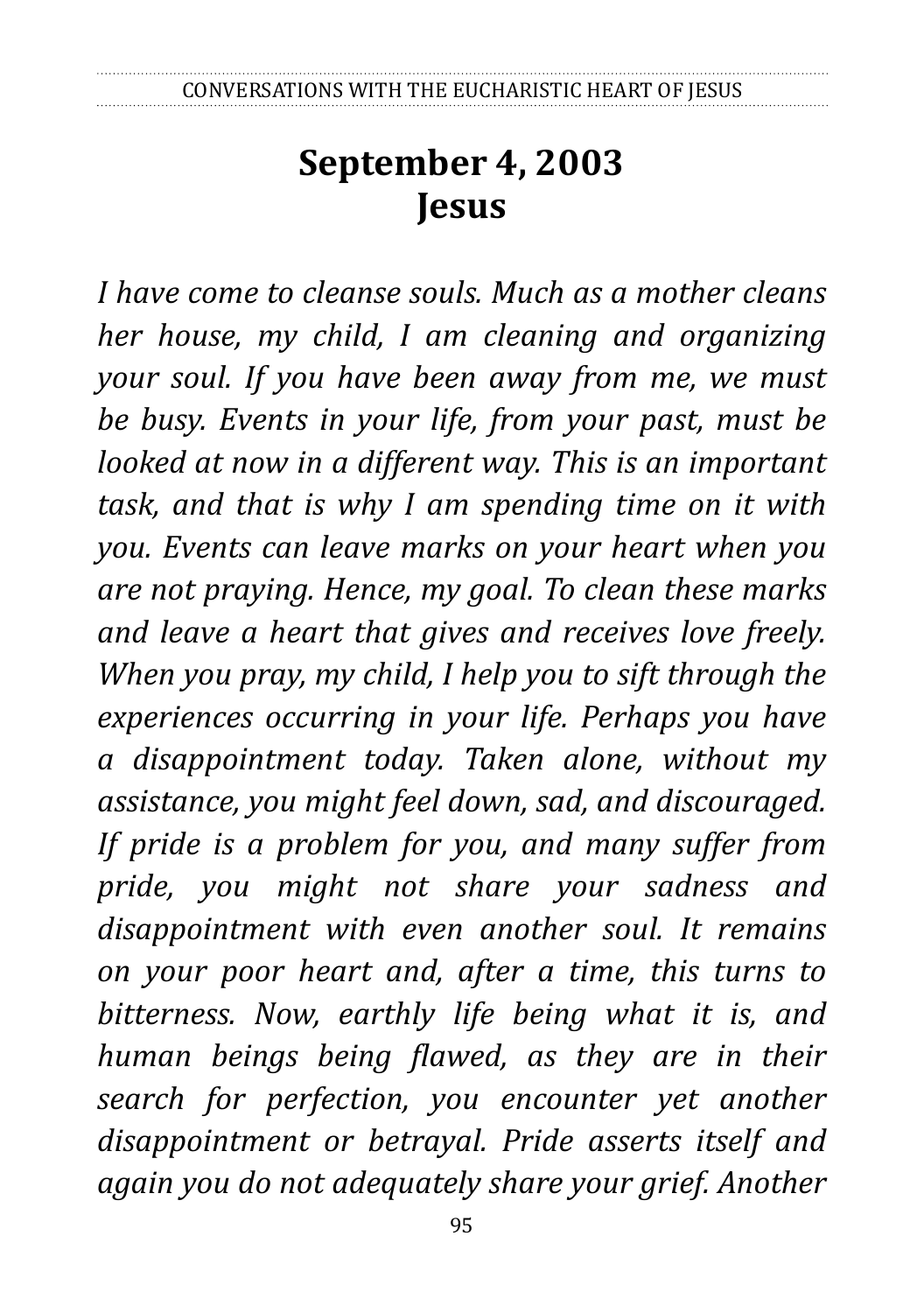# September 4, 2003
# Jesus

*I have come to cleanse souls. Much as a mother cleans her house, my child, I am cleaning and organizing your soul. If you have been away from me, we must be busy. Events in your life, from your past, must be looked at now in a different way. This is an important task, and that is why I am spending time on it with you. Events can leave marks on your heart when you are not praying. Hence, my goal. To clean these marks and leave a heart that gives and receives love freely. When you pray, my child, I help you to sift through the experiences occurring in your life. Perhaps you have a disappointment today. Taken alone, without my assistance, you might feel down, sad, and discouraged. If pride is a problem for you, and many suffer from pride, you might not share your sadness and disappointment with even another soul. It remains on your poor heart and, after a time, this turns to bitterness. Now, earthly life being what it is, and human beings being flawed, as they are in their search for perfection, you encounter yet another disappointment or betrayal. Pride asserts itself and again you do not adequately share your grief. Another*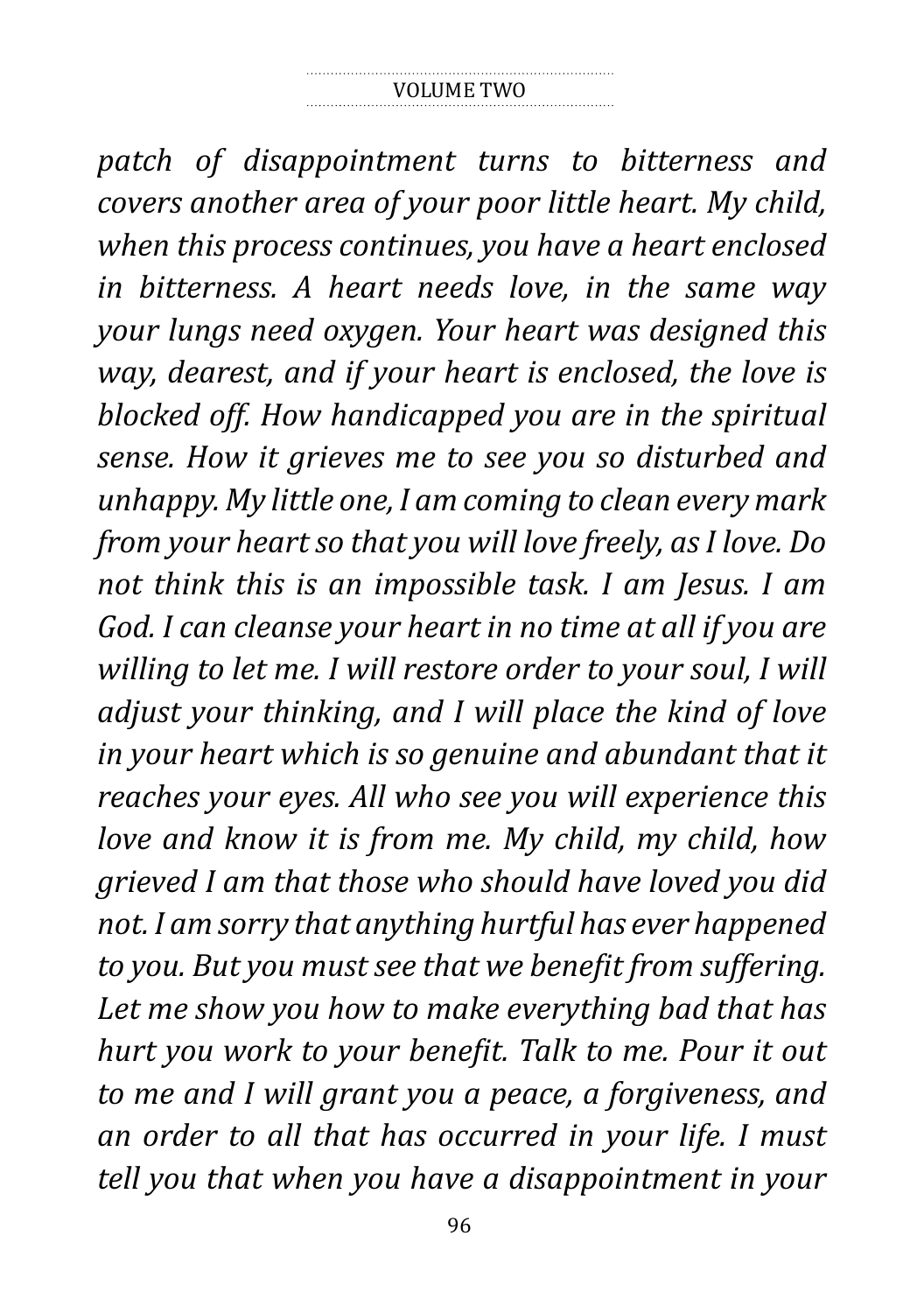*patch of disappointment turns to bitterness and covers another area of your poor little heart. My child, when this process continues, you have a heart enclosed in bitterness. A heart needs love, in the same way your lungs need oxygen. Your heart was designed this way, dearest, and if your heart is enclosed, the love is blocked off. How handicapped you are in the spiritual sense. How it grieves me to see you so disturbed and unhappy. My little one, I am coming to clean every mark from your heart so that you will love freely, as I love. Do not think this is an impossible task. I am Jesus. I am God. I can cleanse your heart in no time at all if you are willing to let me. I will restore order to your soul, I will adjust your thinking, and I will place the kind of love in your heart which is so genuine and abundant that it reaches your eyes. All who see you will experience this love and know it is from me. My child, my child, how grieved I am that those who should have loved you did not. I am sorry that anything hurtful has ever happened to you. But you must see that we benefit from suffering. Let me show you how to make everything bad that has hurt you work to your benefit. Talk to me. Pour it out to me and I will grant you a peace, a forgiveness, and an order to all that has occurred in your life. I must tell you that when you have a disappointment in your*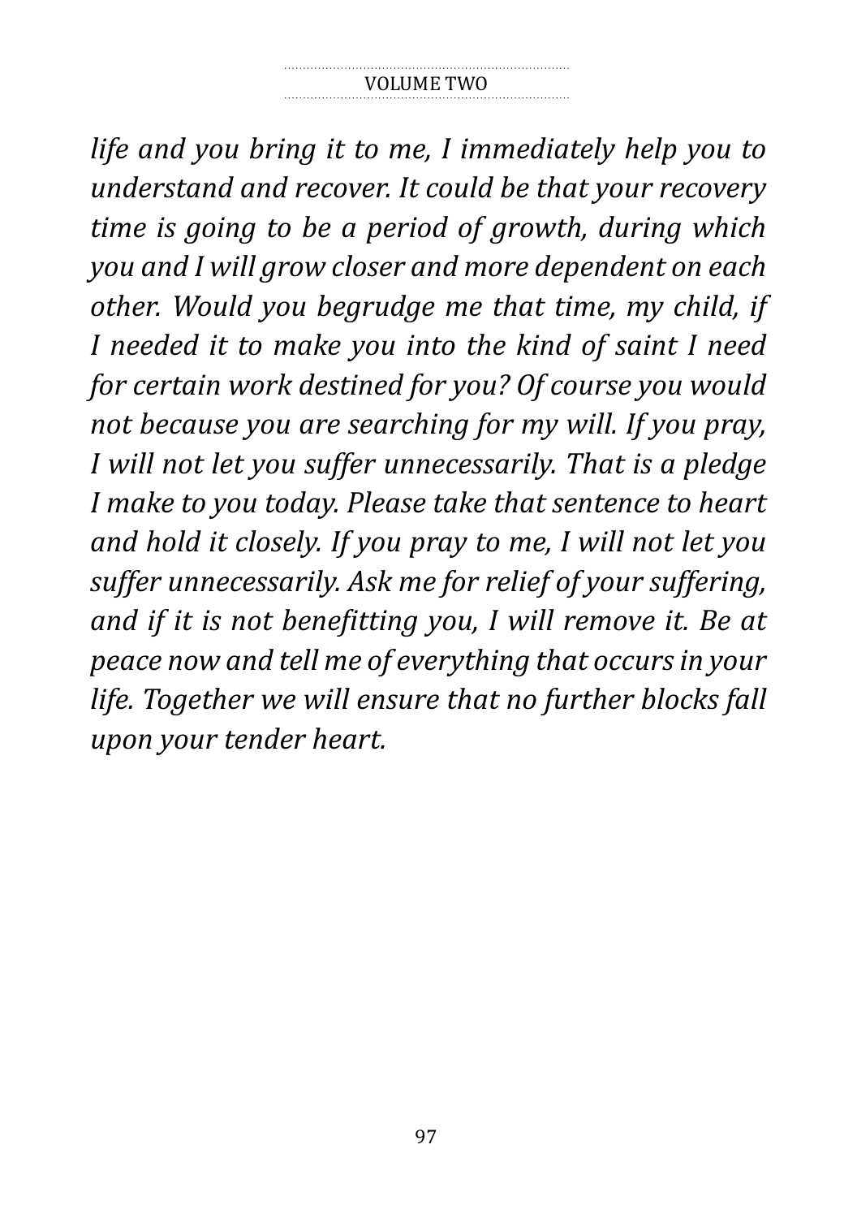*life and you bring it to me, I immediately help you to understand and recover. It could be that your recovery time is going to be a period of growth, during which you and I will grow closer and more dependent on each other. Would you begrudge me that time, my child, if I needed it to make you into the kind of saint I need for certain work destined for you? Of course you would not because you are searching for my will. If you pray, I will not let you suffer unnecessarily. That is a pledge I make to you today. Please take that sentence to heart and hold it closely. If you pray to me, I will not let you suffer unnecessarily. Ask me for relief of your suffering, and if it is not benefitting you, I will remove it. Be at peace now and tell me of everything that occurs in your life. Together we will ensure that no further blocks fall upon your tender heart.*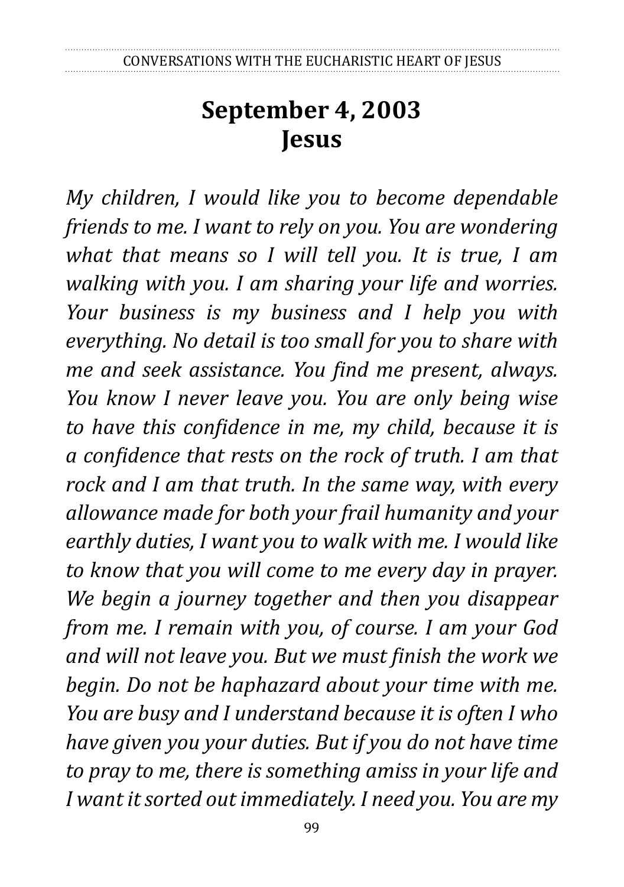# September 4, 2003
# Jesus

*My children, I would like you to become dependable friends to me. I want to rely on you. You are wondering what that means so I will tell you. It is true, I am walking with you. I am sharing your life and worries. Your business is my business and I help you with everything. No detail is too small for you to share with me and seek assistance. You find me present, always. You know I never leave you. You are only being wise to have this confidence in me, my child, because it is a confidence that rests on the rock of truth. I am that rock and I am that truth. In the same way, with every allowance made for both your frail humanity and your earthly duties, I want you to walk with me. I would like to know that you will come to me every day in prayer. We begin a journey together and then you disappear from me. I remain with you, of course. I am your God and will not leave you. But we must finish the work we begin. Do not be haphazard about your time with me. You are busy and I understand because it is often I who have given you your duties. But if you do not have time to pray to me, there is something amiss in your life and I want it sorted out immediately. I need you. You are my*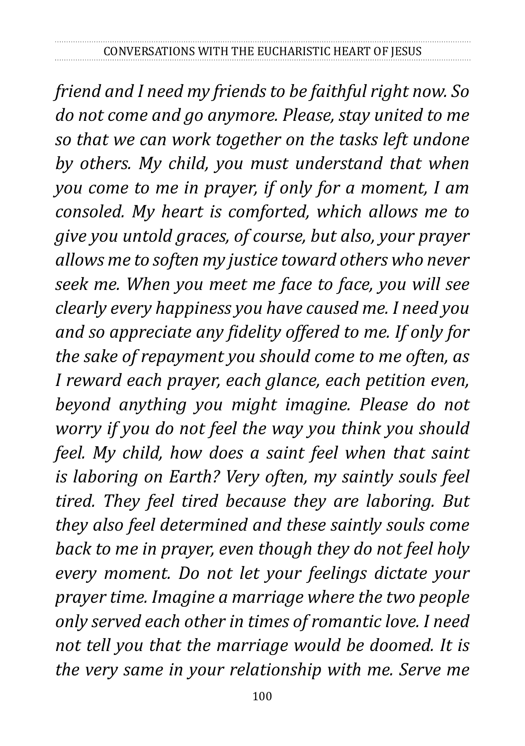*friend and I need my friends to be faithful right now. So do not come and go anymore. Please, stay united to me so that we can work together on the tasks left undone by others. My child, you must understand that when you come to me in prayer, if only for a moment, I am consoled. My heart is comforted, which allows me to give you untold graces, of course, but also, your prayer allows me to soften my justice toward others who never seek me. When you meet me face to face, you will see clearly every happiness you have caused me. I need you and so appreciate any fidelity offered to me. If only for the sake of repayment you should come to me often, as I reward each prayer, each glance, each petition even, beyond anything you might imagine. Please do not worry if you do not feel the way you think you should feel. My child, how does a saint feel when that saint is laboring on Earth? Very often, my saintly souls feel tired. They feel tired because they are laboring. But they also feel determined and these saintly souls come back to me in prayer, even though they do not feel holy every moment. Do not let your feelings dictate your prayer time. Imagine a marriage where the two people only served each other in times of romantic love. I need not tell you that the marriage would be doomed. It is the very same in your relationship with me. Serve me*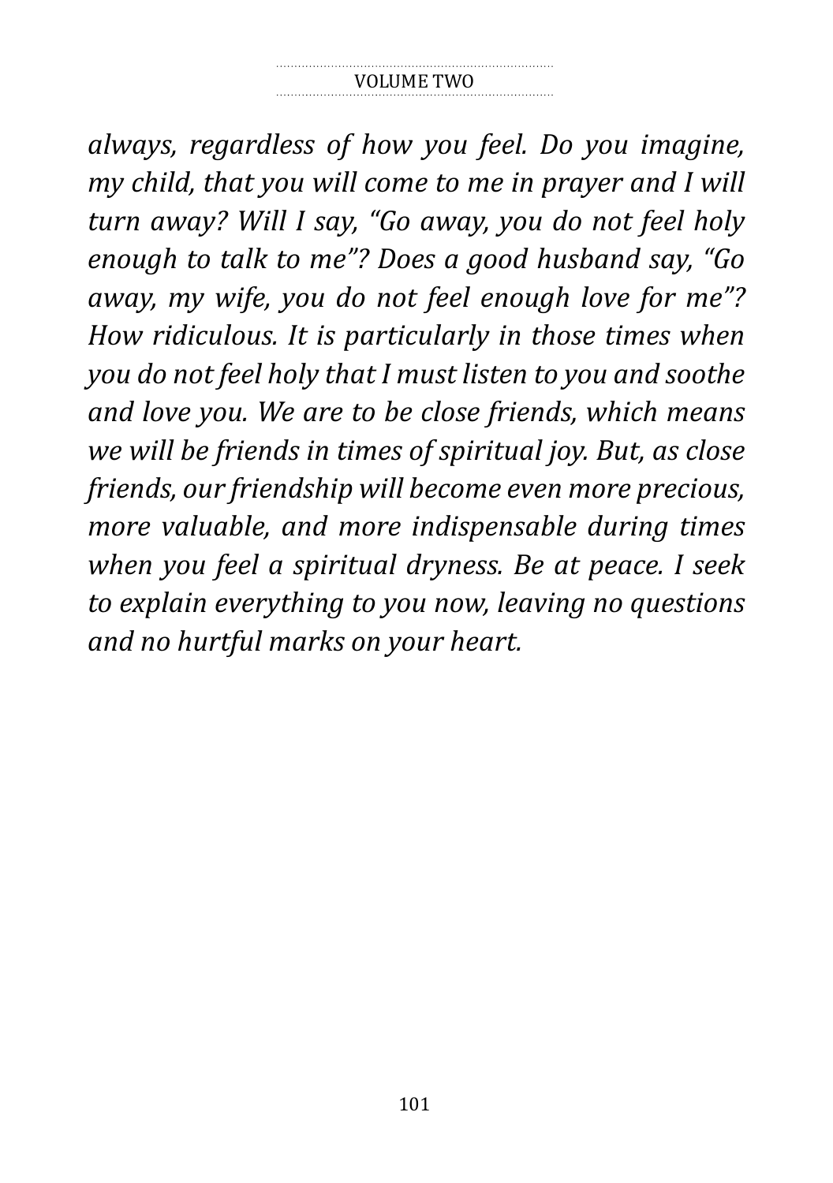*always, regardless of how you feel. Do you imagine, my child, that you will come to me in prayer and I will turn away? Will I say, "Go away, you do not feel holy enough to talk to me"? Does a good husband say, "Go away, my wife, you do not feel enough love for me"? How ridiculous. It is particularly in those times when you do not feel holy that I must listen to you and soothe and love you. We are to be close friends, which means we will be friends in times of spiritual joy. But, as close friends, our friendship will become even more precious, more valuable, and more indispensable during times when you feel a spiritual dryness. Be at peace. I seek to explain everything to you now, leaving no questions and no hurtful marks on your heart.*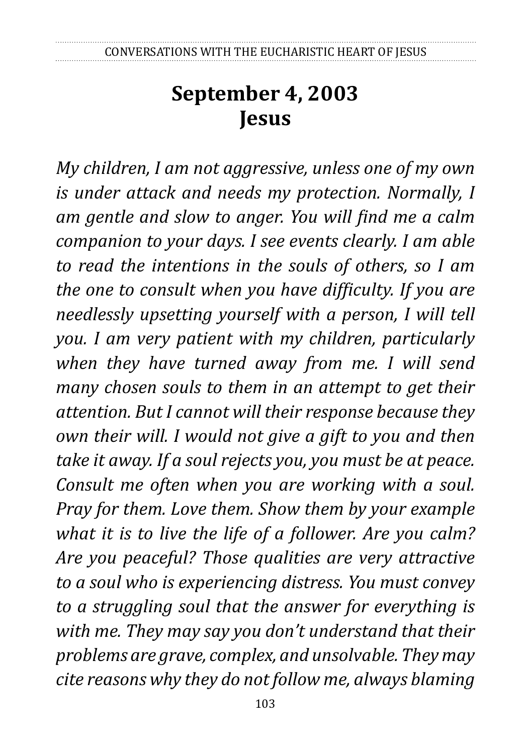# September 4, 2003
# Jesus

*My children, I am not aggressive, unless one of my own is under attack and needs my protection. Normally, I am gentle and slow to anger. You will find me a calm companion to your days. I see events clearly. I am able to read the intentions in the souls of others, so I am the one to consult when you have difficulty. If you are needlessly upsetting yourself with a person, I will tell you. I am very patient with my children, particularly when they have turned away from me. I will send many chosen souls to them in an attempt to get their attention. But I cannot will their response because they own their will. I would not give a gift to you and then take it away. If a soul rejects you, you must be at peace. Consult me often when you are working with a soul. Pray for them. Love them. Show them by your example what it is to live the life of a follower. Are you calm? Are you peaceful? Those qualities are very attractive to a soul who is experiencing distress. You must convey to a struggling soul that the answer for everything is with me. They may say you don't understand that their problems are grave, complex, and unsolvable. They may cite reasons why they do not follow me, always blaming*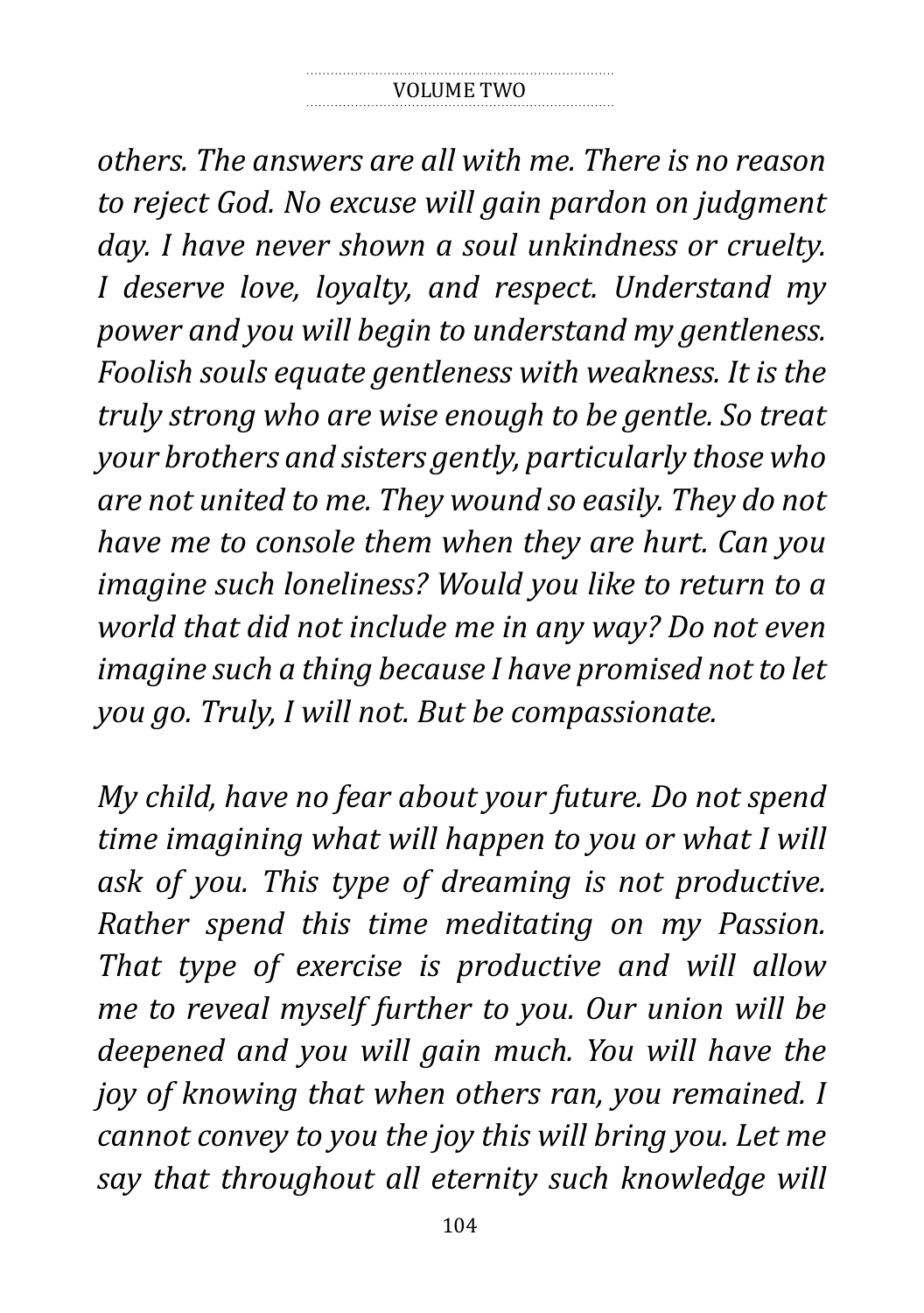*others. The answers are all with me. There is no reason to reject God. No excuse will gain pardon on judgment day. I have never shown a soul unkindness or cruelty. I deserve love, loyalty, and respect. Understand my power and you will begin to understand my gentleness. Foolish souls equate gentleness with weakness. It is the truly strong who are wise enough to be gentle. So treat your brothers and sisters gently, particularly those who are not united to me. They wound so easily. They do not have me to console them when they are hurt. Can you imagine such loneliness? Would you like to return to a world that did not include me in any way? Do not even imagine such a thing because I have promised not to let you go. Truly, I will not. But be compassionate.*

*My child, have no fear about your future. Do not spend time imagining what will happen to you or what I will ask of you. This type of dreaming is not productive. Rather spend this time meditating on my Passion. That type of exercise is productive and will allow me to reveal myself further to you. Our union will be deepened and you will gain much. You will have the joy of knowing that when others ran, you remained. I cannot convey to you the joy this will bring you. Let me say that throughout all eternity such knowledge will*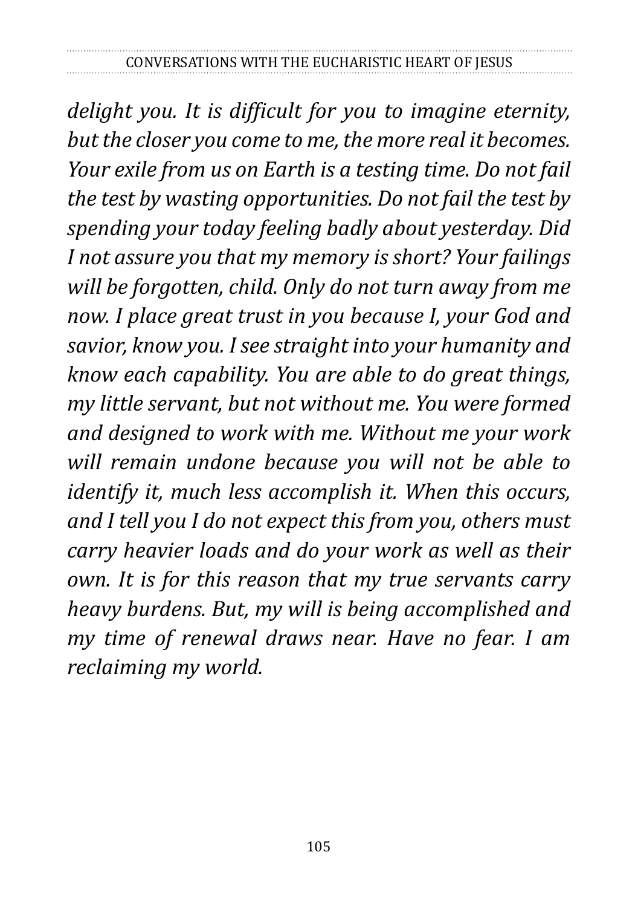*delight you. It is difficult for you to imagine eternity, but the closer you come to me, the more real it becomes. Your exile from us on Earth is a testing time. Do not fail the test by wasting opportunities. Do not fail the test by spending your today feeling badly about yesterday. Did I not assure you that my memory is short? Your failings will be forgotten, child. Only do not turn away from me now. I place great trust in you because I, your God and savior, know you. I see straight into your humanity and know each capability. You are able to do great things, my little servant, but not without me. You were formed and designed to work with me. Without me your work will remain undone because you will not be able to identify it, much less accomplish it. When this occurs, and I tell you I do not expect this from you, others must carry heavier loads and do your work as well as their own. It is for this reason that my true servants carry heavy burdens. But, my will is being accomplished and my time of renewal draws near. Have no fear. I am reclaiming my world.*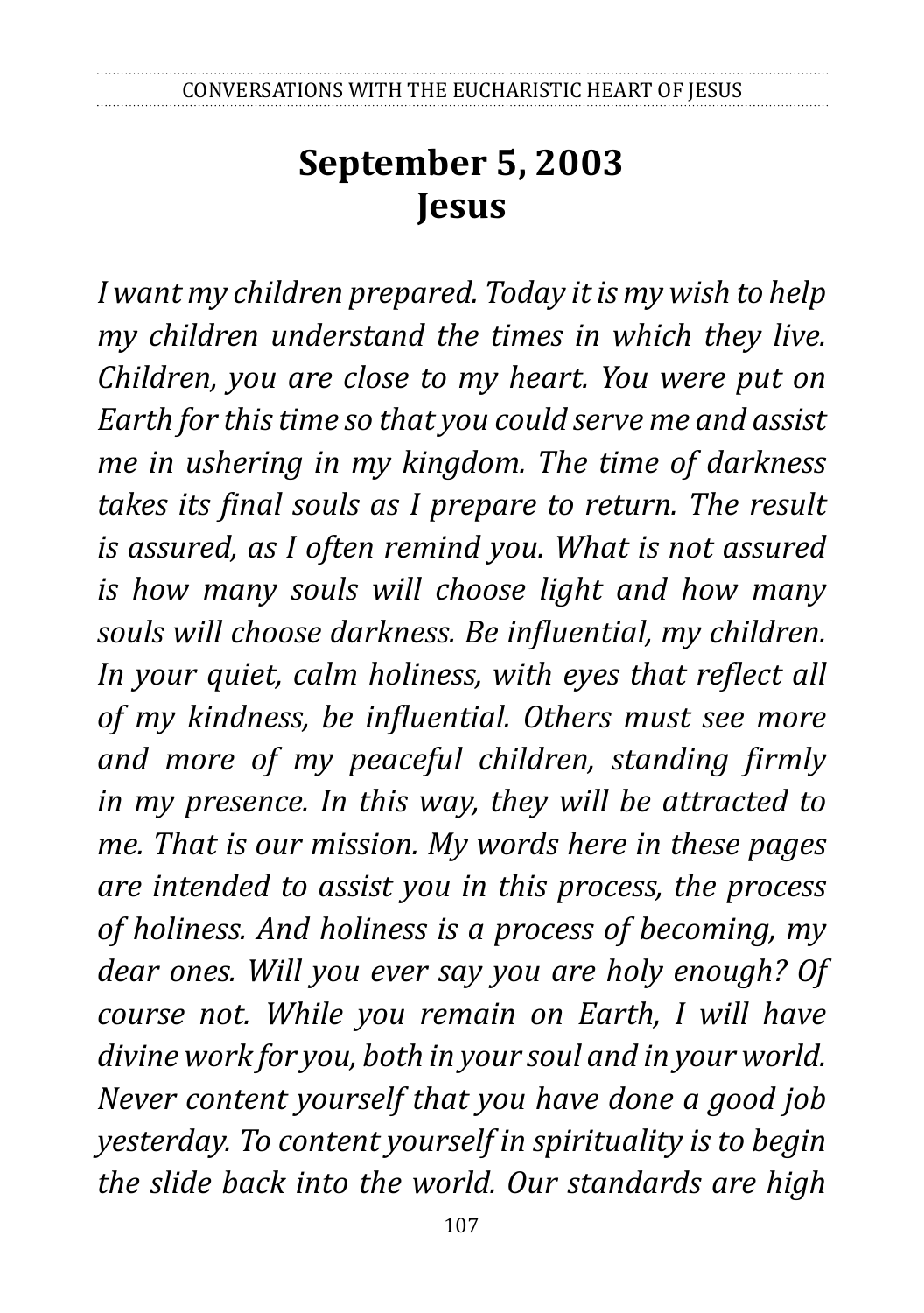# September 5, 2003
# Jesus

*I want my children prepared. Today it is my wish to help my children understand the times in which they live. Children, you are close to my heart. You were put on Earth for this time so that you could serve me and assist me in ushering in my kingdom. The time of darkness takes its final souls as I prepare to return. The result is assured, as I often remind you. What is not assured is how many souls will choose light and how many souls will choose darkness. Be influential, my children. In your quiet, calm holiness, with eyes that reflect all of my kindness, be influential. Others must see more and more of my peaceful children, standing firmly in my presence. In this way, they will be attracted to me. That is our mission. My words here in these pages are intended to assist you in this process, the process of holiness. And holiness is a process of becoming, my dear ones. Will you ever say you are holy enough? Of course not. While you remain on Earth, I will have divine work for you, both in your soul and in your world. Never content yourself that you have done a good job yesterday. To content yourself in spirituality is to begin the slide back into the world. Our standards are high*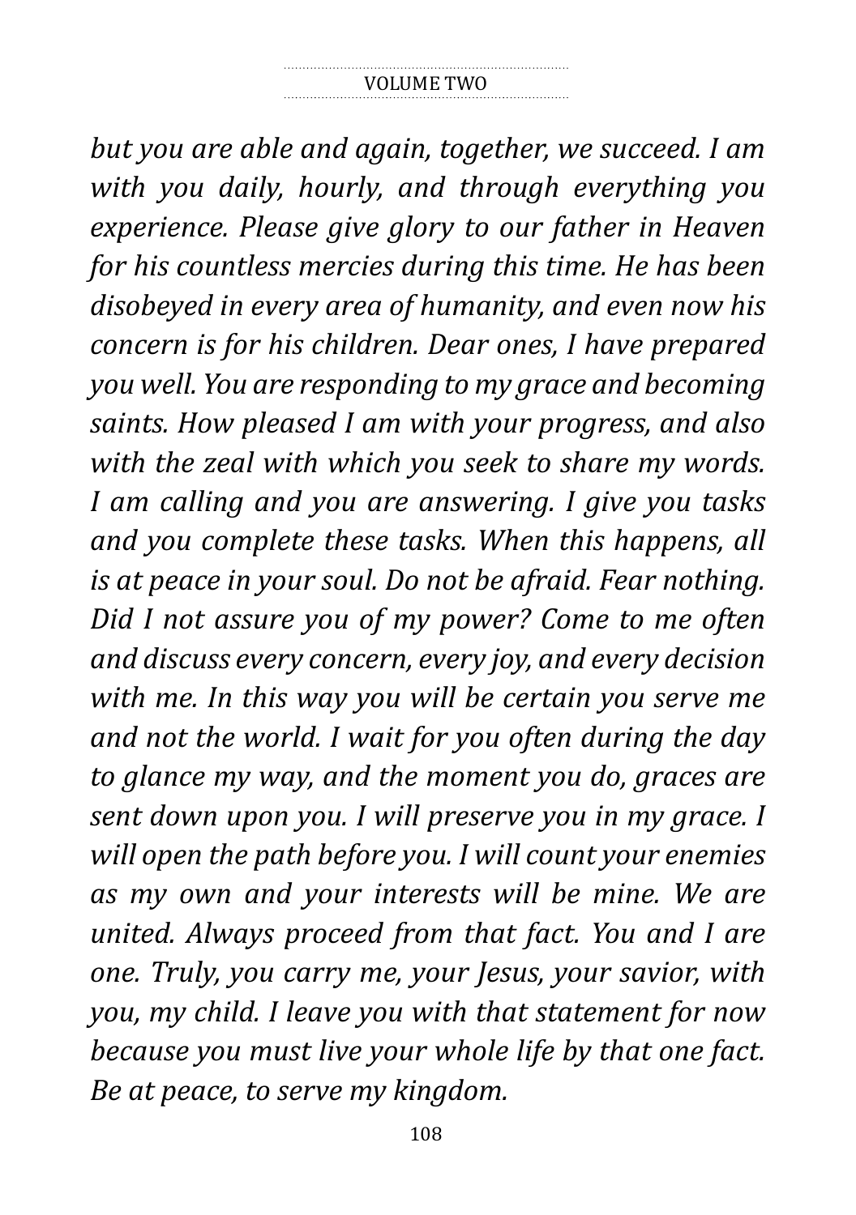*but you are able and again, together, we succeed. I am with you daily, hourly, and through everything you experience. Please give glory to our father in Heaven for his countless mercies during this time. He has been disobeyed in every area of humanity, and even now his concern is for his children. Dear ones, I have prepared you well. You are responding to my grace and becoming saints. How pleased I am with your progress, and also with the zeal with which you seek to share my words. I am calling and you are answering. I give you tasks and you complete these tasks. When this happens, all is at peace in your soul. Do not be afraid. Fear nothing. Did I not assure you of my power? Come to me often and discuss every concern, every joy, and every decision with me. In this way you will be certain you serve me and not the world. I wait for you often during the day to glance my way, and the moment you do, graces are sent down upon you. I will preserve you in my grace. I will open the path before you. I will count your enemies as my own and your interests will be mine. We are united. Always proceed from that fact. You and I are one. Truly, you carry me, your Jesus, your savior, with you, my child. I leave you with that statement for now because you must live your whole life by that one fact. Be at peace, to serve my kingdom.*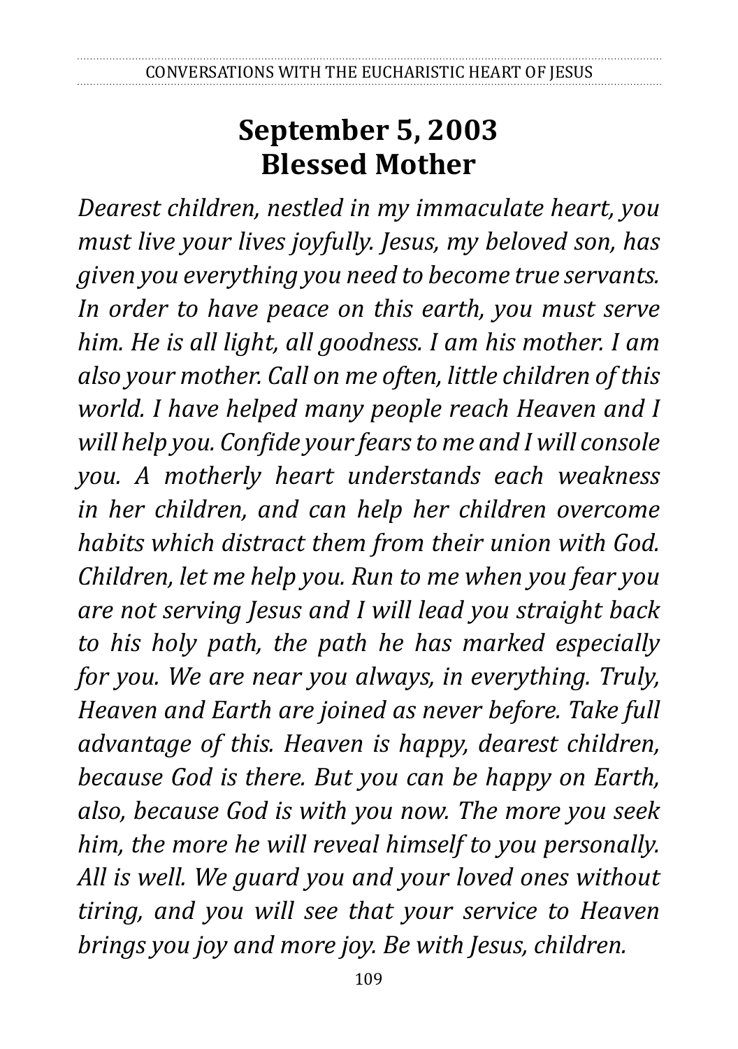# September 5, 2003
# Blessed Mother

*Dearest children, nestled in my immaculate heart, you must live your lives joyfully. Jesus, my beloved son, has given you everything you need to become true servants. In order to have peace on this earth, you must serve him. He is all light, all goodness. I am his mother. I am also your mother. Call on me often, little children of this world. I have helped many people reach Heaven and I will help you. Confide your fears to me and I will console you. A motherly heart understands each weakness in her children, and can help her children overcome habits which distract them from their union with God. Children, let me help you. Run to me when you fear you are not serving Jesus and I will lead you straight back to his holy path, the path he has marked especially for you. We are near you always, in everything. Truly, Heaven and Earth are joined as never before. Take full advantage of this. Heaven is happy, dearest children, because God is there. But you can be happy on Earth, also, because God is with you now. The more you seek him, the more he will reveal himself to you personally. All is well. We guard you and your loved ones without tiring, and you will see that your service to Heaven brings you joy and more joy. Be with Jesus, children.*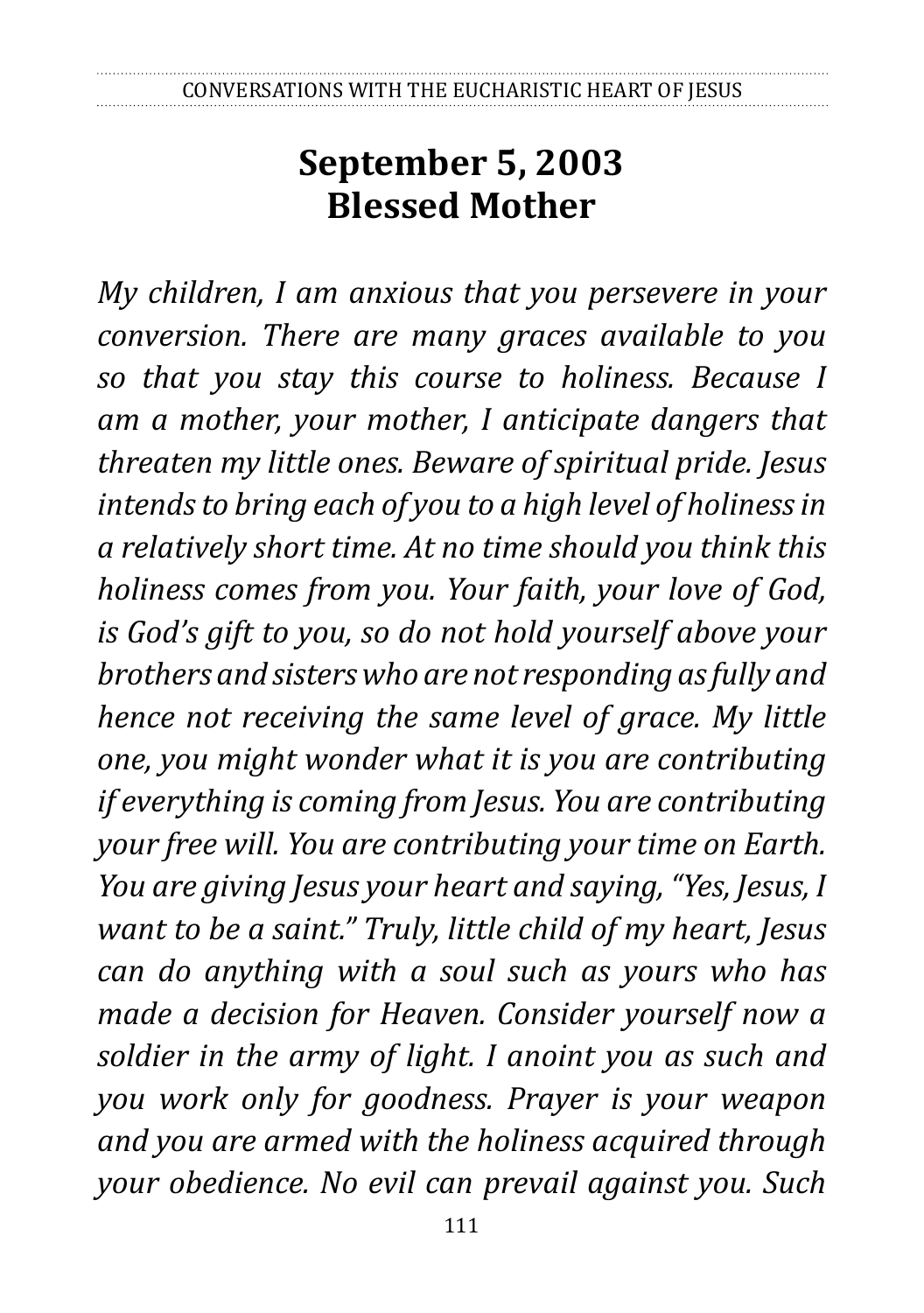# September 5, 2003
# Blessed Mother

*My children, I am anxious that you persevere in your conversion. There are many graces available to you so that you stay this course to holiness. Because I am a mother, your mother, I anticipate dangers that threaten my little ones. Beware of spiritual pride. Jesus intends to bring each of you to a high level of holiness in a relatively short time. At no time should you think this holiness comes from you. Your faith, your love of God, is God's gift to you, so do not hold yourself above your brothers and sisters who are not responding as fully and hence not receiving the same level of grace. My little one, you might wonder what it is you are contributing if everything is coming from Jesus. You are contributing your free will. You are contributing your time on Earth. You are giving Jesus your heart and saying, "Yes, Jesus, I want to be a saint." Truly, little child of my heart, Jesus can do anything with a soul such as yours who has made a decision for Heaven. Consider yourself now a soldier in the army of light. I anoint you as such and you work only for goodness. Prayer is your weapon and you are armed with the holiness acquired through your obedience. No evil can prevail against you. Such*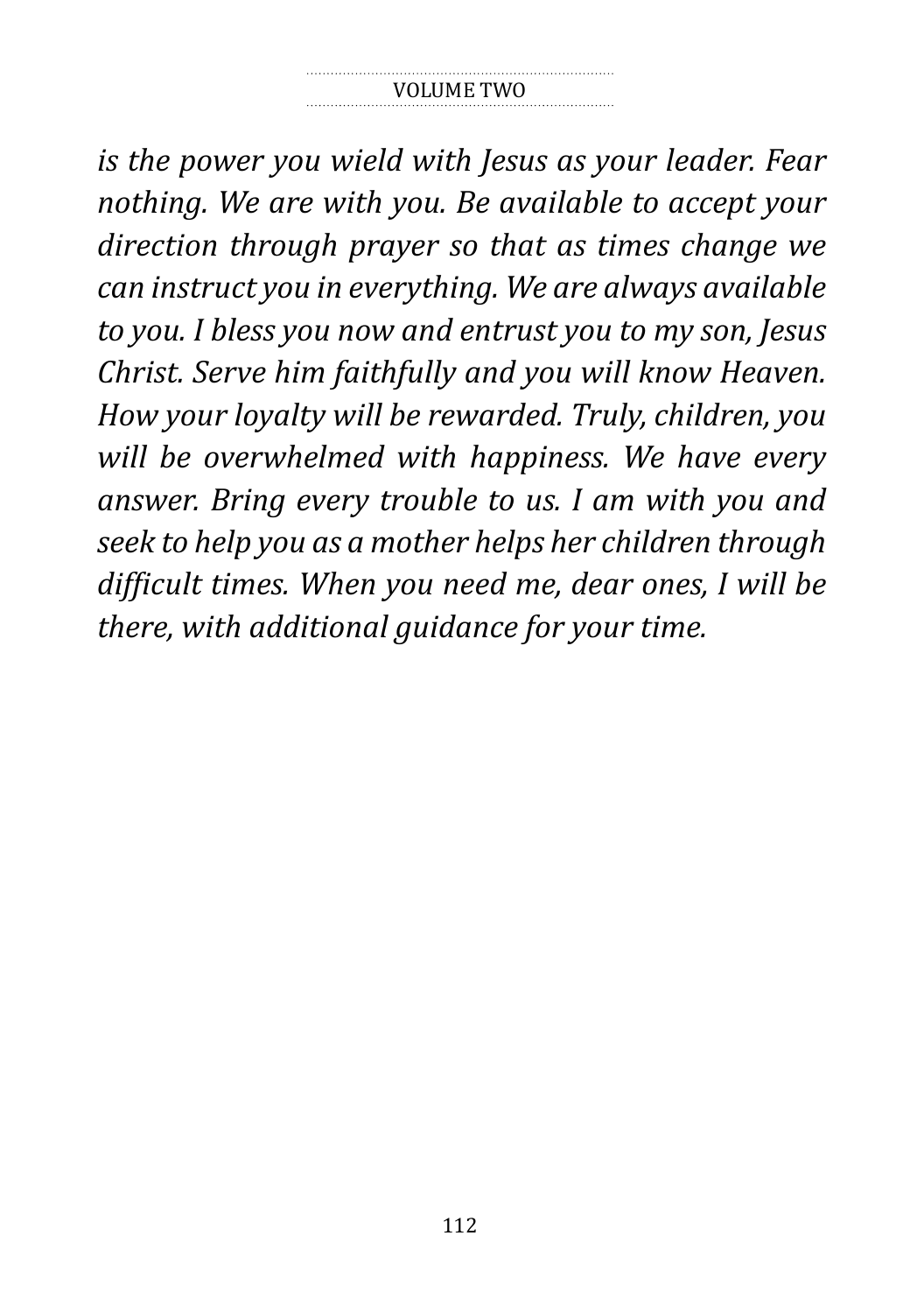*is the power you wield with Jesus as your leader. Fear nothing. We are with you. Be available to accept your direction through prayer so that as times change we can instruct you in everything. We are always available to you. I bless you now and entrust you to my son, Jesus Christ. Serve him faithfully and you will know Heaven. How your loyalty will be rewarded. Truly, children, you will be overwhelmed with happiness. We have every answer. Bring every trouble to us. I am with you and seek to help you as a mother helps her children through difficult times. When you need me, dear ones, I will be there, with additional guidance for your time.*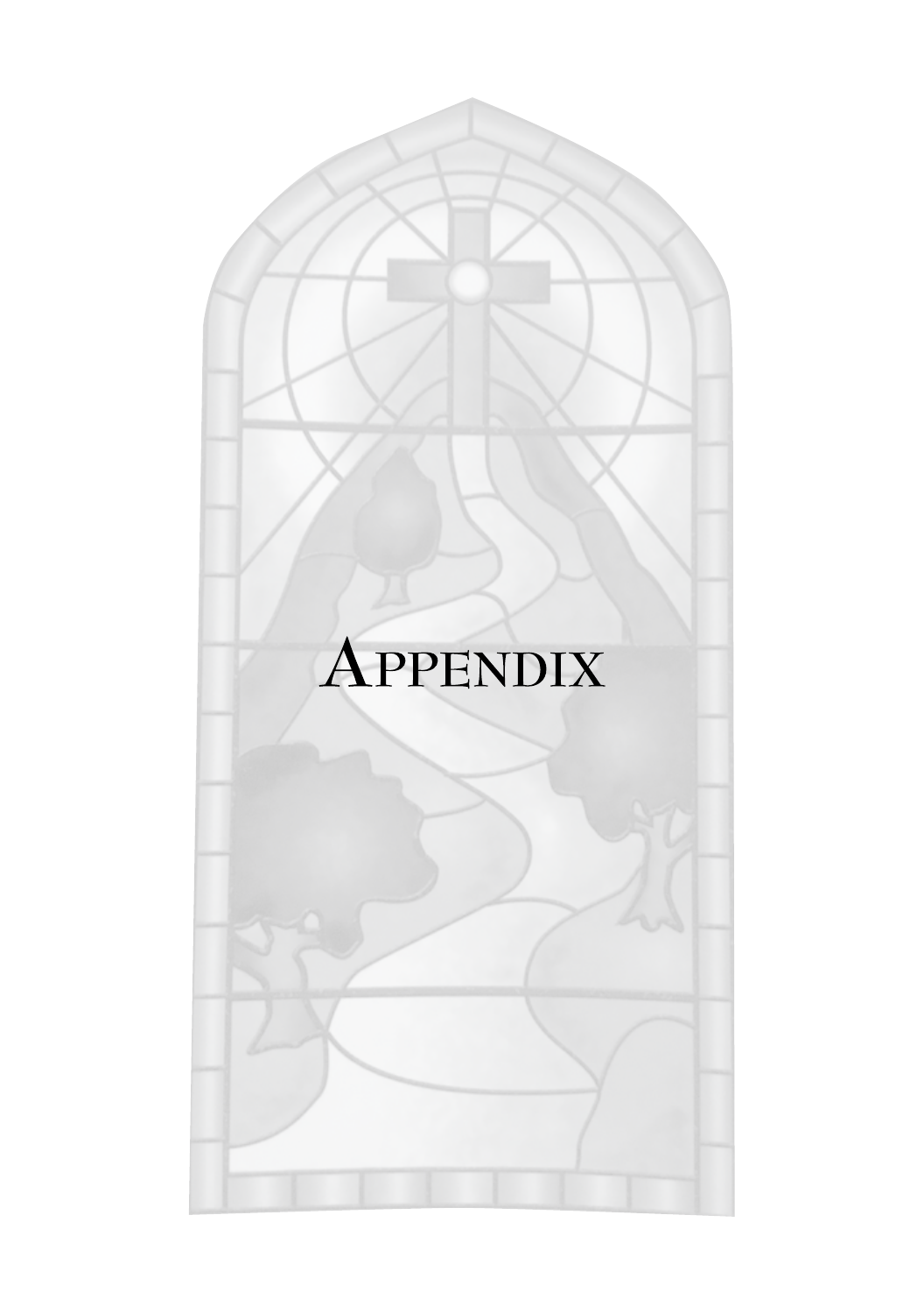# Appendix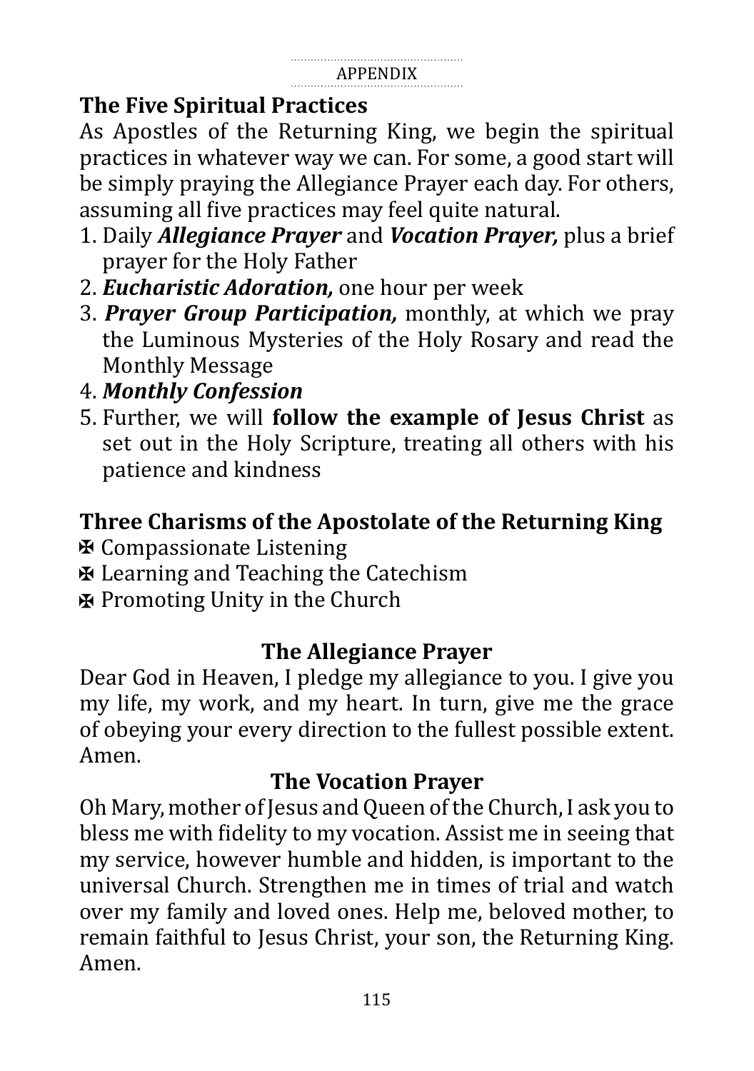## The Five Spiritual Practices

As Apostles of the Returning King, we begin the spiritual practices in whatever way we can. For some, a good start will be simply praying the Allegiance Prayer each day. For others, assuming all five practices may feel quite natural.

1. Daily ***Allegiance Prayer*** and ***Vocation Prayer,*** plus a brief prayer for the Holy Father
2. ***Eucharistic Adoration,*** one hour per week
3. ***Prayer Group Participation,*** monthly, at which we pray the Luminous Mysteries of the Holy Rosary and read the Monthly Message
4. ***Monthly Confession***
5. Further, we will **follow the example of Jesus Christ** as set out in the Holy Scripture, treating all others with his patience and kindness

## Three Charisms of the Apostolate of the Returning King

✠ Compassionate Listening
✠ Learning and Teaching the Catechism
✠ Promoting Unity in the Church

## The Allegiance Prayer

Dear God in Heaven, I pledge my allegiance to you. I give you my life, my work, and my heart. In turn, give me the grace of obeying your every direction to the fullest possible extent. Amen.

## The Vocation Prayer

Oh Mary, mother of Jesus and Queen of the Church, I ask you to bless me with fidelity to my vocation. Assist me in seeing that my service, however humble and hidden, is important to the universal Church. Strengthen me in times of trial and watch over my family and loved ones. Help me, beloved mother, to remain faithful to Jesus Christ, your son, the Returning King. Amen.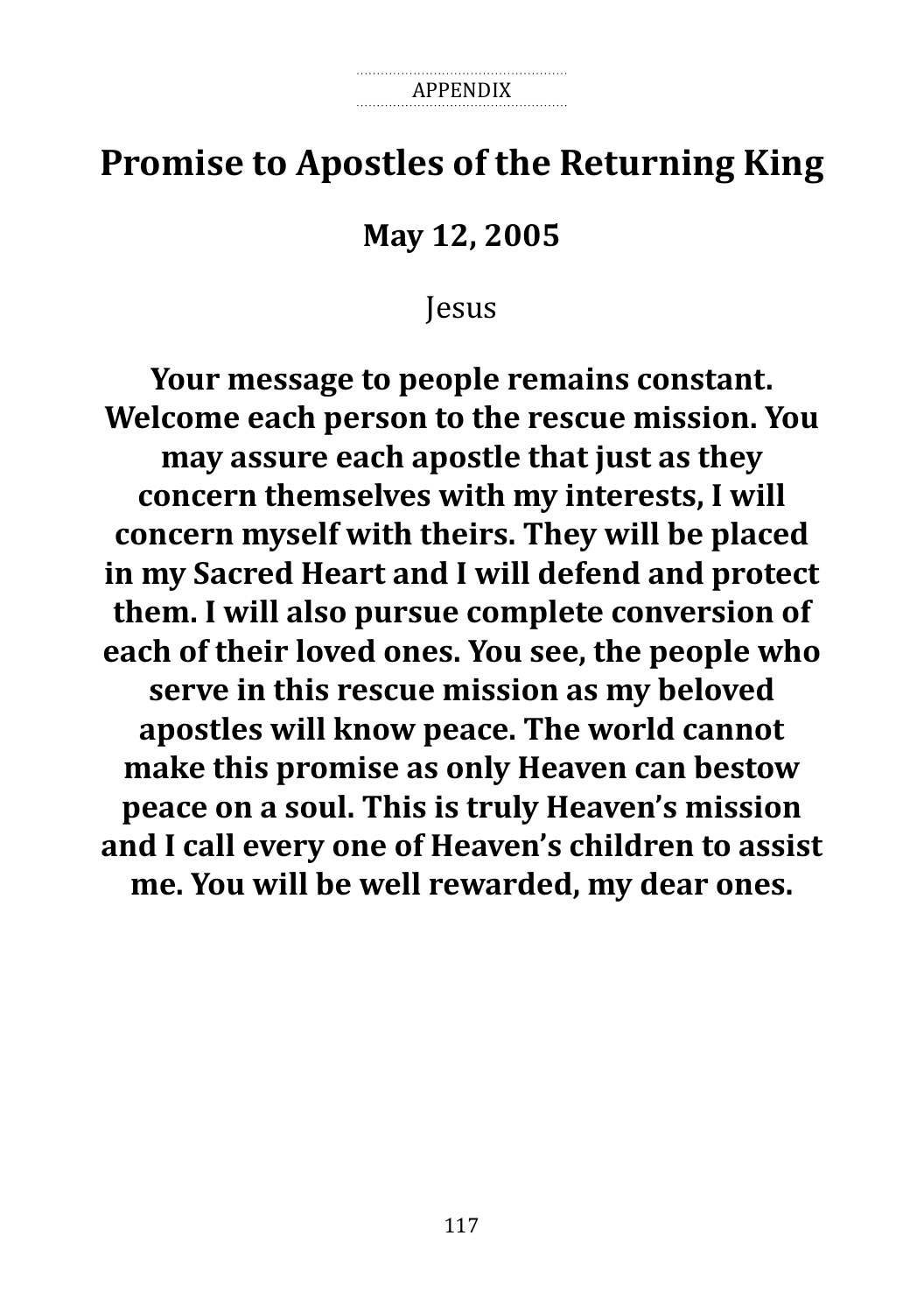# Promise to Apostles of the Returning King

## May 12, 2005

Jesus

**Your message to people remains constant. Welcome each person to the rescue mission. You may assure each apostle that just as they concern themselves with my interests, I will concern myself with theirs. They will be placed in my Sacred Heart and I will defend and protect them. I will also pursue complete conversion of each of their loved ones. You see, the people who serve in this rescue mission as my beloved apostles will know peace. The world cannot make this promise as only Heaven can bestow peace on a soul. This is truly Heaven's mission and I call every one of Heaven's children to assist me. You will be well rewarded, my dear ones.**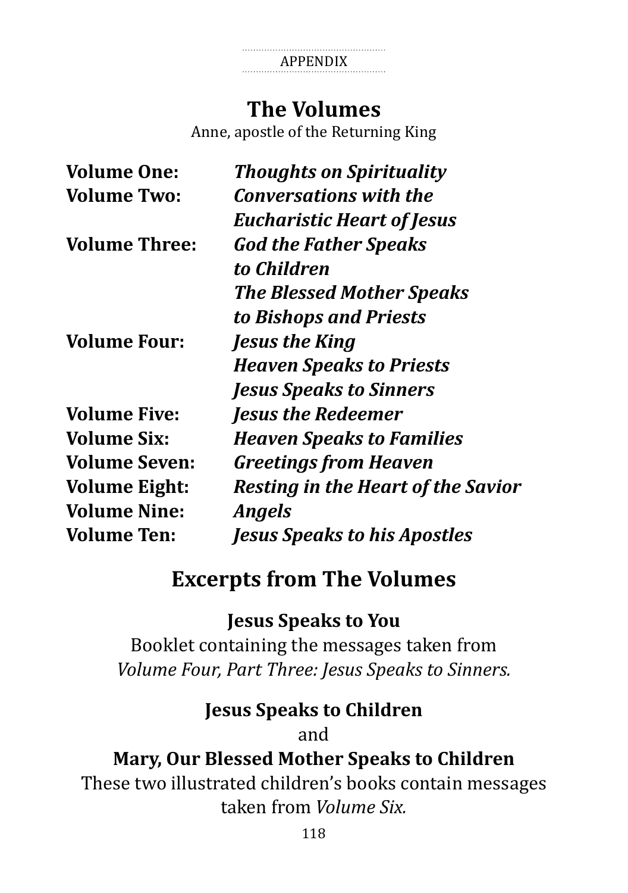APPENDIX

## The Volumes

Anne, apostle of the Returning King

| | |
|---|---|
| **Volume One:** | ***Thoughts on Spirituality*** |
| **Volume Two:** | ***Conversations with the Eucharistic Heart of Jesus*** |
| **Volume Three:** | ***God the Father Speaks to Children*** |
| | ***The Blessed Mother Speaks to Bishops and Priests*** |
| **Volume Four:** | ***Jesus the King*** |
| | ***Heaven Speaks to Priests*** |
| | ***Jesus Speaks to Sinners*** |
| **Volume Five:** | ***Jesus the Redeemer*** |
| **Volume Six:** | ***Heaven Speaks to Families*** |
| **Volume Seven:** | ***Greetings from Heaven*** |
| **Volume Eight:** | ***Resting in the Heart of the Savior*** |
| **Volume Nine:** | ***Angels*** |
| **Volume Ten:** | ***Jesus Speaks to his Apostles*** |

## Excerpts from The Volumes

**Jesus Speaks to You**

Booklet containing the messages taken from *Volume Four, Part Three: Jesus Speaks to Sinners.*

**Jesus Speaks to Children**

and

**Mary, Our Blessed Mother Speaks to Children**

These two illustrated children's books contain messages taken from *Volume Six.*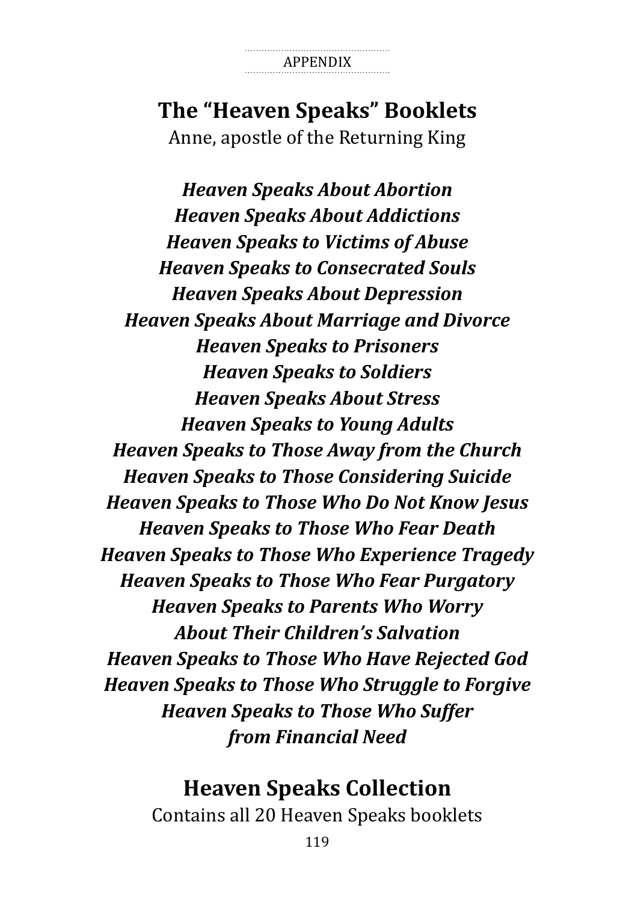APPENDIX

## The "Heaven Speaks" Booklets

Anne, apostle of the Returning King

***Heaven Speaks About Abortion***
***Heaven Speaks About Addictions***
***Heaven Speaks to Victims of Abuse***
***Heaven Speaks to Consecrated Souls***
***Heaven Speaks About Depression***
***Heaven Speaks About Marriage and Divorce***
***Heaven Speaks to Prisoners***
***Heaven Speaks to Soldiers***
***Heaven Speaks About Stress***
***Heaven Speaks to Young Adults***
***Heaven Speaks to Those Away from the Church***
***Heaven Speaks to Those Considering Suicide***
***Heaven Speaks to Those Who Do Not Know Jesus***
***Heaven Speaks to Those Who Fear Death***
***Heaven Speaks to Those Who Experience Tragedy***
***Heaven Speaks to Those Who Fear Purgatory***
***Heaven Speaks to Parents Who Worry About Their Children's Salvation***
***Heaven Speaks to Those Who Have Rejected God***
***Heaven Speaks to Those Who Struggle to Forgive***
***Heaven Speaks to Those Who Suffer from Financial Need***

## Heaven Speaks Collection

Contains all 20 Heaven Speaks booklets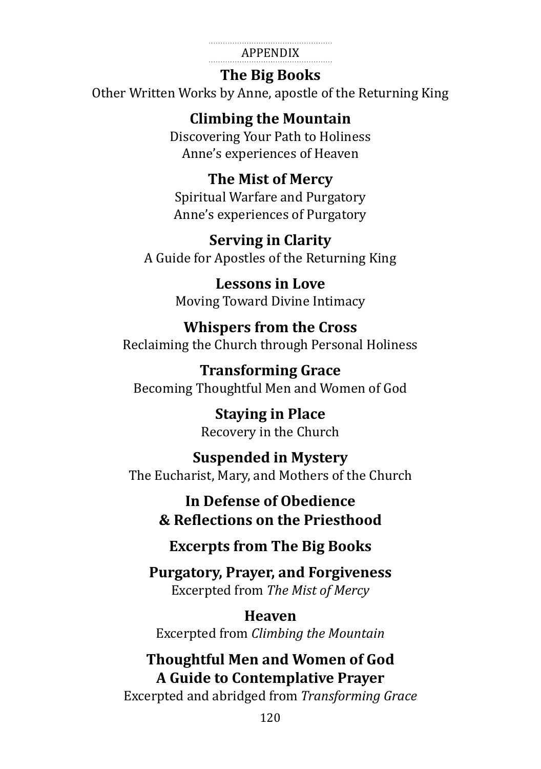APPENDIX

# The Big Books

Other Written Works by Anne, apostle of the Returning King

## Climbing the Mountain

Discovering Your Path to Holiness
Anne's experiences of Heaven

## The Mist of Mercy

Spiritual Warfare and Purgatory
Anne's experiences of Purgatory

## Serving in Clarity

A Guide for Apostles of the Returning King

## Lessons in Love

Moving Toward Divine Intimacy

## Whispers from the Cross

Reclaiming the Church through Personal Holiness

## Transforming Grace

Becoming Thoughtful Men and Women of God

## Staying in Place

Recovery in the Church

## Suspended in Mystery

The Eucharist, Mary, and Mothers of the Church

## In Defense of Obedience & Reflections on the Priesthood

# Excerpts from The Big Books

## Purgatory, Prayer, and Forgiveness

Excerpted from *The Mist of Mercy*

## Heaven

Excerpted from *Climbing the Mountain*

## Thoughtful Men and Women of God A Guide to Contemplative Prayer

Excerpted and abridged from *Transforming Grace*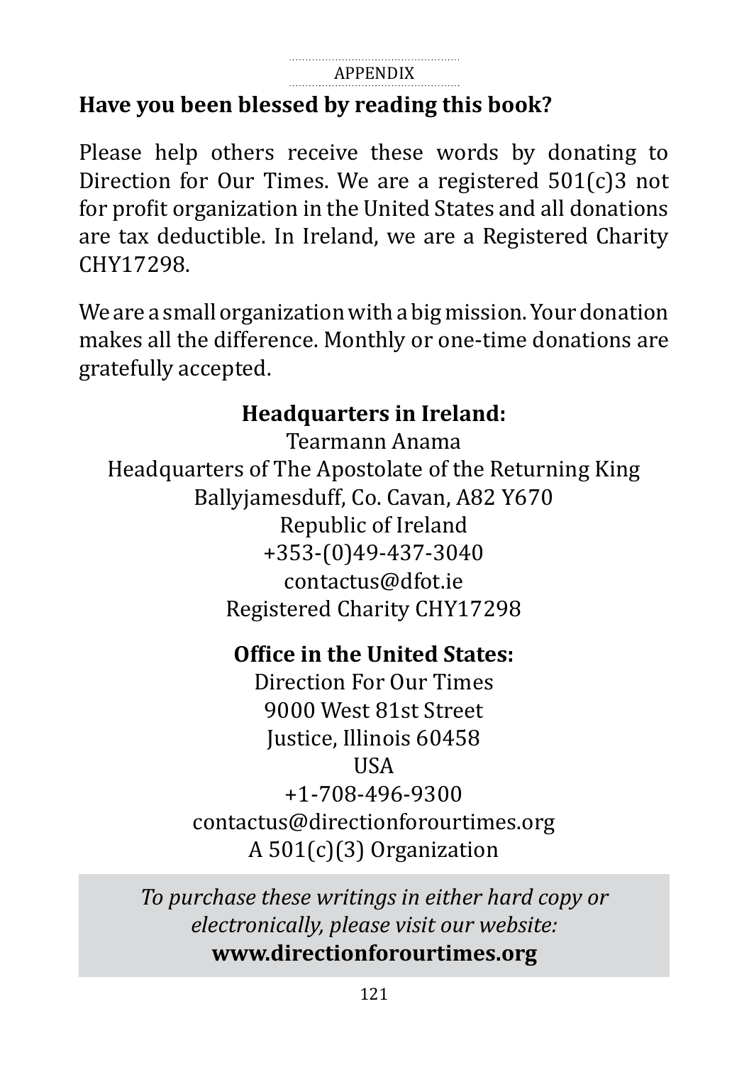## Have you been blessed by reading this book?

Please help others receive these words by donating to Direction for Our Times. We are a registered 501(c)3 not for profit organization in the United States and all donations are tax deductible. In Ireland, we are a Registered Charity CHY17298.

We are a small organization with a big mission. Your donation makes all the difference. Monthly or one-time donations are gratefully accepted.

**Headquarters in Ireland:**
Tearmann Anama
Headquarters of The Apostolate of the Returning King
Ballyjamesduff, Co. Cavan, A82 Y670
Republic of Ireland
+353-(0)49-437-3040
contactus@dfot.ie
Registered Charity CHY17298

**Office in the United States:**
Direction For Our Times
9000 West 81st Street
Justice, Illinois 60458
USA
+1-708-496-9300
contactus@directionforourtimes.org
A 501(c)(3) Organization

*To purchase these writings in either hard copy or electronically, please visit our website:*
**www.directionforourtimes.org**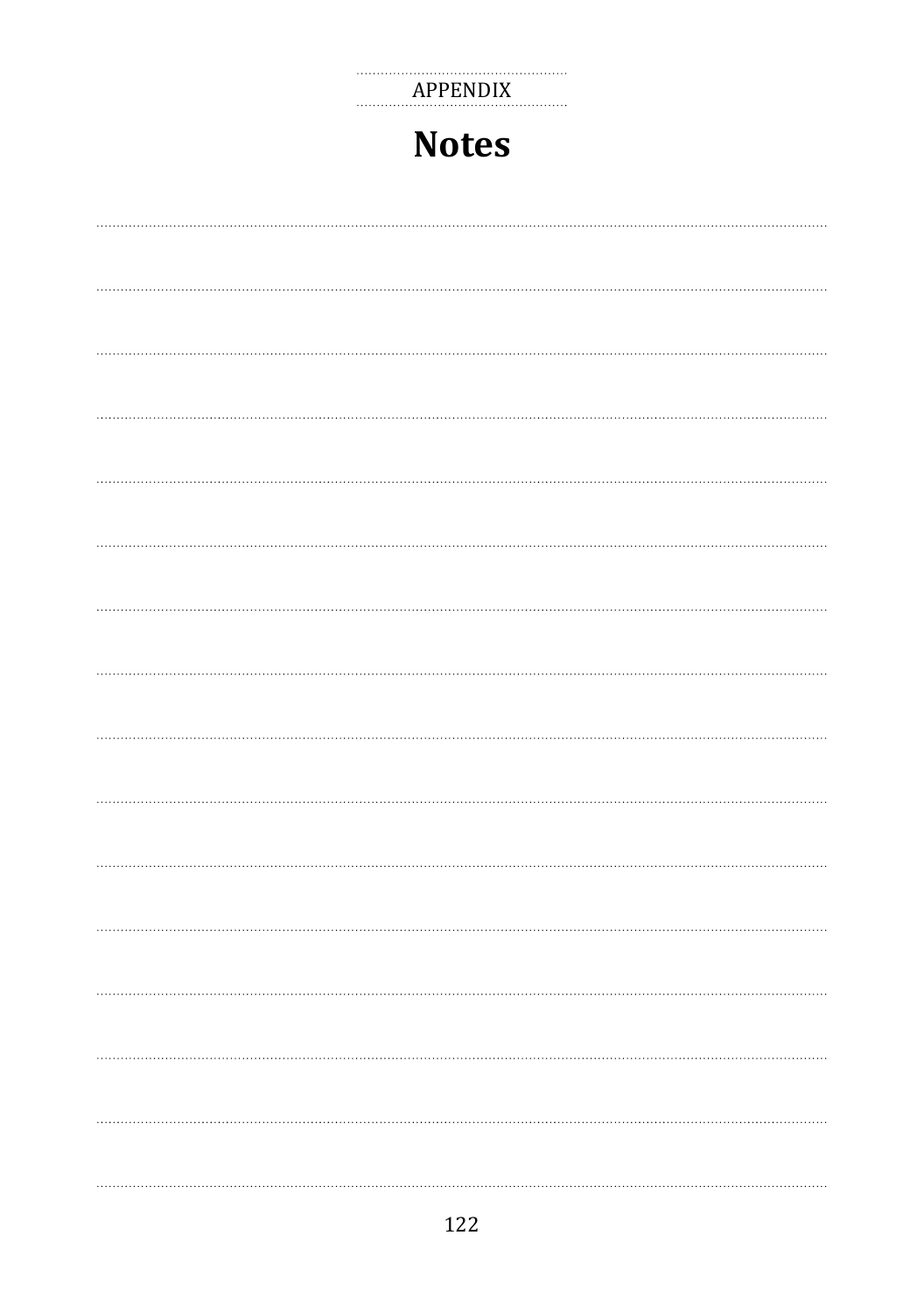APPENDIX

# Notes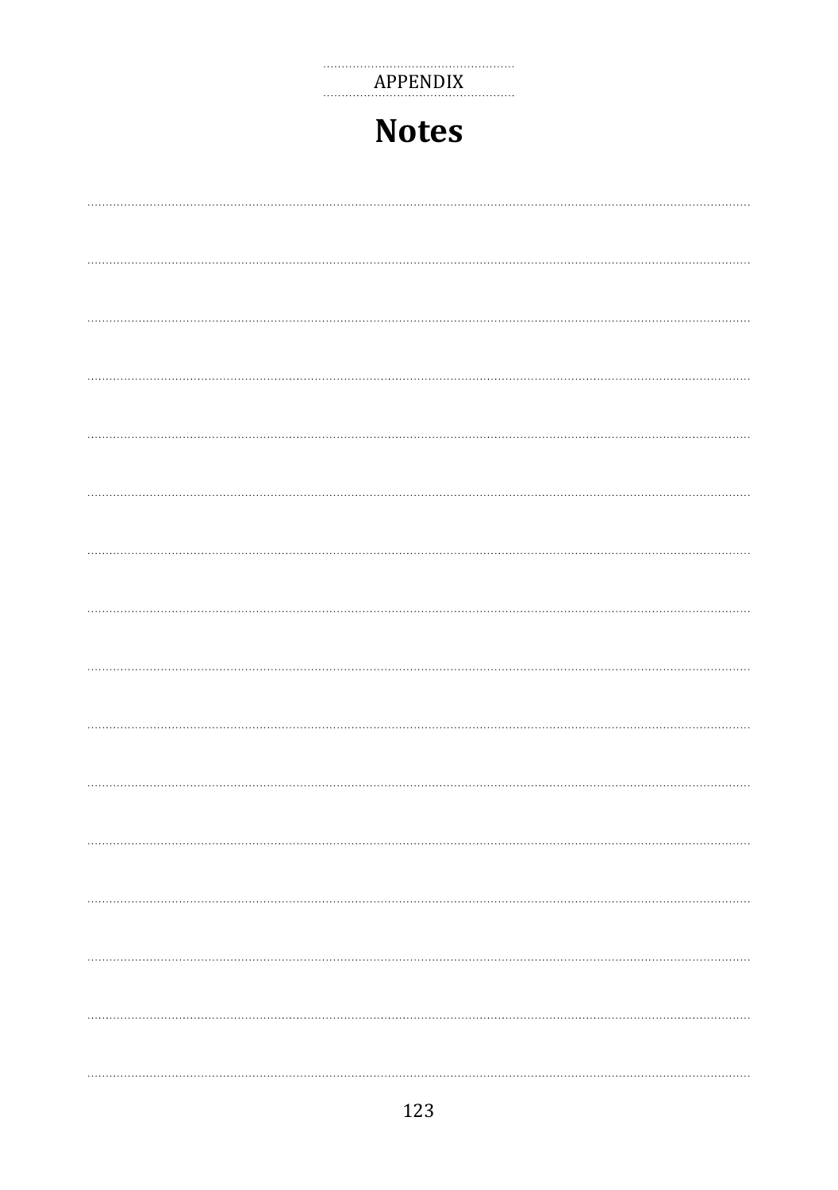APPENDIX

# Notes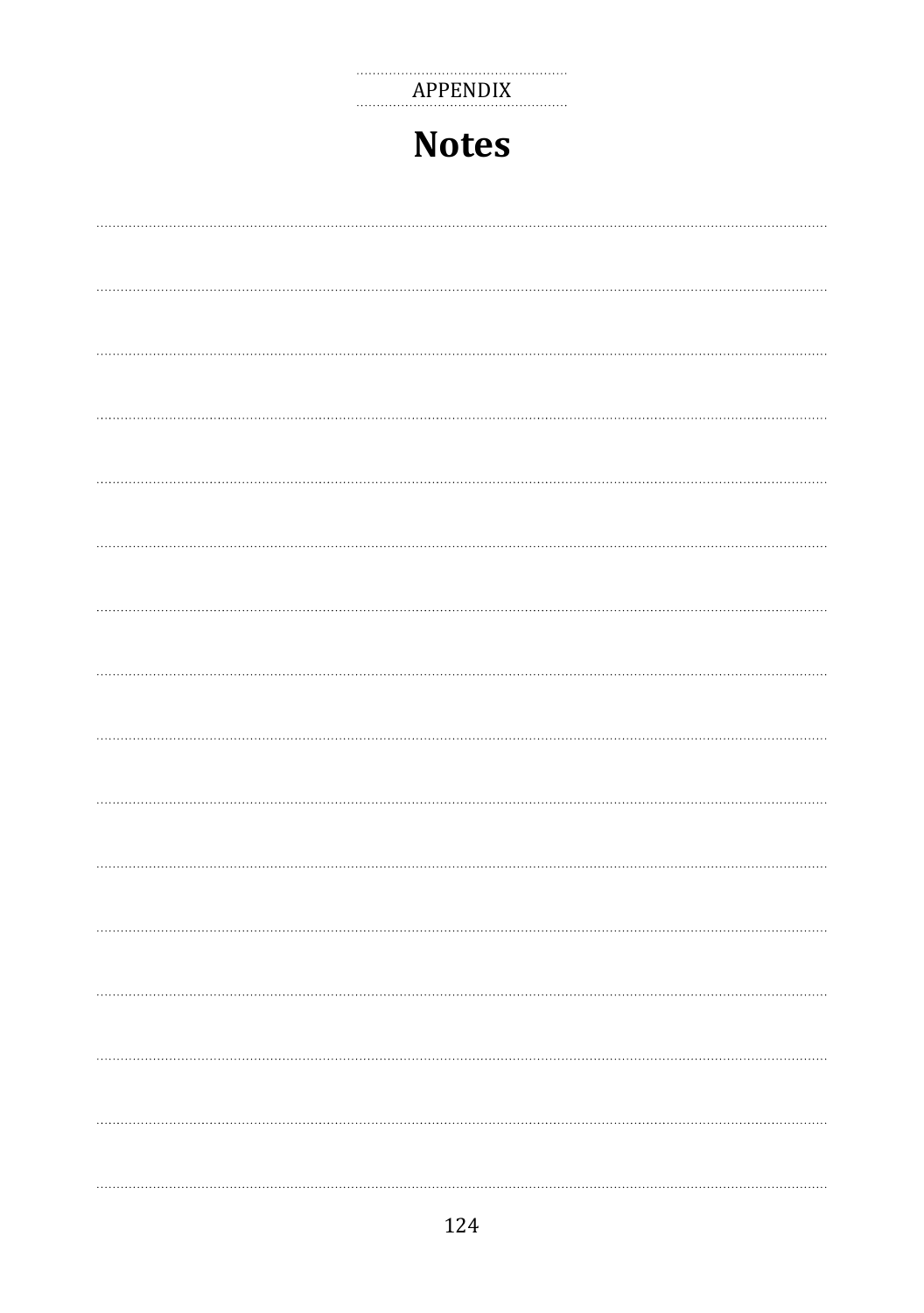APPENDIX

# Notes